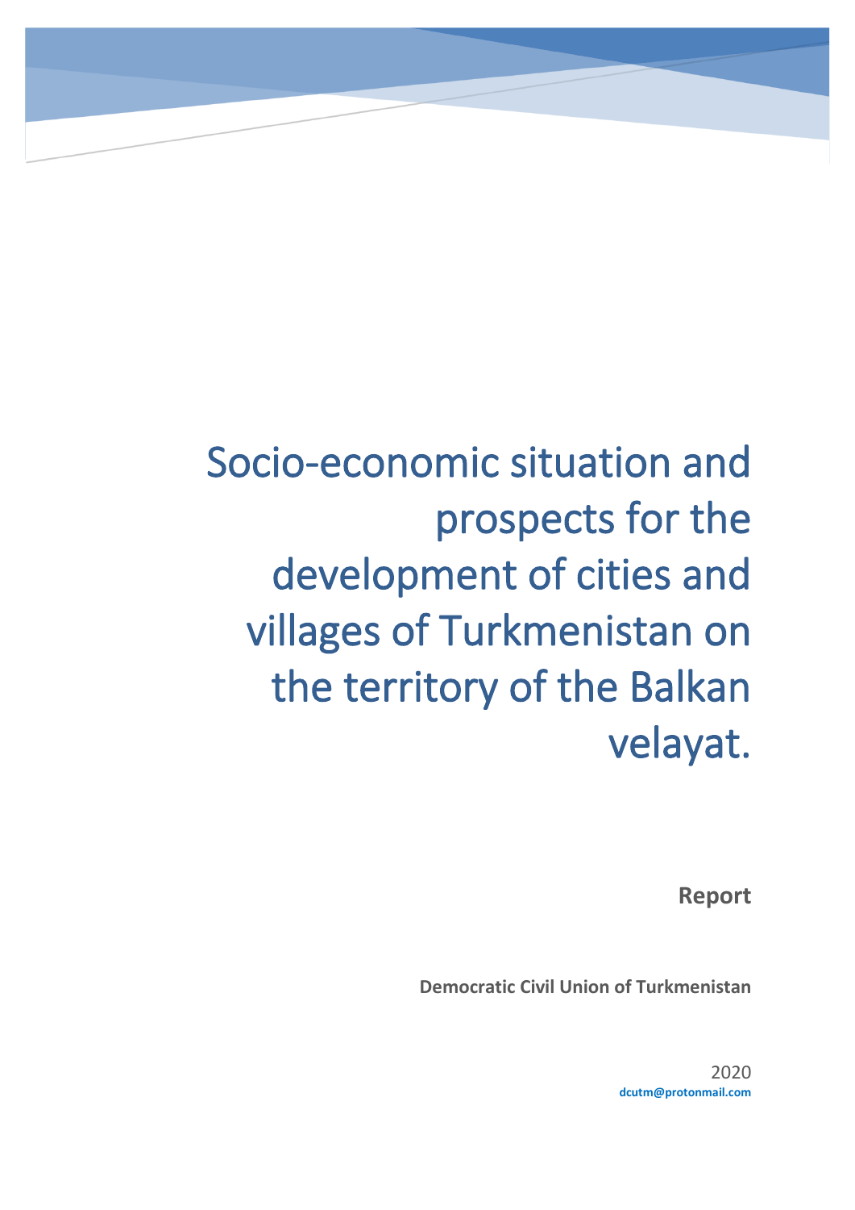# Socio-economic situation and prospects for the development of cities and villages of Turkmenistan on the territory of the Balkan velayat.

**Report**

**Democratic Civil Union of Turkmenistan**

2020

**dcutm@protonmail.com**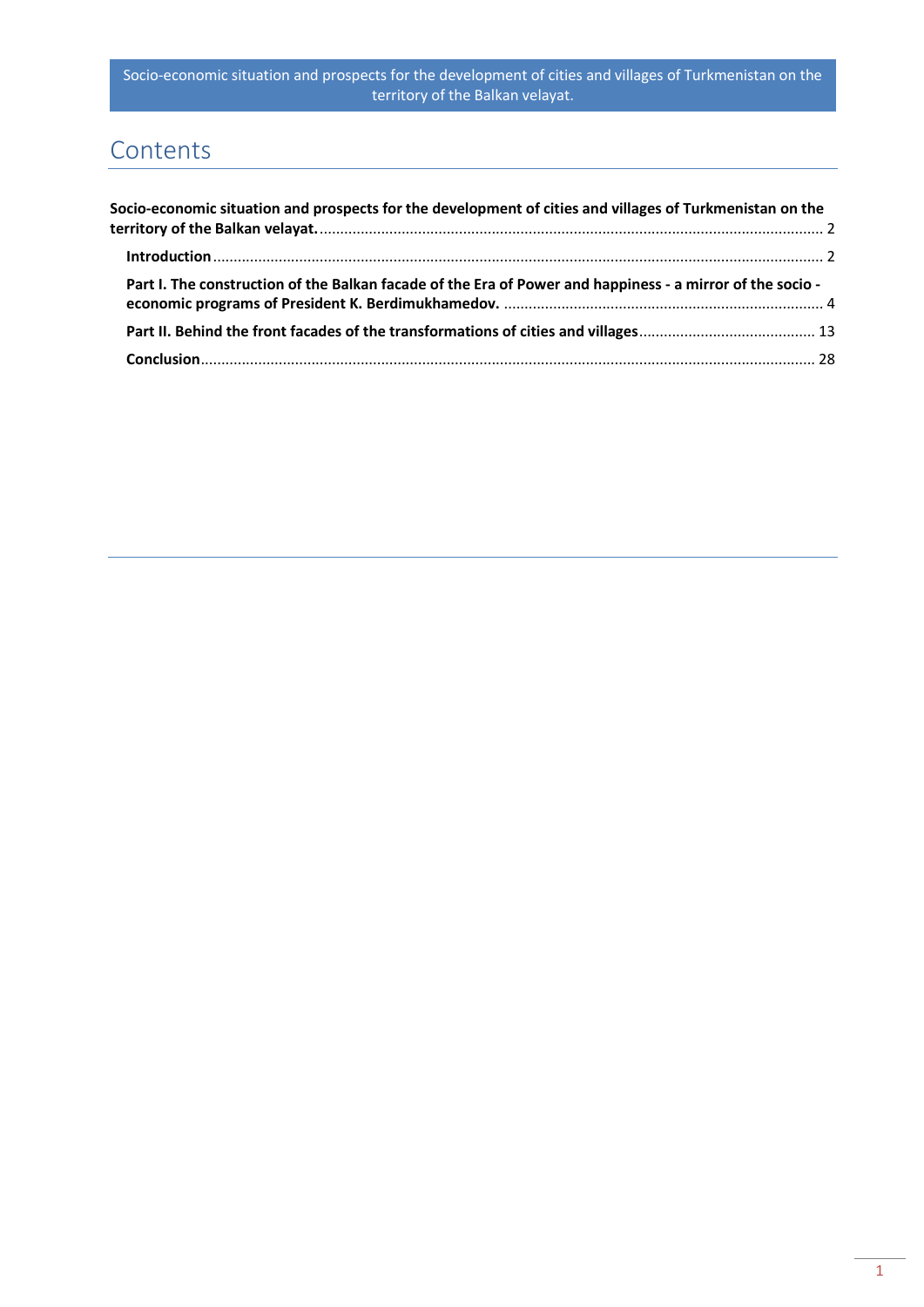# Contents

**Socio-economic situation and prospects for the development of cities and villages of Turkmenistan on the territory of the Balkan velayat.** ........................................................................................................................................ 2

**Introduction** .................................................................................................................................................. 2

**Part I. The construction of the Balkan facade of the Era of Power and happiness - a mirror of the socio - economic programs of President K. Berdimukhamedov.** ............................................................................. 4

**Part II. Behind the front facades of the transformations of cities and villages** ........................................... 13

**Conclusion** .................................................................................................................................................... 28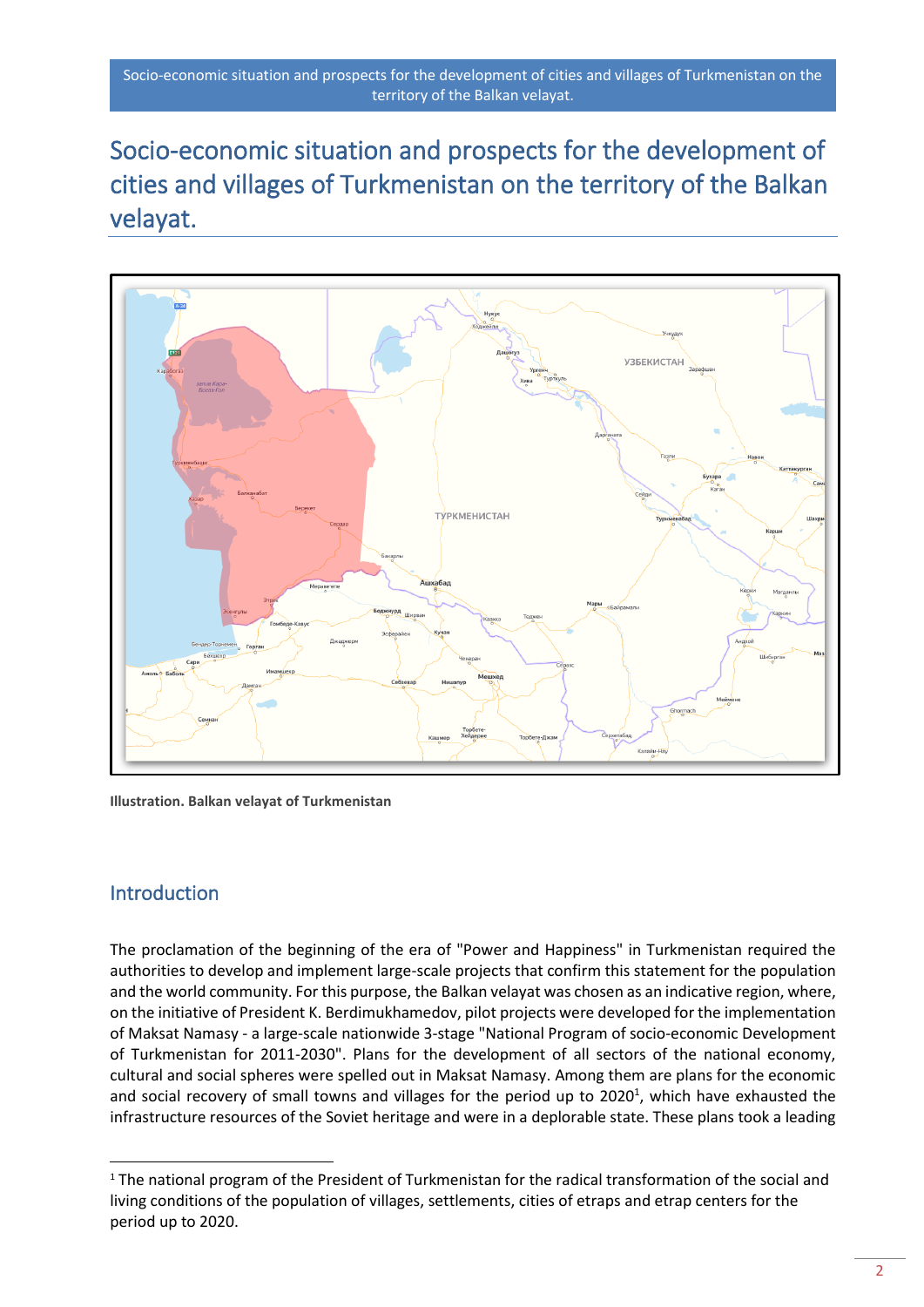# Socio-economic situation and prospects for the development of cities and villages of Turkmenistan on the territory of the Balkan velayat.

**Illustration. Balkan velayat of Turkmenistan**

## Introduction

The proclamation of the beginning of the era of "Power and Happiness" in Turkmenistan required the authorities to develop and implement large-scale projects that confirm this statement for the population and the world community. For this purpose, the Balkan velayat was chosen as an indicative region, where, on the initiative of President K. Berdimukhamedov, pilot projects were developed for the implementation of Maksat Namasy - a large-scale nationwide 3-stage "National Program of socio-economic Development of Turkmenistan for 2011-2030". Plans for the development of all sectors of the national economy, cultural and social spheres were spelled out in Maksat Namasy. Among them are plans for the economic and social recovery of small towns and villages for the period up to 2020[1], which have exhausted the infrastructure resources of the Soviet heritage and were in a deplorable state. These plans took a leading

[1] The national program of the President of Turkmenistan for the radical transformation of the social and living conditions of the population of villages, settlements, cities of etraps and etrap centers for the period up to 2020.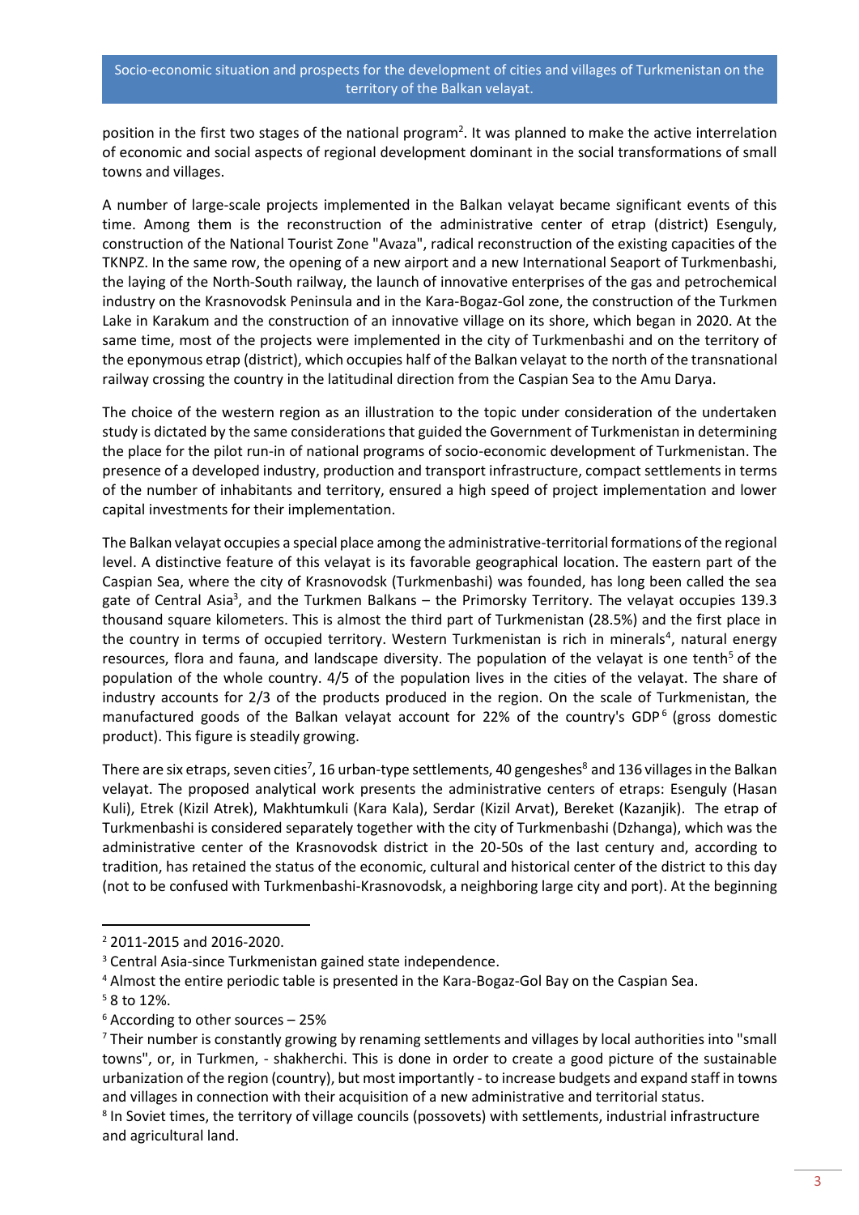position in the first two stages of the national program[2]. It was planned to make the active interrelation of economic and social aspects of regional development dominant in the social transformations of small towns and villages.

A number of large-scale projects implemented in the Balkan velayat became significant events of this time. Among them is the reconstruction of the administrative center of etrap (district) Esenguly, construction of the National Tourist Zone "Avaza", radical reconstruction of the existing capacities of the TKNPZ. In the same row, the opening of a new airport and a new International Seaport of Turkmenbashi, the laying of the North-South railway, the launch of innovative enterprises of the gas and petrochemical industry on the Krasnovodsk Peninsula and in the Kara-Bogaz-Gol zone, the construction of the Turkmen Lake in Karakum and the construction of an innovative village on its shore, which began in 2020. At the same time, most of the projects were implemented in the city of Turkmenbashi and on the territory of the eponymous etrap (district), which occupies half of the Balkan velayat to the north of the transnational railway crossing the country in the latitudinal direction from the Caspian Sea to the Amu Darya.

The choice of the western region as an illustration to the topic under consideration of the undertaken study is dictated by the same considerations that guided the Government of Turkmenistan in determining the place for the pilot run-in of national programs of socio-economic development of Turkmenistan. The presence of a developed industry, production and transport infrastructure, compact settlements in terms of the number of inhabitants and territory, ensured a high speed of project implementation and lower capital investments for their implementation.

The Balkan velayat occupies a special place among the administrative-territorial formations of the regional level. A distinctive feature of this velayat is its favorable geographical location. The eastern part of the Caspian Sea, where the city of Krasnovodsk (Turkmenbashi) was founded, has long been called the sea gate of Central Asia[3], and the Turkmen Balkans – the Primorsky Territory. The velayat occupies 139.3 thousand square kilometers. This is almost the third part of Turkmenistan (28.5%) and the first place in the country in terms of occupied territory. Western Turkmenistan is rich in minerals[4], natural energy resources, flora and fauna, and landscape diversity. The population of the velayat is one tenth[5] of the population of the whole country. 4/5 of the population lives in the cities of the velayat. The share of industry accounts for 2/3 of the products produced in the region. On the scale of Turkmenistan, the manufactured goods of the Balkan velayat account for 22% of the country's GDP[6] (gross domestic product). This figure is steadily growing.

There are six etraps, seven cities[7], 16 urban-type settlements, 40 gengeshes[8] and 136 villages in the Balkan velayat. The proposed analytical work presents the administrative centers of etraps: Esenguly (Hasan Kuli), Etrek (Kizil Atrek), Makhtumkuli (Kara Kala), Serdar (Kizil Arvat), Bereket (Kazanjik). The etrap of Turkmenbashi is considered separately together with the city of Turkmenbashi (Dzhanga), which was the administrative center of the Krasnovodsk district in the 20-50s of the last century and, according to tradition, has retained the status of the economic, cultural and historical center of the district to this day (not to be confused with Turkmenbashi-Krasnovodsk, a neighboring large city and port). At the beginning

---

[2] 2011-2015 and 2016-2020.

[3] Central Asia-since Turkmenistan gained state independence.

[4] Almost the entire periodic table is presented in the Kara-Bogaz-Gol Bay on the Caspian Sea.

[5] 8 to 12%.

[6] According to other sources – 25%

[7] Their number is constantly growing by renaming settlements and villages by local authorities into "small towns", or, in Turkmen, - shakherchi. This is done in order to create a good picture of the sustainable urbanization of the region (country), but most importantly - to increase budgets and expand staff in towns and villages in connection with their acquisition of a new administrative and territorial status.

[8] In Soviet times, the territory of village councils (possovets) with settlements, industrial infrastructure and agricultural land.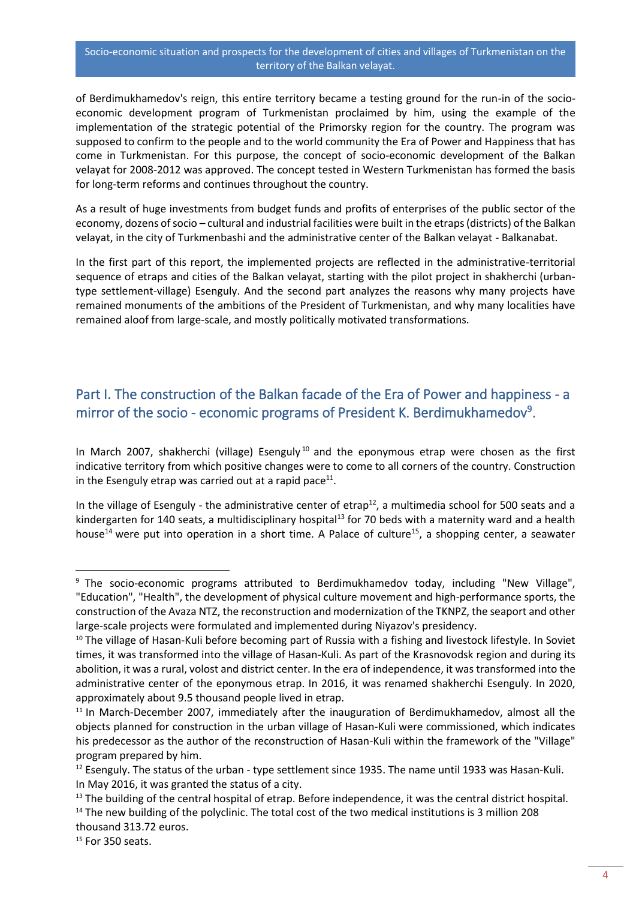of Berdimukhamedov's reign, this entire territory became a testing ground for the run-in of the socio-economic development program of Turkmenistan proclaimed by him, using the example of the implementation of the strategic potential of the Primorsky region for the country. The program was supposed to confirm to the people and to the world community the Era of Power and Happiness that has come in Turkmenistan. For this purpose, the concept of socio-economic development of the Balkan velayat for 2008-2012 was approved. The concept tested in Western Turkmenistan has formed the basis for long-term reforms and continues throughout the country.

As a result of huge investments from budget funds and profits of enterprises of the public sector of the economy, dozens of socio – cultural and industrial facilities were built in the etraps (districts) of the Balkan velayat, in the city of Turkmenbashi and the administrative center of the Balkan velayat - Balkanabat.

In the first part of this report, the implemented projects are reflected in the administrative-territorial sequence of etraps and cities of the Balkan velayat, starting with the pilot project in shakherchi (urban-type settlement-village) Esenguly. And the second part analyzes the reasons why many projects have remained monuments of the ambitions of the President of Turkmenistan, and why many localities have remained aloof from large-scale, and mostly politically motivated transformations.

## Part I. The construction of the Balkan facade of the Era of Power and happiness - a mirror of the socio - economic programs of President K. Berdimukhamedov[9].

In March 2007, shakherchi (village) Esenguly[10] and the eponymous etrap were chosen as the first indicative territory from which positive changes were to come to all corners of the country. Construction in the Esenguly etrap was carried out at a rapid pace[11].

In the village of Esenguly - the administrative center of etrap[12], a multimedia school for 500 seats and a kindergarten for 140 seats, a multidisciplinary hospital[13] for 70 beds with a maternity ward and a health house[14] were put into operation in a short time. A Palace of culture[15], a shopping center, a seawater

---

[9] The socio-economic programs attributed to Berdimukhamedov today, including "New Village", "Education", "Health", the development of physical culture movement and high-performance sports, the construction of the Avaza NTZ, the reconstruction and modernization of the TKNPZ, the seaport and other large-scale projects were formulated and implemented during Niyazov's presidency.

[10] The village of Hasan-Kuli before becoming part of Russia with a fishing and livestock lifestyle. In Soviet times, it was transformed into the village of Hasan-Kuli. As part of the Krasnovodsk region and during its abolition, it was a rural, volost and district center. In the era of independence, it was transformed into the administrative center of the eponymous etrap. In 2016, it was renamed shakherchi Esenguly. In 2020, approximately about 9.5 thousand people lived in etrap.

[11] In March-December 2007, immediately after the inauguration of Berdimukhamedov, almost all the objects planned for construction in the urban village of Hasan-Kuli were commissioned, which indicates his predecessor as the author of the reconstruction of Hasan-Kuli within the framework of the "Village" program prepared by him.

[12] Esenguly. The status of the urban - type settlement since 1935. The name until 1933 was Hasan-Kuli. In May 2016, it was granted the status of a city.

[13] The building of the central hospital of etrap. Before independence, it was the central district hospital.

[14] The new building of the polyclinic. The total cost of the two medical institutions is 3 million 208 thousand 313.72 euros.

[15] For 350 seats.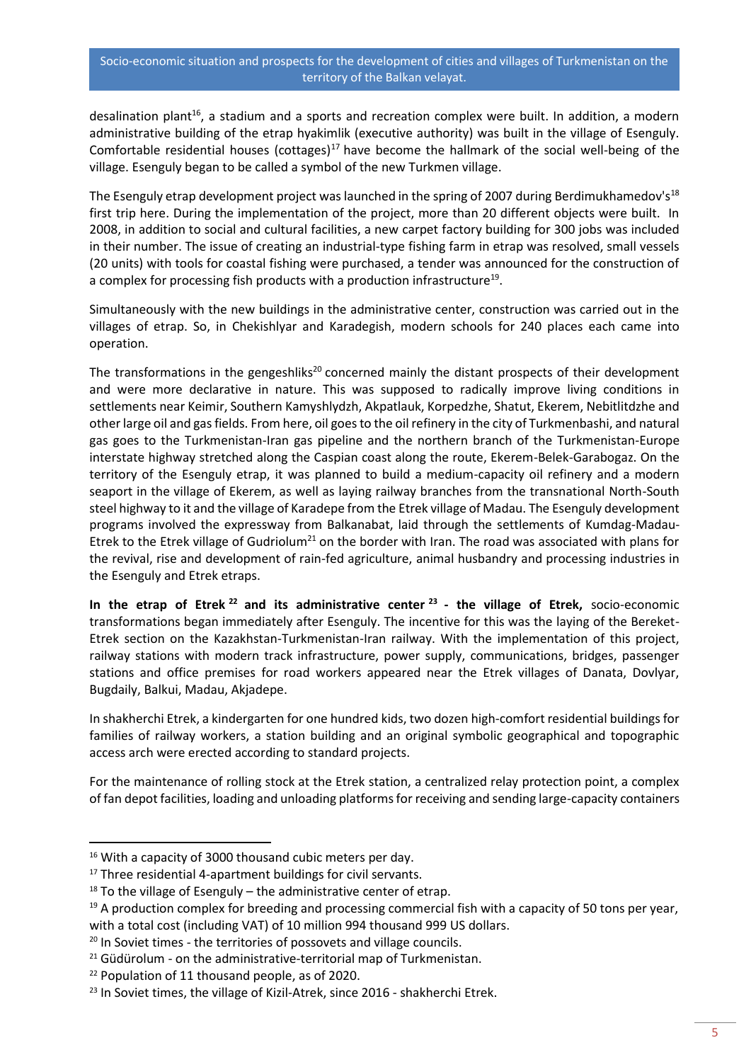desalination plant[16], a stadium and a sports and recreation complex were built. In addition, a modern administrative building of the etrap hyakimlik (executive authority) was built in the village of Esenguly. Comfortable residential houses (cottages)[17] have become the hallmark of the social well-being of the village. Esenguly began to be called a symbol of the new Turkmen village.

The Esenguly etrap development project was launched in the spring of 2007 during Berdimukhamedov's[18] first trip here. During the implementation of the project, more than 20 different objects were built. In 2008, in addition to social and cultural facilities, a new carpet factory building for 300 jobs was included in their number. The issue of creating an industrial-type fishing farm in etrap was resolved, small vessels (20 units) with tools for coastal fishing were purchased, a tender was announced for the construction of a complex for processing fish products with a production infrastructure[19].

Simultaneously with the new buildings in the administrative center, construction was carried out in the villages of etrap. So, in Chekishlyar and Karadegish, modern schools for 240 places each came into operation.

The transformations in the gengeshliks[20] concerned mainly the distant prospects of their development and were more declarative in nature. This was supposed to radically improve living conditions in settlements near Keimir, Southern Kamyshlydzh, Akpatlauk, Korpedzhe, Shatut, Ekerem, Nebitlitdzhe and other large oil and gas fields. From here, oil goes to the oil refinery in the city of Turkmenbashi, and natural gas goes to the Turkmenistan-Iran gas pipeline and the northern branch of the Turkmenistan-Europe interstate highway stretched along the Caspian coast along the route, Ekerem-Belek-Garabogaz. On the territory of the Esenguly etrap, it was planned to build a medium-capacity oil refinery and a modern seaport in the village of Ekerem, as well as laying railway branches from the transnational North-South steel highway to it and the village of Karadepe from the Etrek village of Madau. The Esenguly development programs involved the expressway from Balkanabat, laid through the settlements of Kumdag-Madau-Etrek to the Etrek village of Gudriolum[21] on the border with Iran. The road was associated with plans for the revival, rise and development of rain-fed agriculture, animal husbandry and processing industries in the Esenguly and Etrek etraps.

**In the etrap of Etrek[22] and its administrative center[23] - the village of Etrek,** socio-economic transformations began immediately after Esenguly. The incentive for this was the laying of the Bereket-Etrek section on the Kazakhstan-Turkmenistan-Iran railway. With the implementation of this project, railway stations with modern track infrastructure, power supply, communications, bridges, passenger stations and office premises for road workers appeared near the Etrek villages of Danata, Dovlyar, Bugdaily, Balkui, Madau, Akjadepe.

In shakherchi Etrek, a kindergarten for one hundred kids, two dozen high-comfort residential buildings for families of railway workers, a station building and an original symbolic geographical and topographic access arch were erected according to standard projects.

For the maintenance of rolling stock at the Etrek station, a centralized relay protection point, a complex of fan depot facilities, loading and unloading platforms for receiving and sending large-capacity containers

---

[16] With a capacity of 3000 thousand cubic meters per day.

[17] Three residential 4-apartment buildings for civil servants.

[18] To the village of Esenguly – the administrative center of etrap.

[19] A production complex for breeding and processing commercial fish with a capacity of 50 tons per year, with a total cost (including VAT) of 10 million 994 thousand 999 US dollars.

[20] In Soviet times - the territories of possovets and village councils.

[21] Güdürolum - on the administrative-territorial map of Turkmenistan.

[22] Population of 11 thousand people, as of 2020.

[23] In Soviet times, the village of Kizil-Atrek, since 2016 - shakherchi Etrek.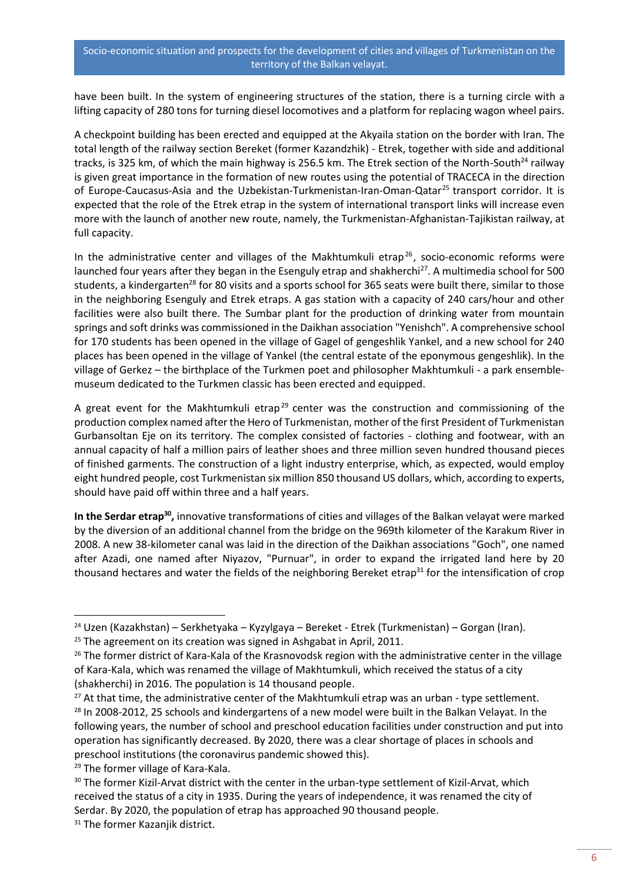have been built. In the system of engineering structures of the station, there is a turning circle with a lifting capacity of 280 tons for turning diesel locomotives and a platform for replacing wagon wheel pairs.

A checkpoint building has been erected and equipped at the Akyaila station on the border with Iran. The total length of the railway section Bereket (former Kazandzhik) - Etrek, together with side and additional tracks, is 325 km, of which the main highway is 256.5 km. The Etrek section of the North-South[24] railway is given great importance in the formation of new routes using the potential of TRACECA in the direction of Europe-Caucasus-Asia and the Uzbekistan-Turkmenistan-Iran-Oman-Qatar[25] transport corridor. It is expected that the role of the Etrek etrap in the system of international transport links will increase even more with the launch of another new route, namely, the Turkmenistan-Afghanistan-Tajikistan railway, at full capacity.

In the administrative center and villages of the Makhtumkuli etrap[26], socio-economic reforms were launched four years after they began in the Esenguly etrap and shakherchi[27]. A multimedia school for 500 students, a kindergarten[28] for 80 visits and a sports school for 365 seats were built there, similar to those in the neighboring Esenguly and Etrek etraps. A gas station with a capacity of 240 cars/hour and other facilities were also built there. The Sumbar plant for the production of drinking water from mountain springs and soft drinks was commissioned in the Daikhan association "Yenishch". A comprehensive school for 170 students has been opened in the village of Gagel of gengeshlik Yankel, and a new school for 240 places has been opened in the village of Yankel (the central estate of the eponymous gengeshlik). In the village of Gerkez – the birthplace of the Turkmen poet and philosopher Makhtumkuli - a park ensemble-museum dedicated to the Turkmen classic has been erected and equipped.

A great event for the Makhtumkuli etrap[29] center was the construction and commissioning of the production complex named after the Hero of Turkmenistan, mother of the first President of Turkmenistan Gurbansoltan Eje on its territory. The complex consisted of factories - clothing and footwear, with an annual capacity of half a million pairs of leather shoes and three million seven hundred thousand pieces of finished garments. The construction of a light industry enterprise, which, as expected, would employ eight hundred people, cost Turkmenistan six million 850 thousand US dollars, which, according to experts, should have paid off within three and a half years.

**In the Serdar etrap[30],** innovative transformations of cities and villages of the Balkan velayat were marked by the diversion of an additional channel from the bridge on the 969th kilometer of the Karakum River in 2008. A new 38-kilometer canal was laid in the direction of the Daikhan associations "Goch", one named after Azadi, one named after Niyazov, "Purnuar", in order to expand the irrigated land here by 20 thousand hectares and water the fields of the neighboring Bereket etrap[31] for the intensification of crop

---

[24] Uzen (Kazakhstan) – Serkhetyaka – Kyzylgaya – Bereket - Etrek (Turkmenistan) – Gorgan (Iran).

[25] The agreement on its creation was signed in Ashgabat in April, 2011.

[26] The former district of Kara-Kala of the Krasnovodsk region with the administrative center in the village of Kara-Kala, which was renamed the village of Makhtumkuli, which received the status of a city (shakherchi) in 2016. The population is 14 thousand people.

[27] At that time, the administrative center of the Makhtumkuli etrap was an urban - type settlement.

[28] In 2008-2012, 25 schools and kindergartens of a new model were built in the Balkan Velayat. In the following years, the number of school and preschool education facilities under construction and put into operation has significantly decreased. By 2020, there was a clear shortage of places in schools and preschool institutions (the coronavirus pandemic showed this).

[29] The former village of Kara-Kala.

[30] The former Kizil-Arvat district with the center in the urban-type settlement of Kizil-Arvat, which received the status of a city in 1935. During the years of independence, it was renamed the city of Serdar. By 2020, the population of etrap has approached 90 thousand people.

[31] The former Kazanjik district.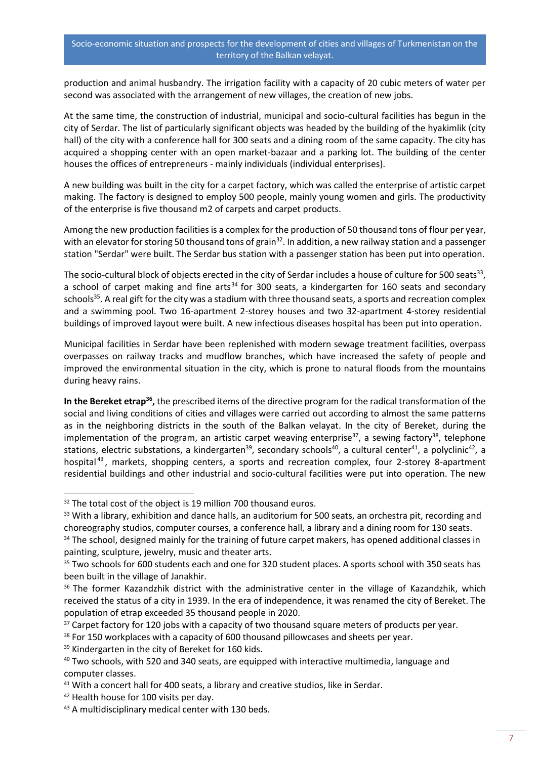production and animal husbandry. The irrigation facility with a capacity of 20 cubic meters of water per second was associated with the arrangement of new villages, the creation of new jobs.

At the same time, the construction of industrial, municipal and socio-cultural facilities has begun in the city of Serdar. The list of particularly significant objects was headed by the building of the hyakimlik (city hall) of the city with a conference hall for 300 seats and a dining room of the same capacity. The city has acquired a shopping center with an open market-bazaar and a parking lot. The building of the center houses the offices of entrepreneurs - mainly individuals (individual enterprises).

A new building was built in the city for a carpet factory, which was called the enterprise of artistic carpet making. The factory is designed to employ 500 people, mainly young women and girls. The productivity of the enterprise is five thousand m2 of carpets and carpet products.

Among the new production facilities is a complex for the production of 50 thousand tons of flour per year, with an elevator for storing 50 thousand tons of grain[32]. In addition, a new railway station and a passenger station "Serdar" were built. The Serdar bus station with a passenger station has been put into operation.

The socio-cultural block of objects erected in the city of Serdar includes a house of culture for 500 seats[33], a school of carpet making and fine arts[34] for 300 seats, a kindergarten for 160 seats and secondary schools[35]. A real gift for the city was a stadium with three thousand seats, a sports and recreation complex and a swimming pool. Two 16-apartment 2-storey houses and two 32-apartment 4-storey residential buildings of improved layout were built. A new infectious diseases hospital has been put into operation.

Municipal facilities in Serdar have been replenished with modern sewage treatment facilities, overpass overpasses on railway tracks and mudflow branches, which have increased the safety of people and improved the environmental situation in the city, which is prone to natural floods from the mountains during heavy rains.

**In the Bereket etrap[36],** the prescribed items of the directive program for the radical transformation of the social and living conditions of cities and villages were carried out according to almost the same patterns as in the neighboring districts in the south of the Balkan velayat. In the city of Bereket, during the implementation of the program, an artistic carpet weaving enterprise[37], a sewing factory[38], telephone stations, electric substations, a kindergarten[39], secondary schools[40], a cultural center[41], a polyclinic[42], a hospital[43], markets, shopping centers, a sports and recreation complex, four 2-storey 8-apartment residential buildings and other industrial and socio-cultural facilities were put into operation. The new

---

[32] The total cost of the object is 19 million 700 thousand euros.

[33] With a library, exhibition and dance halls, an auditorium for 500 seats, an orchestra pit, recording and choreography studios, computer courses, a conference hall, a library and a dining room for 130 seats.

[34] The school, designed mainly for the training of future carpet makers, has opened additional classes in painting, sculpture, jewelry, music and theater arts.

[35] Two schools for 600 students each and one for 320 student places. A sports school with 350 seats has been built in the village of Janakhir.

[36] The former Kazandzhik district with the administrative center in the village of Kazandzhik, which received the status of a city in 1939. In the era of independence, it was renamed the city of Bereket. The population of etrap exceeded 35 thousand people in 2020.

[37] Carpet factory for 120 jobs with a capacity of two thousand square meters of products per year.

[38] For 150 workplaces with a capacity of 600 thousand pillowcases and sheets per year.

[39] Kindergarten in the city of Bereket for 160 kids.

[40] Two schools, with 520 and 340 seats, are equipped with interactive multimedia, language and computer classes.

[41] With a concert hall for 400 seats, a library and creative studios, like in Serdar.

[42] Health house for 100 visits per day.

[43] A multidisciplinary medical center with 130 beds.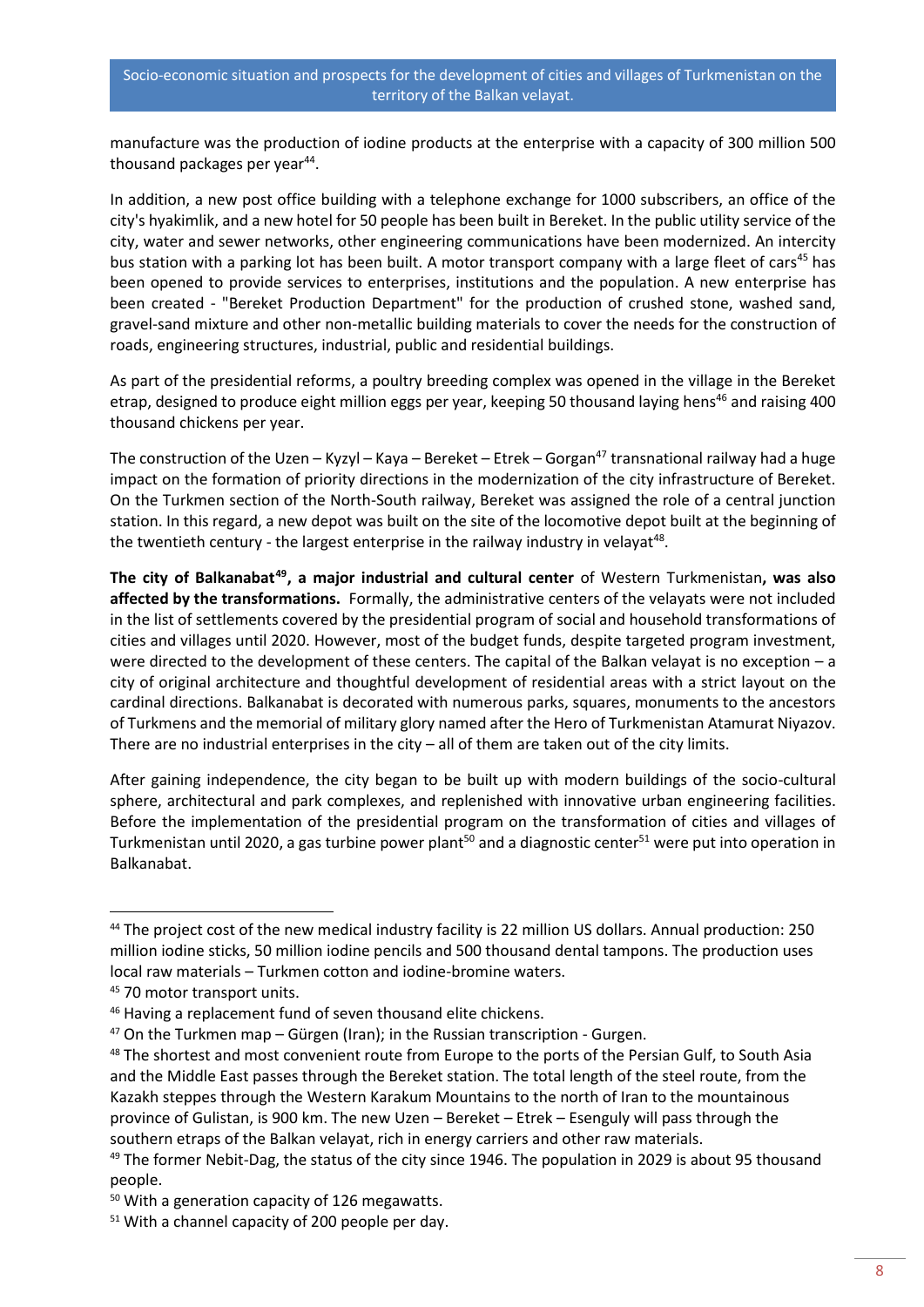manufacture was the production of iodine products at the enterprise with a capacity of 300 million 500 thousand packages per year[44].

In addition, a new post office building with a telephone exchange for 1000 subscribers, an office of the city's hyakimlik, and a new hotel for 50 people has been built in Bereket. In the public utility service of the city, water and sewer networks, other engineering communications have been modernized. An intercity bus station with a parking lot has been built. A motor transport company with a large fleet of cars[45] has been opened to provide services to enterprises, institutions and the population. A new enterprise has been created - "Bereket Production Department" for the production of crushed stone, washed sand, gravel-sand mixture and other non-metallic building materials to cover the needs for the construction of roads, engineering structures, industrial, public and residential buildings.

As part of the presidential reforms, a poultry breeding complex was opened in the village in the Bereket etrap, designed to produce eight million eggs per year, keeping 50 thousand laying hens[46] and raising 400 thousand chickens per year.

The construction of the Uzen – Kyzyl – Kaya – Bereket – Etrek – Gorgan[47] transnational railway had a huge impact on the formation of priority directions in the modernization of the city infrastructure of Bereket. On the Turkmen section of the North-South railway, Bereket was assigned the role of a central junction station. In this regard, a new depot was built on the site of the locomotive depot built at the beginning of the twentieth century - the largest enterprise in the railway industry in velayat[48].

**The city of Balkanabat[49], a major industrial and cultural center** of Western Turkmenistan**, was also affected by the transformations.** Formally, the administrative centers of the velayats were not included in the list of settlements covered by the presidential program of social and household transformations of cities and villages until 2020. However, most of the budget funds, despite targeted program investment, were directed to the development of these centers. The capital of the Balkan velayat is no exception – a city of original architecture and thoughtful development of residential areas with a strict layout on the cardinal directions. Balkanabat is decorated with numerous parks, squares, monuments to the ancestors of Turkmens and the memorial of military glory named after the Hero of Turkmenistan Atamurat Niyazov. There are no industrial enterprises in the city – all of them are taken out of the city limits.

After gaining independence, the city began to be built up with modern buildings of the socio-cultural sphere, architectural and park complexes, and replenished with innovative urban engineering facilities. Before the implementation of the presidential program on the transformation of cities and villages of Turkmenistan until 2020, a gas turbine power plant[50] and a diagnostic center[51] were put into operation in Balkanabat.

---

[44] The project cost of the new medical industry facility is 22 million US dollars. Annual production: 250 million iodine sticks, 50 million iodine pencils and 500 thousand dental tampons. The production uses local raw materials – Turkmen cotton and iodine-bromine waters.

[45] 70 motor transport units.

[46] Having a replacement fund of seven thousand elite chickens.

[47] On the Turkmen map – Gürgen (Iran); in the Russian transcription - Gurgen.

[48] The shortest and most convenient route from Europe to the ports of the Persian Gulf, to South Asia and the Middle East passes through the Bereket station. The total length of the steel route, from the Kazakh steppes through the Western Karakum Mountains to the north of Iran to the mountainous province of Gulistan, is 900 km. The new Uzen – Bereket – Etrek – Esenguly will pass through the southern etraps of the Balkan velayat, rich in energy carriers and other raw materials.

[49] The former Nebit-Dag, the status of the city since 1946. The population in 2029 is about 95 thousand people.

[50] With a generation capacity of 126 megawatts.

[51] With a channel capacity of 200 people per day.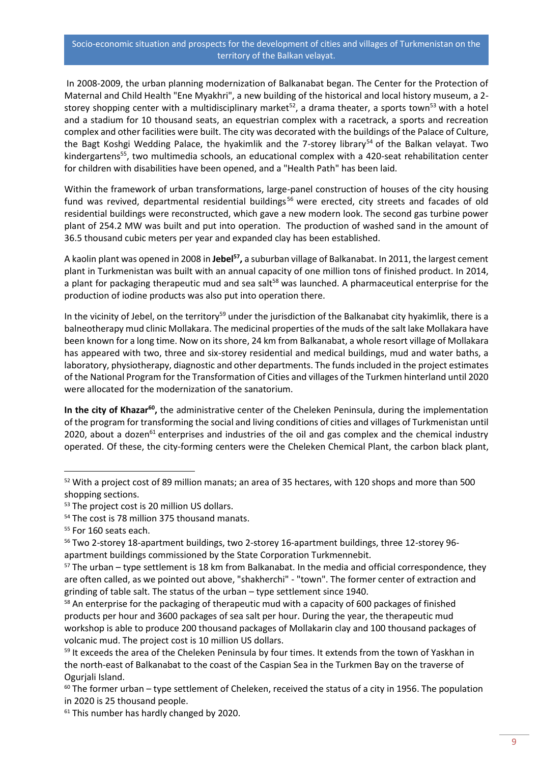In 2008-2009, the urban planning modernization of Balkanabat began. The Center for the Protection of Maternal and Child Health "Ene Myakhri", a new building of the historical and local history museum, a 2-storey shopping center with a multidisciplinary market[52], a drama theater, a sports town[53] with a hotel and a stadium for 10 thousand seats, an equestrian complex with a racetrack, a sports and recreation complex and other facilities were built. The city was decorated with the buildings of the Palace of Culture, the Bagt Koshgi Wedding Palace, the hyakimlik and the 7-storey library[54] of the Balkan velayat. Two kindergartens[55], two multimedia schools, an educational complex with a 420-seat rehabilitation center for children with disabilities have been opened, and a "Health Path" has been laid.

Within the framework of urban transformations, large-panel construction of houses of the city housing fund was revived, departmental residential buildings[56] were erected, city streets and facades of old residential buildings were reconstructed, which gave a new modern look. The second gas turbine power plant of 254.2 MW was built and put into operation. The production of washed sand in the amount of 36.5 thousand cubic meters per year and expanded clay has been established.

A kaolin plant was opened in 2008 in **Jebel[57],** a suburban village of Balkanabat. In 2011, the largest cement plant in Turkmenistan was built with an annual capacity of one million tons of finished product. In 2014, a plant for packaging therapeutic mud and sea salt[58] was launched. A pharmaceutical enterprise for the production of iodine products was also put into operation there.

In the vicinity of Jebel, on the territory[59] under the jurisdiction of the Balkanabat city hyakimlik, there is a balneotherapy mud clinic Mollakara. The medicinal properties of the muds of the salt lake Mollakara have been known for a long time. Now on its shore, 24 km from Balkanabat, a whole resort village of Mollakara has appeared with two, three and six-storey residential and medical buildings, mud and water baths, a laboratory, physiotherapy, diagnostic and other departments. The funds included in the project estimates of the National Program for the Transformation of Cities and villages of the Turkmen hinterland until 2020 were allocated for the modernization of the sanatorium.

**In the city of Khazar[60],** the administrative center of the Cheleken Peninsula, during the implementation of the program for transforming the social and living conditions of cities and villages of Turkmenistan until 2020, about a dozen[61] enterprises and industries of the oil and gas complex and the chemical industry operated. Of these, the city-forming centers were the Cheleken Chemical Plant, the carbon black plant,

---

[52] With a project cost of 89 million manats; an area of 35 hectares, with 120 shops and more than 500 shopping sections.

[53] The project cost is 20 million US dollars.

[54] The cost is 78 million 375 thousand manats.

[55] For 160 seats each.

[56] Two 2-storey 18-apartment buildings, two 2-storey 16-apartment buildings, three 12-storey 96-apartment buildings commissioned by the State Corporation Turkmennebit.

[57] The urban – type settlement is 18 km from Balkanabat. In the media and official correspondence, they are often called, as we pointed out above, "shakherchi" - "town". The former center of extraction and grinding of table salt. The status of the urban – type settlement since 1940.

[58] An enterprise for the packaging of therapeutic mud with a capacity of 600 packages of finished products per hour and 3600 packages of sea salt per hour. During the year, the therapeutic mud workshop is able to produce 200 thousand packages of Mollakarin clay and 100 thousand packages of volcanic mud. The project cost is 10 million US dollars.

[59] It exceeds the area of the Cheleken Peninsula by four times. It extends from the town of Yaskhan in the north-east of Balkanabat to the coast of the Caspian Sea in the Turkmen Bay on the traverse of Ogurjali Island.

[60] The former urban – type settlement of Cheleken, received the status of a city in 1956. The population in 2020 is 25 thousand people.

[61] This number has hardly changed by 2020.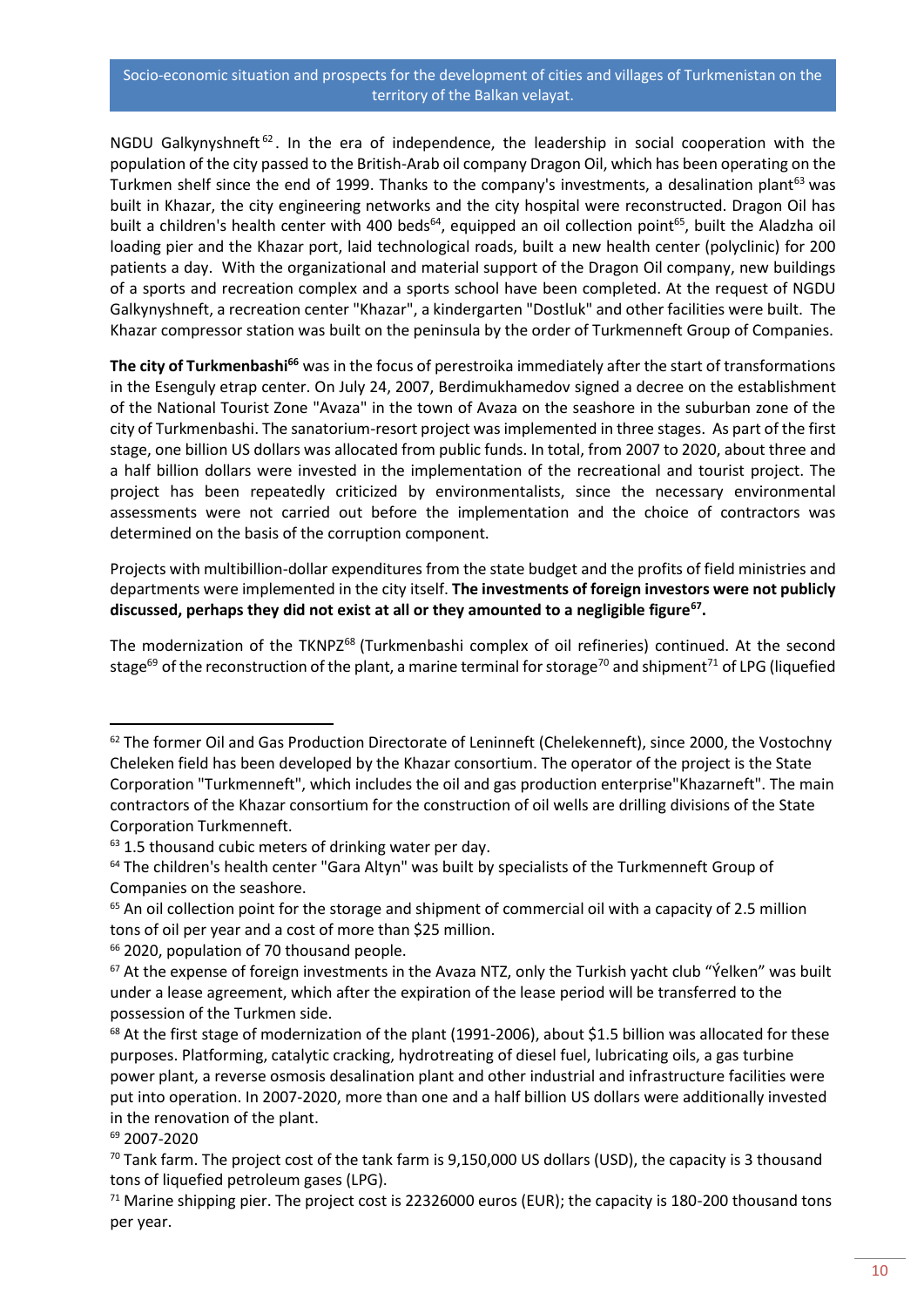NGDU Galkynyshneft[62]. In the era of independence, the leadership in social cooperation with the population of the city passed to the British-Arab oil company Dragon Oil, which has been operating on the Turkmen shelf since the end of 1999. Thanks to the company's investments, a desalination plant[63] was built in Khazar, the city engineering networks and the city hospital were reconstructed. Dragon Oil has built a children's health center with 400 beds[64], equipped an oil collection point[65], built the Aladzha oil loading pier and the Khazar port, laid technological roads, built a new health center (polyclinic) for 200 patients a day. With the organizational and material support of the Dragon Oil company, new buildings of a sports and recreation complex and a sports school have been completed. At the request of NGDU Galkynyshneft, a recreation center "Khazar", a kindergarten "Dostluk" and other facilities were built. The Khazar compressor station was built on the peninsula by the order of Turkmenneft Group of Companies.

**The city of Turkmenbashi[66]** was in the focus of perestroika immediately after the start of transformations in the Esenguly etrap center. On July 24, 2007, Berdimukhamedov signed a decree on the establishment of the National Tourist Zone "Avaza" in the town of Avaza on the seashore in the suburban zone of the city of Turkmenbashi. The sanatorium-resort project was implemented in three stages. As part of the first stage, one billion US dollars was allocated from public funds. In total, from 2007 to 2020, about three and a half billion dollars were invested in the implementation of the recreational and tourist project. The project has been repeatedly criticized by environmentalists, since the necessary environmental assessments were not carried out before the implementation and the choice of contractors was determined on the basis of the corruption component.

Projects with multibillion-dollar expenditures from the state budget and the profits of field ministries and departments were implemented in the city itself. **The investments of foreign investors were not publicly discussed, perhaps they did not exist at all or they amounted to a negligible figure[67].**

The modernization of the TKNPZ[68] (Turkmenbashi complex of oil refineries) continued. At the second stage[69] of the reconstruction of the plant, a marine terminal for storage[70] and shipment[71] of LPG (liquefied

---

[62] The former Oil and Gas Production Directorate of Leninneft (Chelekenneft), since 2000, the Vostochny Cheleken field has been developed by the Khazar consortium. The operator of the project is the State Corporation "Turkmenneft", which includes the oil and gas production enterprise"Khazarneft". The main contractors of the Khazar consortium for the construction of oil wells are drilling divisions of the State Corporation Turkmenneft.

[63] 1.5 thousand cubic meters of drinking water per day.

[64] The children's health center "Gara Altyn" was built by specialists of the Turkmenneft Group of Companies on the seashore.

[65] An oil collection point for the storage and shipment of commercial oil with a capacity of 2.5 million tons of oil per year and a cost of more than $25 million.

[66] 2020, population of 70 thousand people.

[67] At the expense of foreign investments in the Avaza NTZ, only the Turkish yacht club "Ýelken" was built under a lease agreement, which after the expiration of the lease period will be transferred to the possession of the Turkmen side.

[68] At the first stage of modernization of the plant (1991-2006), about $1.5 billion was allocated for these purposes. Platforming, catalytic cracking, hydrotreating of diesel fuel, lubricating oils, a gas turbine power plant, a reverse osmosis desalination plant and other industrial and infrastructure facilities were put into operation. In 2007-2020, more than one and a half billion US dollars were additionally invested in the renovation of the plant.

[69] 2007-2020

[70] Tank farm. The project cost of the tank farm is 9,150,000 US dollars (USD), the capacity is 3 thousand tons of liquefied petroleum gases (LPG).

[71] Marine shipping pier. The project cost is 22326000 euros (EUR); the capacity is 180-200 thousand tons per year.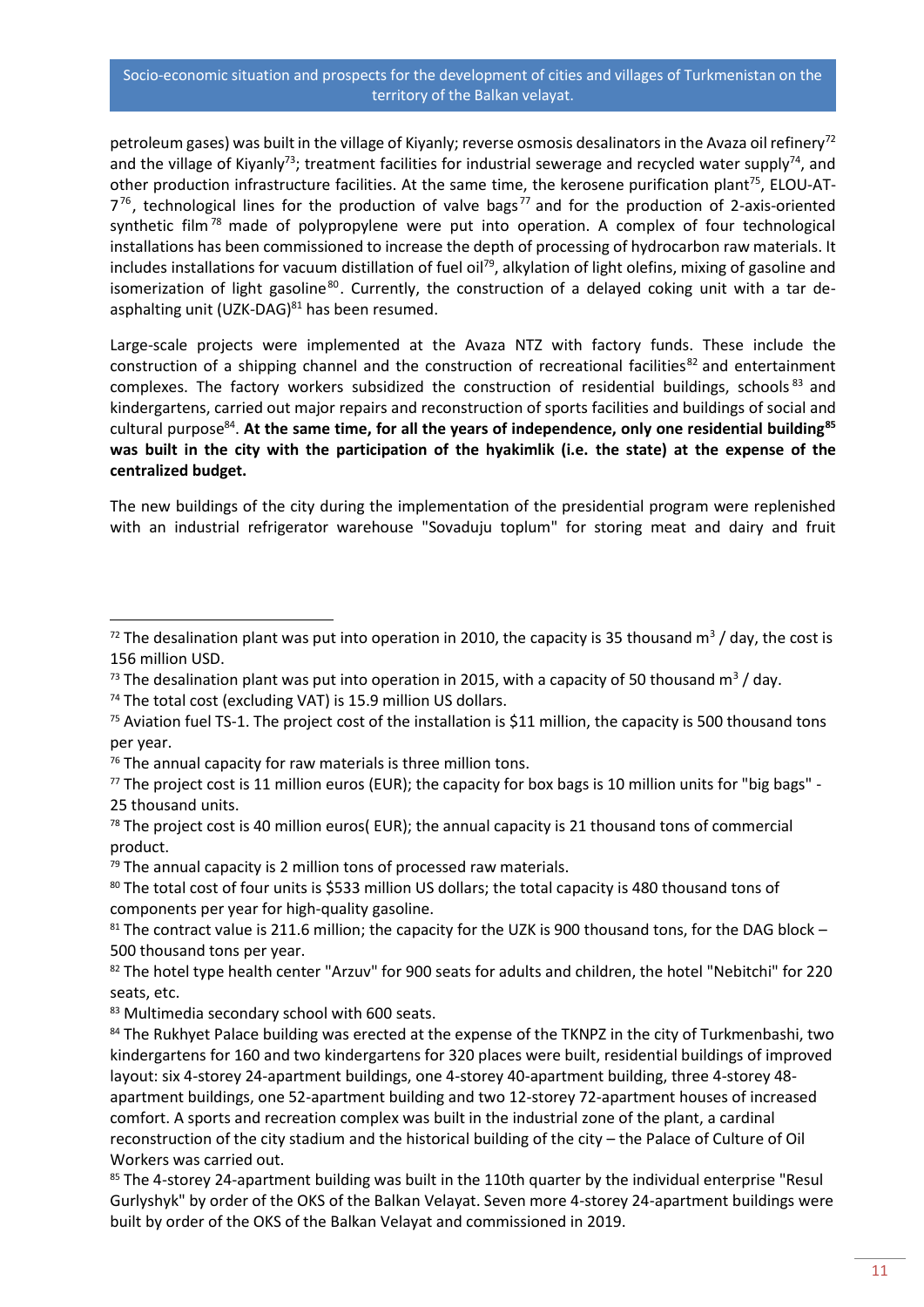petroleum gases) was built in the village of Kiyanly; reverse osmosis desalinators in the Avaza oil refinery[72] and the village of Kiyanly[73]; treatment facilities for industrial sewerage and recycled water supply[74], and other production infrastructure facilities. At the same time, the kerosene purification plant[75], ELOU-AT-7[76], technological lines for the production of valve bags[77] and for the production of 2-axis-oriented synthetic film[78] made of polypropylene were put into operation. A complex of four technological installations has been commissioned to increase the depth of processing of hydrocarbon raw materials. It includes installations for vacuum distillation of fuel oil[79], alkylation of light olefins, mixing of gasoline and isomerization of light gasoline[80]. Currently, the construction of a delayed coking unit with a tar de-asphalting unit (UZK-DAG)[81] has been resumed.

Large-scale projects were implemented at the Avaza NTZ with factory funds. These include the construction of a shipping channel and the construction of recreational facilities[82] and entertainment complexes. The factory workers subsidized the construction of residential buildings, schools[83] and kindergartens, carried out major repairs and reconstruction of sports facilities and buildings of social and cultural purpose[84]. **At the same time, for all the years of independence, only one residential building[85] was built in the city with the participation of the hyakimlik (i.e. the state) at the expense of the centralized budget.**

The new buildings of the city during the implementation of the presidential program were replenished with an industrial refrigerator warehouse "Sovaduju toplum" for storing meat and dairy and fruit

---

[72] The desalination plant was put into operation in 2010, the capacity is 35 thousand m$^3$ / day, the cost is 156 million USD.

[73] The desalination plant was put into operation in 2015, with a capacity of 50 thousand m$^3$ / day.

[74] The total cost (excluding VAT) is 15.9 million US dollars.

[75] Aviation fuel TS-1. The project cost of the installation is $11 million, the capacity is 500 thousand tons per year.

[76] The annual capacity for raw materials is three million tons.

[77] The project cost is 11 million euros (EUR); the capacity for box bags is 10 million units for "big bags" - 25 thousand units.

[78] The project cost is 40 million euros( EUR); the annual capacity is 21 thousand tons of commercial product.

[79] The annual capacity is 2 million tons of processed raw materials.

[80] The total cost of four units is $533 million US dollars; the total capacity is 480 thousand tons of components per year for high-quality gasoline.

[81] The contract value is 211.6 million; the capacity for the UZK is 900 thousand tons, for the DAG block – 500 thousand tons per year.

[82] The hotel type health center "Arzuv" for 900 seats for adults and children, the hotel "Nebitchi" for 220 seats, etc.

[83] Multimedia secondary school with 600 seats.

[84] The Rukhyet Palace building was erected at the expense of the TKNPZ in the city of Turkmenbashi, two kindergartens for 160 and two kindergartens for 320 places were built, residential buildings of improved layout: six 4-storey 24-apartment buildings, one 4-storey 40-apartment building, three 4-storey 48-apartment buildings, one 52-apartment building and two 12-storey 72-apartment houses of increased comfort. A sports and recreation complex was built in the industrial zone of the plant, a cardinal reconstruction of the city stadium and the historical building of the city – the Palace of Culture of Oil Workers was carried out.

[85] The 4-storey 24-apartment building was built in the 110th quarter by the individual enterprise "Resul Gurlyshyk" by order of the OKS of the Balkan Velayat. Seven more 4-storey 24-apartment buildings were built by order of the OKS of the Balkan Velayat and commissioned in 2019.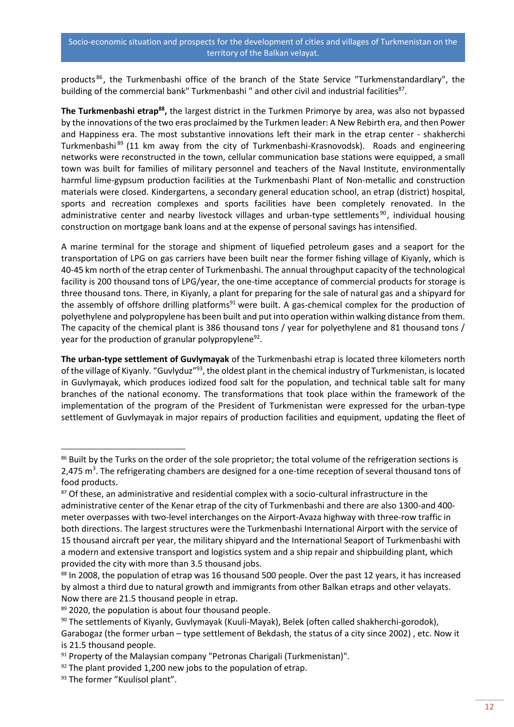products[86], the Turkmenbashi office of the branch of the State Service "Turkmenstandardlary", the building of the commercial bank" Turkmenbashi " and other civil and industrial facilities[87].

**The Turkmenbashi etrap[88],** the largest district in the Turkmen Primorye by area, was also not bypassed by the innovations of the two eras proclaimed by the Turkmen leader: A New Rebirth era, and then Power and Happiness era. The most substantive innovations left their mark in the etrap center - shakherchi Turkmenbashi[89] (11 km away from the city of Turkmenbashi-Krasnovodsk). Roads and engineering networks were reconstructed in the town, cellular communication base stations were equipped, a small town was built for families of military personnel and teachers of the Naval Institute, environmentally harmful lime-gypsum production facilities at the Turkmenbashi Plant of Non-metallic and construction materials were closed. Kindergartens, a secondary general education school, an etrap (district) hospital, sports and recreation complexes and sports facilities have been completely renovated. In the administrative center and nearby livestock villages and urban-type settlements[90], individual housing construction on mortgage bank loans and at the expense of personal savings has intensified.

A marine terminal for the storage and shipment of liquefied petroleum gases and a seaport for the transportation of LPG on gas carriers have been built near the former fishing village of Kiyanly, which is 40-45 km north of the etrap center of Turkmenbashi. The annual throughput capacity of the technological facility is 200 thousand tons of LPG/year, the one-time acceptance of commercial products for storage is three thousand tons. There, in Kiyanly, a plant for preparing for the sale of natural gas and a shipyard for the assembly of offshore drilling platforms[91] were built. A gas-chemical complex for the production of polyethylene and polypropylene has been built and put into operation within walking distance from them. The capacity of the chemical plant is 386 thousand tons / year for polyethylene and 81 thousand tons / year for the production of granular polypropylene[92].

**The urban-type settlement of Guvlymayak** of the Turkmenbashi etrap is located three kilometers north of the village of Kiyanly. "Guvlyduz"[93], the oldest plant in the chemical industry of Turkmenistan, is located in Guvlymayak, which produces iodized food salt for the population, and technical table salt for many branches of the national economy. The transformations that took place within the framework of the implementation of the program of the President of Turkmenistan were expressed for the urban-type settlement of Guvlymayak in major repairs of production facilities and equipment, updating the fleet of

---

[86] Built by the Turks on the order of the sole proprietor; the total volume of the refrigeration sections is 2,475 m$^3$. The refrigerating chambers are designed for a one-time reception of several thousand tons of food products.

[87] Of these, an administrative and residential complex with a socio-cultural infrastructure in the administrative center of the Kenar etrap of the city of Turkmenbashi and there are also 1300-and 400-meter overpasses with two-level interchanges on the Airport-Avaza highway with three-row traffic in both directions. The largest structures were the Turkmenbashi International Airport with the service of 15 thousand aircraft per year, the military shipyard and the International Seaport of Turkmenbashi with a modern and extensive transport and logistics system and a ship repair and shipbuilding plant, which provided the city with more than 3.5 thousand jobs.

[88] In 2008, the population of etrap was 16 thousand 500 people. Over the past 12 years, it has increased by almost a third due to natural growth and immigrants from other Balkan etraps and other velayats. Now there are 21.5 thousand people in etrap.

[89] 2020, the population is about four thousand people.

[90] The settlements of Kiyanly, Guvlymayak (Kuuli-Mayak), Belek (often called shakherchi-gorodok), Garabogaz (the former urban – type settlement of Bekdash, the status of a city since 2002) , etc. Now it is 21.5 thousand people.

[91] Property of the Malaysian company "Petronas Charigali (Turkmenistan)".

[92] The plant provided 1,200 new jobs to the population of etrap.

[93] The former "Kuulisol plant".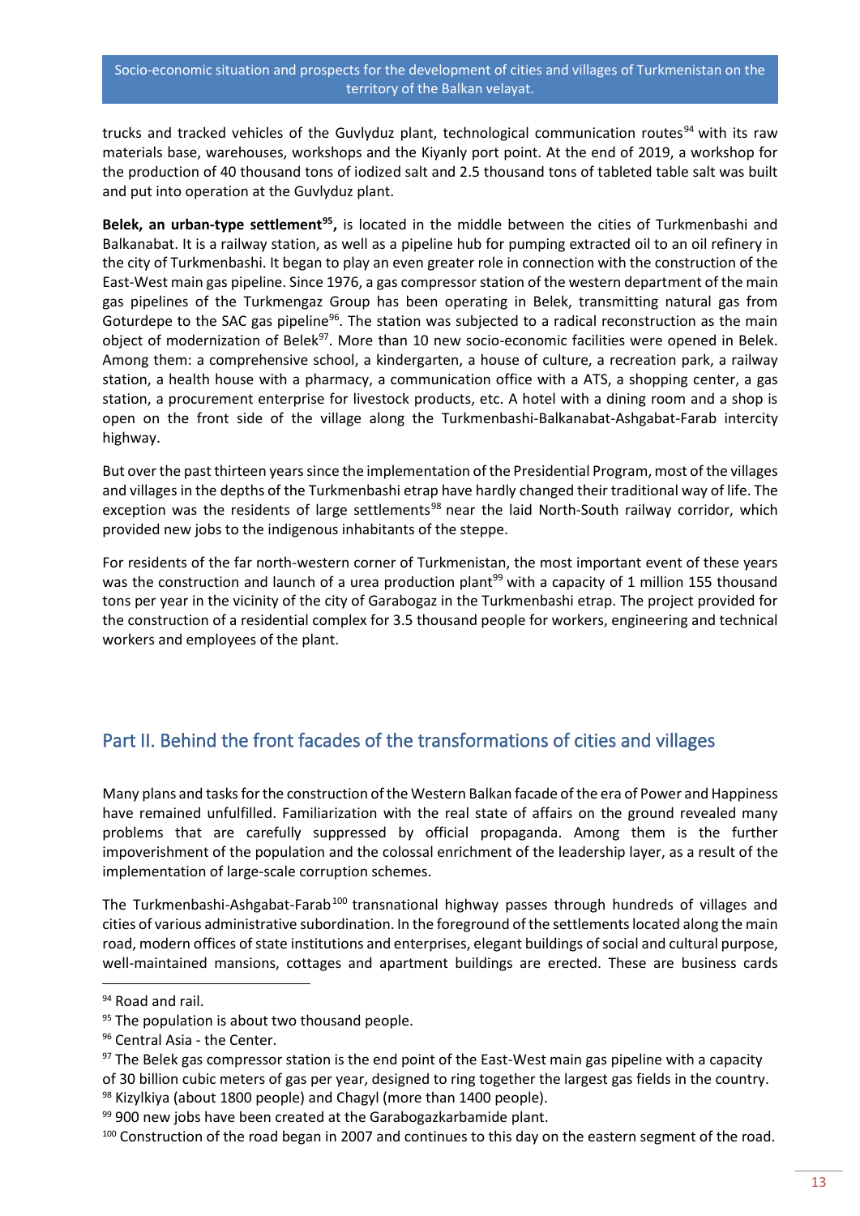trucks and tracked vehicles of the Guvlyduz plant, technological communication routes[94] with its raw materials base, warehouses, workshops and the Kiyanly port point. At the end of 2019, a workshop for the production of 40 thousand tons of iodized salt and 2.5 thousand tons of tableted table salt was built and put into operation at the Guvlyduz plant.

**Belek, an urban-type settlement[95],** is located in the middle between the cities of Turkmenbashi and Balkanabat. It is a railway station, as well as a pipeline hub for pumping extracted oil to an oil refinery in the city of Turkmenbashi. It began to play an even greater role in connection with the construction of the East-West main gas pipeline. Since 1976, a gas compressor station of the western department of the main gas pipelines of the Turkmengaz Group has been operating in Belek, transmitting natural gas from Goturdepe to the SAC gas pipeline[96]. The station was subjected to a radical reconstruction as the main object of modernization of Belek[97]. More than 10 new socio-economic facilities were opened in Belek. Among them: a comprehensive school, a kindergarten, a house of culture, a recreation park, a railway station, a health house with a pharmacy, a communication office with a ATS, a shopping center, a gas station, a procurement enterprise for livestock products, etc. A hotel with a dining room and a shop is open on the front side of the village along the Turkmenbashi-Balkanabat-Ashgabat-Farab intercity highway.

But over the past thirteen years since the implementation of the Presidential Program, most of the villages and villages in the depths of the Turkmenbashi etrap have hardly changed their traditional way of life. The exception was the residents of large settlements[98] near the laid North-South railway corridor, which provided new jobs to the indigenous inhabitants of the steppe.

For residents of the far north-western corner of Turkmenistan, the most important event of these years was the construction and launch of a urea production plant[99] with a capacity of 1 million 155 thousand tons per year in the vicinity of the city of Garabogaz in the Turkmenbashi etrap. The project provided for the construction of a residential complex for 3.5 thousand people for workers, engineering and technical workers and employees of the plant.

## Part II. Behind the front facades of the transformations of cities and villages

Many plans and tasks for the construction of the Western Balkan facade of the era of Power and Happiness have remained unfulfilled. Familiarization with the real state of affairs on the ground revealed many problems that are carefully suppressed by official propaganda. Among them is the further impoverishment of the population and the colossal enrichment of the leadership layer, as a result of the implementation of large-scale corruption schemes.

The Turkmenbashi-Ashgabat-Farab[100] transnational highway passes through hundreds of villages and cities of various administrative subordination. In the foreground of the settlements located along the main road, modern offices of state institutions and enterprises, elegant buildings of social and cultural purpose, well-maintained mansions, cottages and apartment buildings are erected. These are business cards

---

[94] Road and rail.

[95] The population is about two thousand people.

[96] Central Asia - the Center.

[97] The Belek gas compressor station is the end point of the East-West main gas pipeline with a capacity of 30 billion cubic meters of gas per year, designed to ring together the largest gas fields in the country.

[98] Kizylkiya (about 1800 people) and Chagyl (more than 1400 people).

[99] 900 new jobs have been created at the Garabogazkarbamide plant.

[100] Construction of the road began in 2007 and continues to this day on the eastern segment of the road.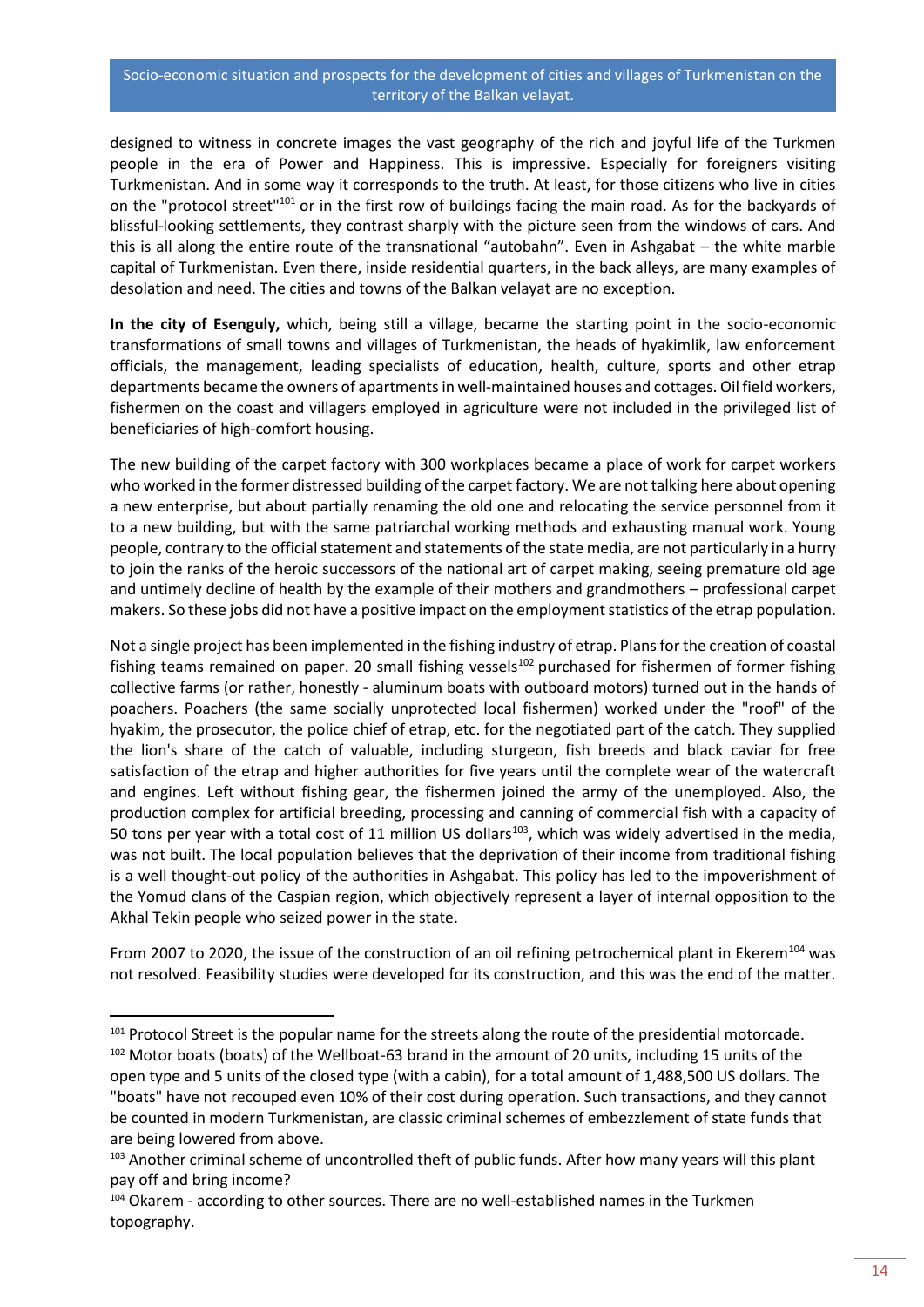designed to witness in concrete images the vast geography of the rich and joyful life of the Turkmen people in the era of Power and Happiness. This is impressive. Especially for foreigners visiting Turkmenistan. And in some way it corresponds to the truth. At least, for those citizens who live in cities on the "protocol street"[101] or in the first row of buildings facing the main road. As for the backyards of blissful-looking settlements, they contrast sharply with the picture seen from the windows of cars. And this is all along the entire route of the transnational "autobahn". Even in Ashgabat – the white marble capital of Turkmenistan. Even there, inside residential quarters, in the back alleys, are many examples of desolation and need. The cities and towns of the Balkan velayat are no exception.

**In the city of Esenguly,** which, being still a village, became the starting point in the socio-economic transformations of small towns and villages of Turkmenistan, the heads of hyakimlik, law enforcement officials, the management, leading specialists of education, health, culture, sports and other etrap departments became the owners of apartments in well-maintained houses and cottages. Oil field workers, fishermen on the coast and villagers employed in agriculture were not included in the privileged list of beneficiaries of high-comfort housing.

The new building of the carpet factory with 300 workplaces became a place of work for carpet workers who worked in the former distressed building of the carpet factory. We are not talking here about opening a new enterprise, but about partially renaming the old one and relocating the service personnel from it to a new building, but with the same patriarchal working methods and exhausting manual work. Young people, contrary to the official statement and statements of the state media, are not particularly in a hurry to join the ranks of the heroic successors of the national art of carpet making, seeing premature old age and untimely decline of health by the example of their mothers and grandmothers – professional carpet makers. So these jobs did not have a positive impact on the employment statistics of the etrap population.

<u>Not a single project has been implemented</u> in the fishing industry of etrap. Plans for the creation of coastal fishing teams remained on paper. 20 small fishing vessels[102] purchased for fishermen of former fishing collective farms (or rather, honestly - aluminum boats with outboard motors) turned out in the hands of poachers. Poachers (the same socially unprotected local fishermen) worked under the "roof" of the hyakim, the prosecutor, the police chief of etrap, etc. for the negotiated part of the catch. They supplied the lion's share of the catch of valuable, including sturgeon, fish breeds and black caviar for free satisfaction of the etrap and higher authorities for five years until the complete wear of the watercraft and engines. Left without fishing gear, the fishermen joined the army of the unemployed. Also, the production complex for artificial breeding, processing and canning of commercial fish with a capacity of 50 tons per year with a total cost of 11 million US dollars[103], which was widely advertised in the media, was not built. The local population believes that the deprivation of their income from traditional fishing is a well thought-out policy of the authorities in Ashgabat. This policy has led to the impoverishment of the Yomud clans of the Caspian region, which objectively represent a layer of internal opposition to the Akhal Tekin people who seized power in the state.

From 2007 to 2020, the issue of the construction of an oil refining petrochemical plant in Ekerem[104] was not resolved. Feasibility studies were developed for its construction, and this was the end of the matter.

---

[101] Protocol Street is the popular name for the streets along the route of the presidential motorcade.

[102] Motor boats (boats) of the Wellboat-63 brand in the amount of 20 units, including 15 units of the open type and 5 units of the closed type (with a cabin), for a total amount of 1,488,500 US dollars. The "boats" have not recouped even 10% of their cost during operation. Such transactions, and they cannot be counted in modern Turkmenistan, are classic criminal schemes of embezzlement of state funds that are being lowered from above.

[103] Another criminal scheme of uncontrolled theft of public funds. After how many years will this plant pay off and bring income?

[104] Okarem - according to other sources. There are no well-established names in the Turkmen topography.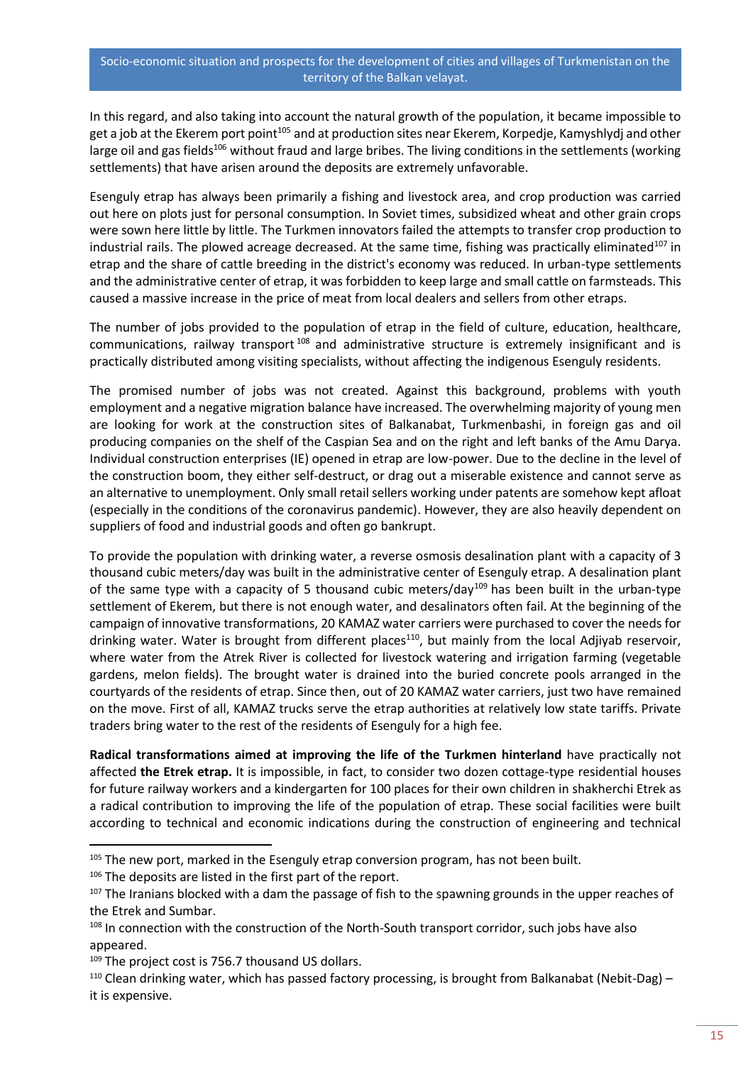In this regard, and also taking into account the natural growth of the population, it became impossible to get a job at the Ekerem port point[105] and at production sites near Ekerem, Korpedje, Kamyshlydj and other large oil and gas fields[106] without fraud and large bribes. The living conditions in the settlements (working settlements) that have arisen around the deposits are extremely unfavorable.

Esenguly etrap has always been primarily a fishing and livestock area, and crop production was carried out here on plots just for personal consumption. In Soviet times, subsidized wheat and other grain crops were sown here little by little. The Turkmen innovators failed the attempts to transfer crop production to industrial rails. The plowed acreage decreased. At the same time, fishing was practically eliminated[107] in etrap and the share of cattle breeding in the district's economy was reduced. In urban-type settlements and the administrative center of etrap, it was forbidden to keep large and small cattle on farmsteads. This caused a massive increase in the price of meat from local dealers and sellers from other etraps.

The number of jobs provided to the population of etrap in the field of culture, education, healthcare, communications, railway transport[108] and administrative structure is extremely insignificant and is practically distributed among visiting specialists, without affecting the indigenous Esenguly residents.

The promised number of jobs was not created. Against this background, problems with youth employment and a negative migration balance have increased. The overwhelming majority of young men are looking for work at the construction sites of Balkanabat, Turkmenbashi, in foreign gas and oil producing companies on the shelf of the Caspian Sea and on the right and left banks of the Amu Darya. Individual construction enterprises (IE) opened in etrap are low-power. Due to the decline in the level of the construction boom, they either self-destruct, or drag out a miserable existence and cannot serve as an alternative to unemployment. Only small retail sellers working under patents are somehow kept afloat (especially in the conditions of the coronavirus pandemic). However, they are also heavily dependent on suppliers of food and industrial goods and often go bankrupt.

To provide the population with drinking water, a reverse osmosis desalination plant with a capacity of 3 thousand cubic meters/day was built in the administrative center of Esenguly etrap. A desalination plant of the same type with a capacity of 5 thousand cubic meters/day[109] has been built in the urban-type settlement of Ekerem, but there is not enough water, and desalinators often fail. At the beginning of the campaign of innovative transformations, 20 KAMAZ water carriers were purchased to cover the needs for drinking water. Water is brought from different places[110], but mainly from the local Adjiyab reservoir, where water from the Atrek River is collected for livestock watering and irrigation farming (vegetable gardens, melon fields). The brought water is drained into the buried concrete pools arranged in the courtyards of the residents of etrap. Since then, out of 20 KAMAZ water carriers, just two have remained on the move. First of all, KAMAZ trucks serve the etrap authorities at relatively low state tariffs. Private traders bring water to the rest of the residents of Esenguly for a high fee.

**Radical transformations aimed at improving the life of the Turkmen hinterland** have practically not affected **the Etrek etrap.** It is impossible, in fact, to consider two dozen cottage-type residential houses for future railway workers and a kindergarten for 100 places for their own children in shakherchi Etrek as a radical contribution to improving the life of the population of etrap. These social facilities were built according to technical and economic indications during the construction of engineering and technical

---

[105] The new port, marked in the Esenguly etrap conversion program, has not been built.

[106] The deposits are listed in the first part of the report.

[107] The Iranians blocked with a dam the passage of fish to the spawning grounds in the upper reaches of the Etrek and Sumbar.

[108] In connection with the construction of the North-South transport corridor, such jobs have also appeared.

[109] The project cost is 756.7 thousand US dollars.

[110] Clean drinking water, which has passed factory processing, is brought from Balkanabat (Nebit-Dag) – it is expensive.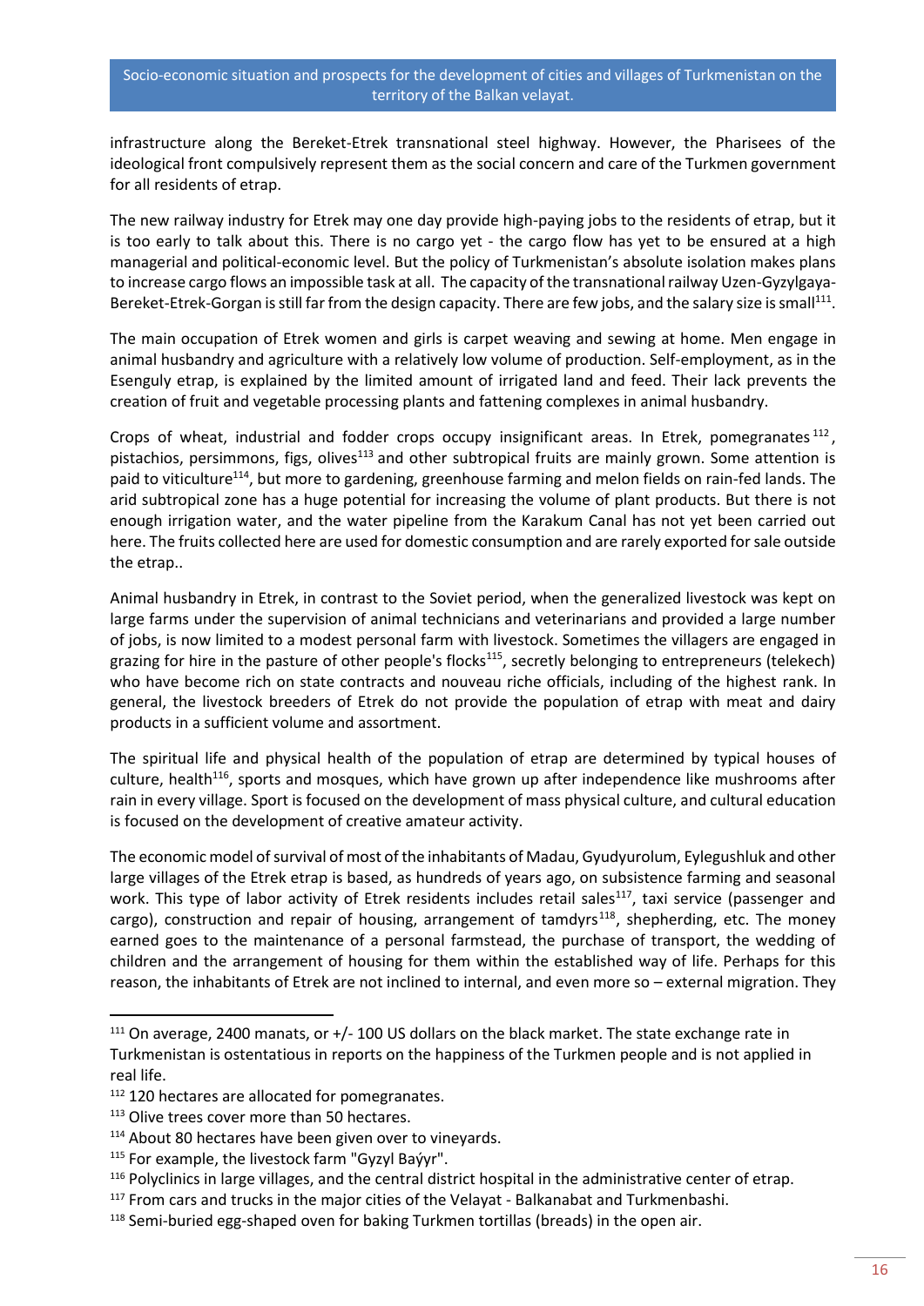infrastructure along the Bereket-Etrek transnational steel highway. However, the Pharisees of the ideological front compulsively represent them as the social concern and care of the Turkmen government for all residents of etrap.

The new railway industry for Etrek may one day provide high-paying jobs to the residents of etrap, but it is too early to talk about this. There is no cargo yet - the cargo flow has yet to be ensured at a high managerial and political-economic level. But the policy of Turkmenistan's absolute isolation makes plans to increase cargo flows an impossible task at all. The capacity of the transnational railway Uzen-Gyzylgaya-Bereket-Etrek-Gorgan is still far from the design capacity. There are few jobs, and the salary size is small[111].

The main occupation of Etrek women and girls is carpet weaving and sewing at home. Men engage in animal husbandry and agriculture with a relatively low volume of production. Self-employment, as in the Esenguly etrap, is explained by the limited amount of irrigated land and feed. Their lack prevents the creation of fruit and vegetable processing plants and fattening complexes in animal husbandry.

Crops of wheat, industrial and fodder crops occupy insignificant areas. In Etrek, pomegranates[112], pistachios, persimmons, figs, olives[113] and other subtropical fruits are mainly grown. Some attention is paid to viticulture[114], but more to gardening, greenhouse farming and melon fields on rain-fed lands. The arid subtropical zone has a huge potential for increasing the volume of plant products. But there is not enough irrigation water, and the water pipeline from the Karakum Canal has not yet been carried out here. The fruits collected here are used for domestic consumption and are rarely exported for sale outside the etrap..

Animal husbandry in Etrek, in contrast to the Soviet period, when the generalized livestock was kept on large farms under the supervision of animal technicians and veterinarians and provided a large number of jobs, is now limited to a modest personal farm with livestock. Sometimes the villagers are engaged in grazing for hire in the pasture of other people's flocks[115], secretly belonging to entrepreneurs (telekech) who have become rich on state contracts and nouveau riche officials, including of the highest rank. In general, the livestock breeders of Etrek do not provide the population of etrap with meat and dairy products in a sufficient volume and assortment.

The spiritual life and physical health of the population of etrap are determined by typical houses of culture, health[116], sports and mosques, which have grown up after independence like mushrooms after rain in every village. Sport is focused on the development of mass physical culture, and cultural education is focused on the development of creative amateur activity.

The economic model of survival of most of the inhabitants of Madau, Gyudyurolum, Eylegushluk and other large villages of the Etrek etrap is based, as hundreds of years ago, on subsistence farming and seasonal work. This type of labor activity of Etrek residents includes retail sales[117], taxi service (passenger and cargo), construction and repair of housing, arrangement of tamdyrs[118], shepherding, etc. The money earned goes to the maintenance of a personal farmstead, the purchase of transport, the wedding of children and the arrangement of housing for them within the established way of life. Perhaps for this reason, the inhabitants of Etrek are not inclined to internal, and even more so – external migration. They

---

[111] On average, 2400 manats, or +/- 100 US dollars on the black market. The state exchange rate in Turkmenistan is ostentatious in reports on the happiness of the Turkmen people and is not applied in real life.

[112] 120 hectares are allocated for pomegranates.

[113] Olive trees cover more than 50 hectares.

[114] About 80 hectares have been given over to vineyards.

[115] For example, the livestock farm "Gyzyl Baýyr".

[116] Polyclinics in large villages, and the central district hospital in the administrative center of etrap.

[117] From cars and trucks in the major cities of the Velayat - Balkanabat and Turkmenbashi.

[118] Semi-buried egg-shaped oven for baking Turkmen tortillas (breads) in the open air.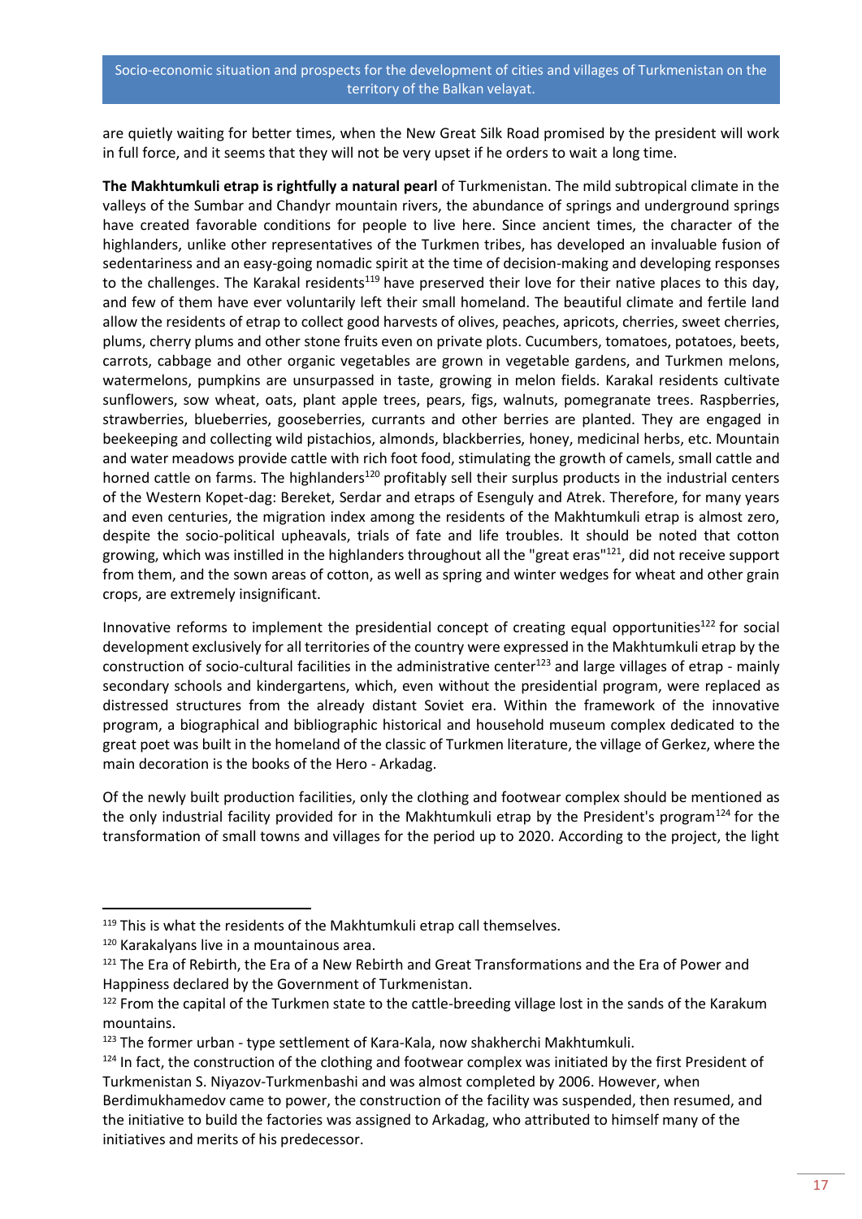are quietly waiting for better times, when the New Great Silk Road promised by the president will work in full force, and it seems that they will not be very upset if he orders to wait a long time.

**The Makhtumkuli etrap is rightfully a natural pearl** of Turkmenistan. The mild subtropical climate in the valleys of the Sumbar and Chandyr mountain rivers, the abundance of springs and underground springs have created favorable conditions for people to live here. Since ancient times, the character of the highlanders, unlike other representatives of the Turkmen tribes, has developed an invaluable fusion of sedentariness and an easy-going nomadic spirit at the time of decision-making and developing responses to the challenges. The Karakal residents[119] have preserved their love for their native places to this day, and few of them have ever voluntarily left their small homeland. The beautiful climate and fertile land allow the residents of etrap to collect good harvests of olives, peaches, apricots, cherries, sweet cherries, plums, cherry plums and other stone fruits even on private plots. Cucumbers, tomatoes, potatoes, beets, carrots, cabbage and other organic vegetables are grown in vegetable gardens, and Turkmen melons, watermelons, pumpkins are unsurpassed in taste, growing in melon fields. Karakal residents cultivate sunflowers, sow wheat, oats, plant apple trees, pears, figs, walnuts, pomegranate trees. Raspberries, strawberries, blueberries, gooseberries, currants and other berries are planted. They are engaged in beekeeping and collecting wild pistachios, almonds, blackberries, honey, medicinal herbs, etc. Mountain and water meadows provide cattle with rich foot food, stimulating the growth of camels, small cattle and horned cattle on farms. The highlanders[120] profitably sell their surplus products in the industrial centers of the Western Kopet-dag: Bereket, Serdar and etraps of Esenguly and Atrek. Therefore, for many years and even centuries, the migration index among the residents of the Makhtumkuli etrap is almost zero, despite the socio-political upheavals, trials of fate and life troubles. It should be noted that cotton growing, which was instilled in the highlanders throughout all the "great eras"[121], did not receive support from them, and the sown areas of cotton, as well as spring and winter wedges for wheat and other grain crops, are extremely insignificant.

Innovative reforms to implement the presidential concept of creating equal opportunities[122] for social development exclusively for all territories of the country were expressed in the Makhtumkuli etrap by the construction of socio-cultural facilities in the administrative center[123] and large villages of etrap - mainly secondary schools and kindergartens, which, even without the presidential program, were replaced as distressed structures from the already distant Soviet era. Within the framework of the innovative program, a biographical and bibliographic historical and household museum complex dedicated to the great poet was built in the homeland of the classic of Turkmen literature, the village of Gerkez, where the main decoration is the books of the Hero - Arkadag.

Of the newly built production facilities, only the clothing and footwear complex should be mentioned as the only industrial facility provided for in the Makhtumkuli etrap by the President's program[124] for the transformation of small towns and villages for the period up to 2020. According to the project, the light

---

[119] This is what the residents of the Makhtumkuli etrap call themselves.

[120] Karakalyans live in a mountainous area.

[121] The Era of Rebirth, the Era of a New Rebirth and Great Transformations and the Era of Power and Happiness declared by the Government of Turkmenistan.

[122] From the capital of the Turkmen state to the cattle-breeding village lost in the sands of the Karakum mountains.

[123] The former urban - type settlement of Kara-Kala, now shakherchi Makhtumkuli.

[124] In fact, the construction of the clothing and footwear complex was initiated by the first President of Turkmenistan S. Niyazov-Turkmenbashi and was almost completed by 2006. However, when Berdimukhamedov came to power, the construction of the facility was suspended, then resumed, and the initiative to build the factories was assigned to Arkadag, who attributed to himself many of the initiatives and merits of his predecessor.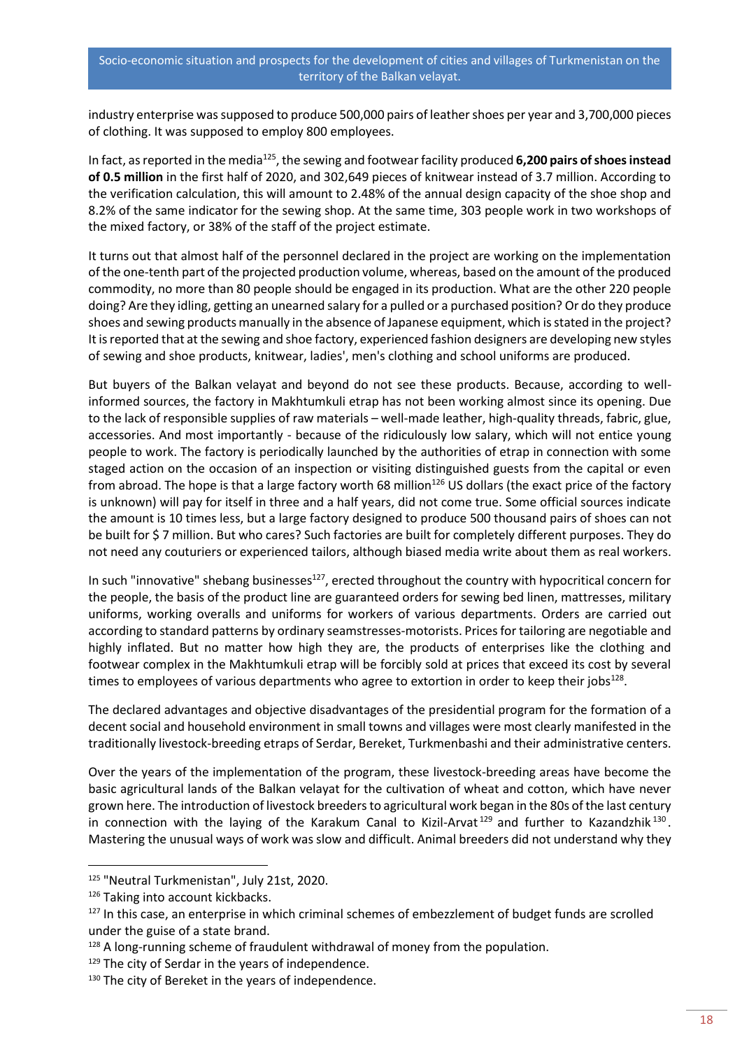industry enterprise was supposed to produce 500,000 pairs of leather shoes per year and 3,700,000 pieces of clothing. It was supposed to employ 800 employees.

In fact, as reported in the media[125], the sewing and footwear facility produced **6,200 pairs of shoes instead of 0.5 million** in the first half of 2020, and 302,649 pieces of knitwear instead of 3.7 million. According to the verification calculation, this will amount to 2.48% of the annual design capacity of the shoe shop and 8.2% of the same indicator for the sewing shop. At the same time, 303 people work in two workshops of the mixed factory, or 38% of the staff of the project estimate.

It turns out that almost half of the personnel declared in the project are working on the implementation of the one-tenth part of the projected production volume, whereas, based on the amount of the produced commodity, no more than 80 people should be engaged in its production. What are the other 220 people doing? Are they idling, getting an unearned salary for a pulled or a purchased position? Or do they produce shoes and sewing products manually in the absence of Japanese equipment, which is stated in the project? It is reported that at the sewing and shoe factory, experienced fashion designers are developing new styles of sewing and shoe products, knitwear, ladies', men's clothing and school uniforms are produced.

But buyers of the Balkan velayat and beyond do not see these products. Because, according to well-informed sources, the factory in Makhtumkuli etrap has not been working almost since its opening. Due to the lack of responsible supplies of raw materials – well-made leather, high-quality threads, fabric, glue, accessories. And most importantly - because of the ridiculously low salary, which will not entice young people to work. The factory is periodically launched by the authorities of etrap in connection with some staged action on the occasion of an inspection or visiting distinguished guests from the capital or even from abroad. The hope is that a large factory worth 68 million[126] US dollars (the exact price of the factory is unknown) will pay for itself in three and a half years, did not come true. Some official sources indicate the amount is 10 times less, but a large factory designed to produce 500 thousand pairs of shoes can not be built for $ 7 million. But who cares? Such factories are built for completely different purposes. They do not need any couturiers or experienced tailors, although biased media write about them as real workers.

In such "innovative" shebang businesses[127], erected throughout the country with hypocritical concern for the people, the basis of the product line are guaranteed orders for sewing bed linen, mattresses, military uniforms, working overalls and uniforms for workers of various departments. Orders are carried out according to standard patterns by ordinary seamstresses-motorists. Prices for tailoring are negotiable and highly inflated. But no matter how high they are, the products of enterprises like the clothing and footwear complex in the Makhtumkuli etrap will be forcibly sold at prices that exceed its cost by several times to employees of various departments who agree to extortion in order to keep their jobs[128].

The declared advantages and objective disadvantages of the presidential program for the formation of a decent social and household environment in small towns and villages were most clearly manifested in the traditionally livestock-breeding etraps of Serdar, Bereket, Turkmenbashi and their administrative centers.

Over the years of the implementation of the program, these livestock-breeding areas have become the basic agricultural lands of the Balkan velayat for the cultivation of wheat and cotton, which have never grown here. The introduction of livestock breeders to agricultural work began in the 80s of the last century in connection with the laying of the Karakum Canal to Kizil-Arvat[129] and further to Kazandzhik[130]. Mastering the unusual ways of work was slow and difficult. Animal breeders did not understand why they

---

[125] "Neutral Turkmenistan", July 21st, 2020.

[126] Taking into account kickbacks.

[127] In this case, an enterprise in which criminal schemes of embezzlement of budget funds are scrolled under the guise of a state brand.

[128] A long-running scheme of fraudulent withdrawal of money from the population.

[129] The city of Serdar in the years of independence.

[130] The city of Bereket in the years of independence.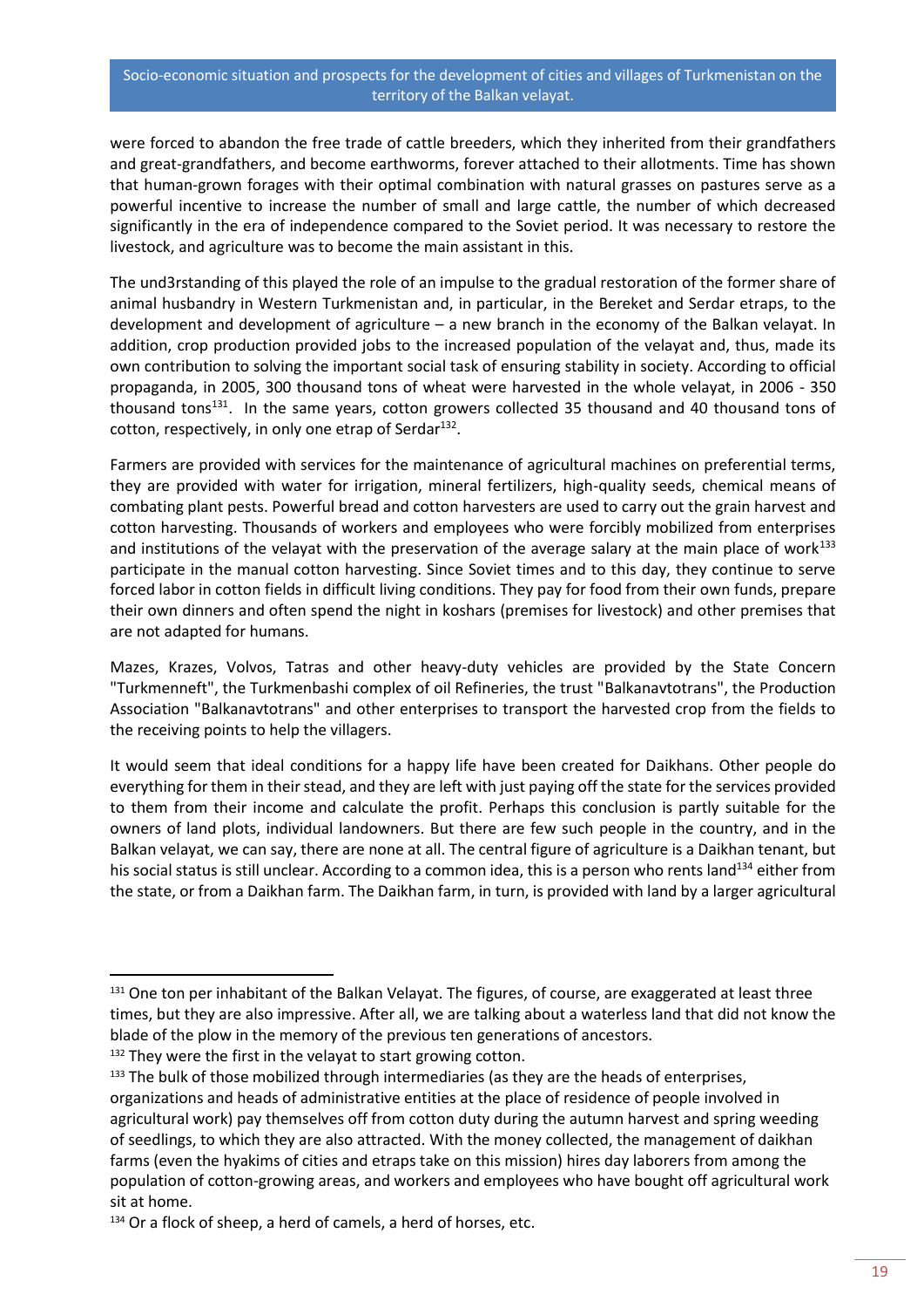were forced to abandon the free trade of cattle breeders, which they inherited from their grandfathers and great-grandfathers, and become earthworms, forever attached to their allotments. Time has shown that human-grown forages with their optimal combination with natural grasses on pastures serve as a powerful incentive to increase the number of small and large cattle, the number of which decreased significantly in the era of independence compared to the Soviet period. It was necessary to restore the livestock, and agriculture was to become the main assistant in this.

The und3rstanding of this played the role of an impulse to the gradual restoration of the former share of animal husbandry in Western Turkmenistan and, in particular, in the Bereket and Serdar etraps, to the development and development of agriculture – a new branch in the economy of the Balkan velayat. In addition, crop production provided jobs to the increased population of the velayat and, thus, made its own contribution to solving the important social task of ensuring stability in society. According to official propaganda, in 2005, 300 thousand tons of wheat were harvested in the whole velayat, in 2006 - 350 thousand tons[131]. In the same years, cotton growers collected 35 thousand and 40 thousand tons of cotton, respectively, in only one etrap of Serdar[132].

Farmers are provided with services for the maintenance of agricultural machines on preferential terms, they are provided with water for irrigation, mineral fertilizers, high-quality seeds, chemical means of combating plant pests. Powerful bread and cotton harvesters are used to carry out the grain harvest and cotton harvesting. Thousands of workers and employees who were forcibly mobilized from enterprises and institutions of the velayat with the preservation of the average salary at the main place of work[133] participate in the manual cotton harvesting. Since Soviet times and to this day, they continue to serve forced labor in cotton fields in difficult living conditions. They pay for food from their own funds, prepare their own dinners and often spend the night in koshars (premises for livestock) and other premises that are not adapted for humans.

Mazes, Krazes, Volvos, Tatras and other heavy-duty vehicles are provided by the State Concern "Turkmenneft", the Turkmenbashi complex of oil Refineries, the trust "Balkanavtotrans", the Production Association "Balkanavtotrans" and other enterprises to transport the harvested crop from the fields to the receiving points to help the villagers.

It would seem that ideal conditions for a happy life have been created for Daikhans. Other people do everything for them in their stead, and they are left with just paying off the state for the services provided to them from their income and calculate the profit. Perhaps this conclusion is partly suitable for the owners of land plots, individual landowners. But there are few such people in the country, and in the Balkan velayat, we can say, there are none at all. The central figure of agriculture is a Daikhan tenant, but his social status is still unclear. According to a common idea, this is a person who rents land[134] either from the state, or from a Daikhan farm. The Daikhan farm, in turn, is provided with land by a larger agricultural

---

[131] One ton per inhabitant of the Balkan Velayat. The figures, of course, are exaggerated at least three times, but they are also impressive. After all, we are talking about a waterless land that did not know the blade of the plow in the memory of the previous ten generations of ancestors.

[132] They were the first in the velayat to start growing cotton.

[133] The bulk of those mobilized through intermediaries (as they are the heads of enterprises, organizations and heads of administrative entities at the place of residence of people involved in agricultural work) pay themselves off from cotton duty during the autumn harvest and spring weeding of seedlings, to which they are also attracted. With the money collected, the management of daikhan farms (even the hyakims of cities and etraps take on this mission) hires day laborers from among the population of cotton-growing areas, and workers and employees who have bought off agricultural work sit at home.

[134] Or a flock of sheep, a herd of camels, a herd of horses, etc.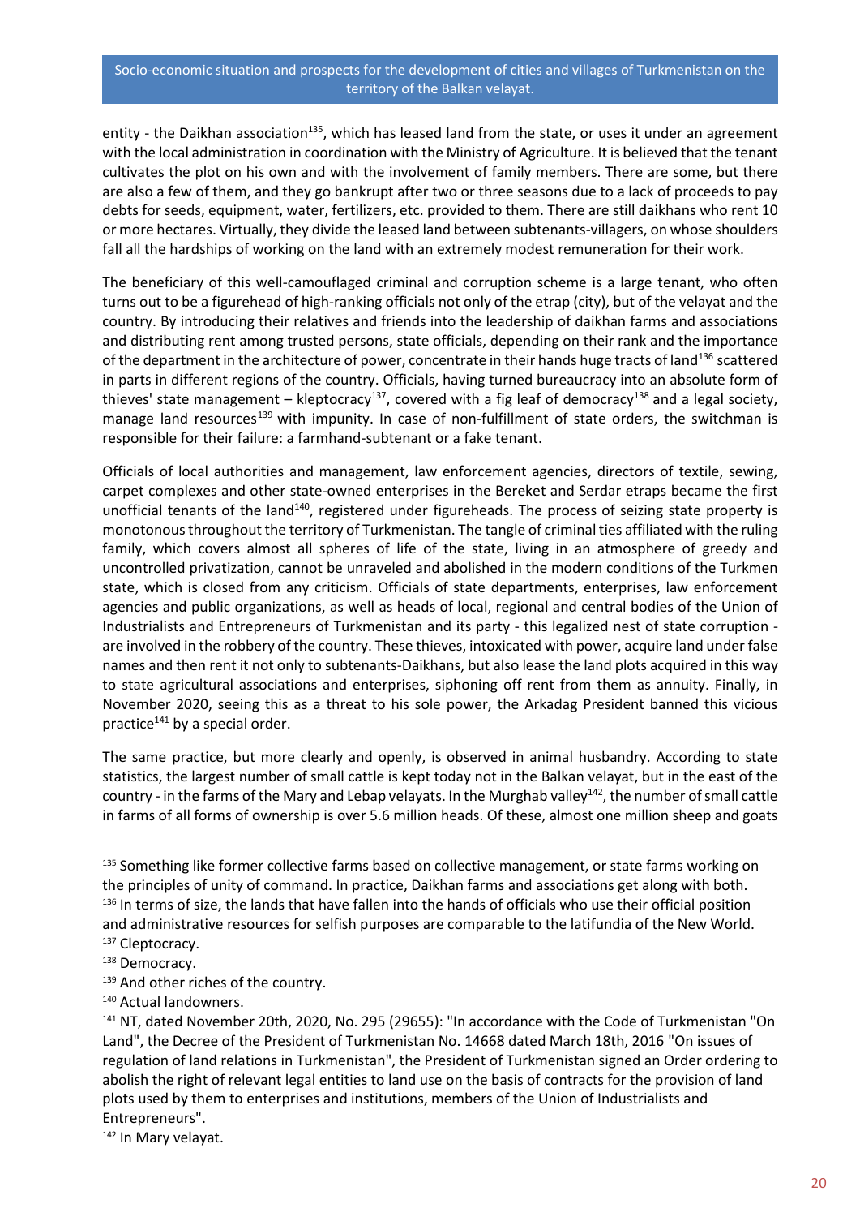entity - the Daikhan association[135], which has leased land from the state, or uses it under an agreement with the local administration in coordination with the Ministry of Agriculture. It is believed that the tenant cultivates the plot on his own and with the involvement of family members. There are some, but there are also a few of them, and they go bankrupt after two or three seasons due to a lack of proceeds to pay debts for seeds, equipment, water, fertilizers, etc. provided to them. There are still daikhans who rent 10 or more hectares. Virtually, they divide the leased land between subtenants-villagers, on whose shoulders fall all the hardships of working on the land with an extremely modest remuneration for their work.

The beneficiary of this well-camouflaged criminal and corruption scheme is a large tenant, who often turns out to be a figurehead of high-ranking officials not only of the etrap (city), but of the velayat and the country. By introducing their relatives and friends into the leadership of daikhan farms and associations and distributing rent among trusted persons, state officials, depending on their rank and the importance of the department in the architecture of power, concentrate in their hands huge tracts of land[136] scattered in parts in different regions of the country. Officials, having turned bureaucracy into an absolute form of thieves' state management – kleptocracy[137], covered with a fig leaf of democracy[138] and a legal society, manage land resources[139] with impunity. In case of non-fulfillment of state orders, the switchman is responsible for their failure: a farmhand-subtenant or a fake tenant.

Officials of local authorities and management, law enforcement agencies, directors of textile, sewing, carpet complexes and other state-owned enterprises in the Bereket and Serdar etraps became the first unofficial tenants of the land[140], registered under figureheads. The process of seizing state property is monotonous throughout the territory of Turkmenistan. The tangle of criminal ties affiliated with the ruling family, which covers almost all spheres of life of the state, living in an atmosphere of greedy and uncontrolled privatization, cannot be unraveled and abolished in the modern conditions of the Turkmen state, which is closed from any criticism. Officials of state departments, enterprises, law enforcement agencies and public organizations, as well as heads of local, regional and central bodies of the Union of Industrialists and Entrepreneurs of Turkmenistan and its party - this legalized nest of state corruption - are involved in the robbery of the country. These thieves, intoxicated with power, acquire land under false names and then rent it not only to subtenants-Daikhans, but also lease the land plots acquired in this way to state agricultural associations and enterprises, siphoning off rent from them as annuity. Finally, in November 2020, seeing this as a threat to his sole power, the Arkadag President banned this vicious practice[141] by a special order.

The same practice, but more clearly and openly, is observed in animal husbandry. According to state statistics, the largest number of small cattle is kept today not in the Balkan velayat, but in the east of the country - in the farms of the Mary and Lebap velayats. In the Murghab valley[142], the number of small cattle in farms of all forms of ownership is over 5.6 million heads. Of these, almost one million sheep and goats

---

[135] Something like former collective farms based on collective management, or state farms working on the principles of unity of command. In practice, Daikhan farms and associations get along with both.

[136] In terms of size, the lands that have fallen into the hands of officials who use their official position and administrative resources for selfish purposes are comparable to the latifundia of the New World.

[137] Cleptocracy.

[138] Democracy.

[139] And other riches of the country.

[140] Actual landowners.

[141] NT, dated November 20th, 2020, No. 295 (29655): "In accordance with the Code of Turkmenistan "On Land", the Decree of the President of Turkmenistan No. 14668 dated March 18th, 2016 "On issues of regulation of land relations in Turkmenistan", the President of Turkmenistan signed an Order ordering to abolish the right of relevant legal entities to land use on the basis of contracts for the provision of land plots used by them to enterprises and institutions, members of the Union of Industrialists and Entrepreneurs".

[142] In Mary velayat.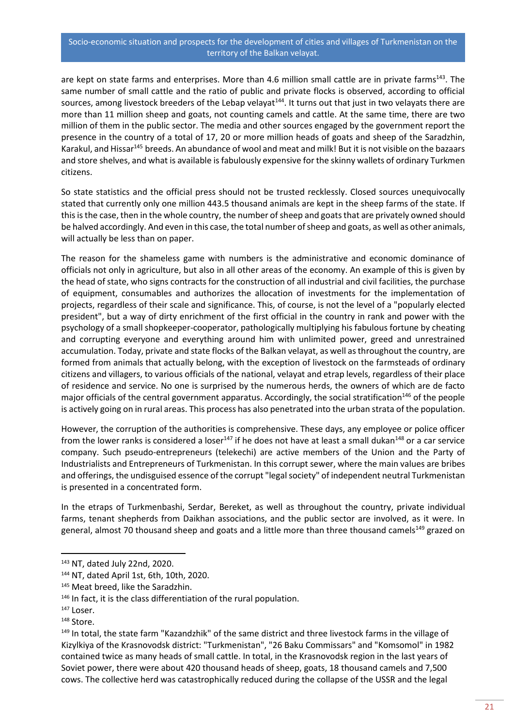are kept on state farms and enterprises. More than 4.6 million small cattle are in private farms[143]. The same number of small cattle and the ratio of public and private flocks is observed, according to official sources, among livestock breeders of the Lebap velayat[144]. It turns out that just in two velayats there are more than 11 million sheep and goats, not counting camels and cattle. At the same time, there are two million of them in the public sector. The media and other sources engaged by the government report the presence in the country of a total of 17, 20 or more million heads of goats and sheep of the Saradzhin, Karakul, and Hissar[145] breeds. An abundance of wool and meat and milk! But it is not visible on the bazaars and store shelves, and what is available is fabulously expensive for the skinny wallets of ordinary Turkmen citizens.

So state statistics and the official press should not be trusted recklessly. Closed sources unequivocally stated that currently only one million 443.5 thousand animals are kept in the sheep farms of the state. If this is the case, then in the whole country, the number of sheep and goats that are privately owned should be halved accordingly. And even in this case, the total number of sheep and goats, as well as other animals, will actually be less than on paper.

The reason for the shameless game with numbers is the administrative and economic dominance of officials not only in agriculture, but also in all other areas of the economy. An example of this is given by the head of state, who signs contracts for the construction of all industrial and civil facilities, the purchase of equipment, consumables and authorizes the allocation of investments for the implementation of projects, regardless of their scale and significance. This, of course, is not the level of a "popularly elected president", but a way of dirty enrichment of the first official in the country in rank and power with the psychology of a small shopkeeper-cooperator, pathologically multiplying his fabulous fortune by cheating and corrupting everyone and everything around him with unlimited power, greed and unrestrained accumulation. Today, private and state flocks of the Balkan velayat, as well as throughout the country, are formed from animals that actually belong, with the exception of livestock on the farmsteads of ordinary citizens and villagers, to various officials of the national, velayat and etrap levels, regardless of their place of residence and service. No one is surprised by the numerous herds, the owners of which are de facto major officials of the central government apparatus. Accordingly, the social stratification[146] of the people is actively going on in rural areas. This process has also penetrated into the urban strata of the population.

However, the corruption of the authorities is comprehensive. These days, any employee or police officer from the lower ranks is considered a loser[147] if he does not have at least a small dukan[148] or a car service company. Such pseudo-entrepreneurs (telekechi) are active members of the Union and the Party of Industrialists and Entrepreneurs of Turkmenistan. In this corrupt sewer, where the main values are bribes and offerings, the undisguised essence of the corrupt "legal society" of independent neutral Turkmenistan is presented in a concentrated form.

In the etraps of Turkmenbashi, Serdar, Bereket, as well as throughout the country, private individual farms, tenant shepherds from Daikhan associations, and the public sector are involved, as it were. In general, almost 70 thousand sheep and goats and a little more than three thousand camels[149] grazed on

---

[143] NT, dated July 22nd, 2020.

[144] NT, dated April 1st, 6th, 10th, 2020.

[145] Meat breed, like the Saradzhin.

[146] In fact, it is the class differentiation of the rural population.

[147] Loser.

[148] Store.

[149] In total, the state farm "Kazandzhik" of the same district and three livestock farms in the village of Kizylkiya of the Krasnovodsk district: "Turkmenistan", "26 Baku Commissars" and "Komsomol" in 1982 contained twice as many heads of small cattle. In total, in the Krasnovodsk region in the last years of Soviet power, there were about 420 thousand heads of sheep, goats, 18 thousand camels and 7,500 cows. The collective herd was catastrophically reduced during the collapse of the USSR and the legal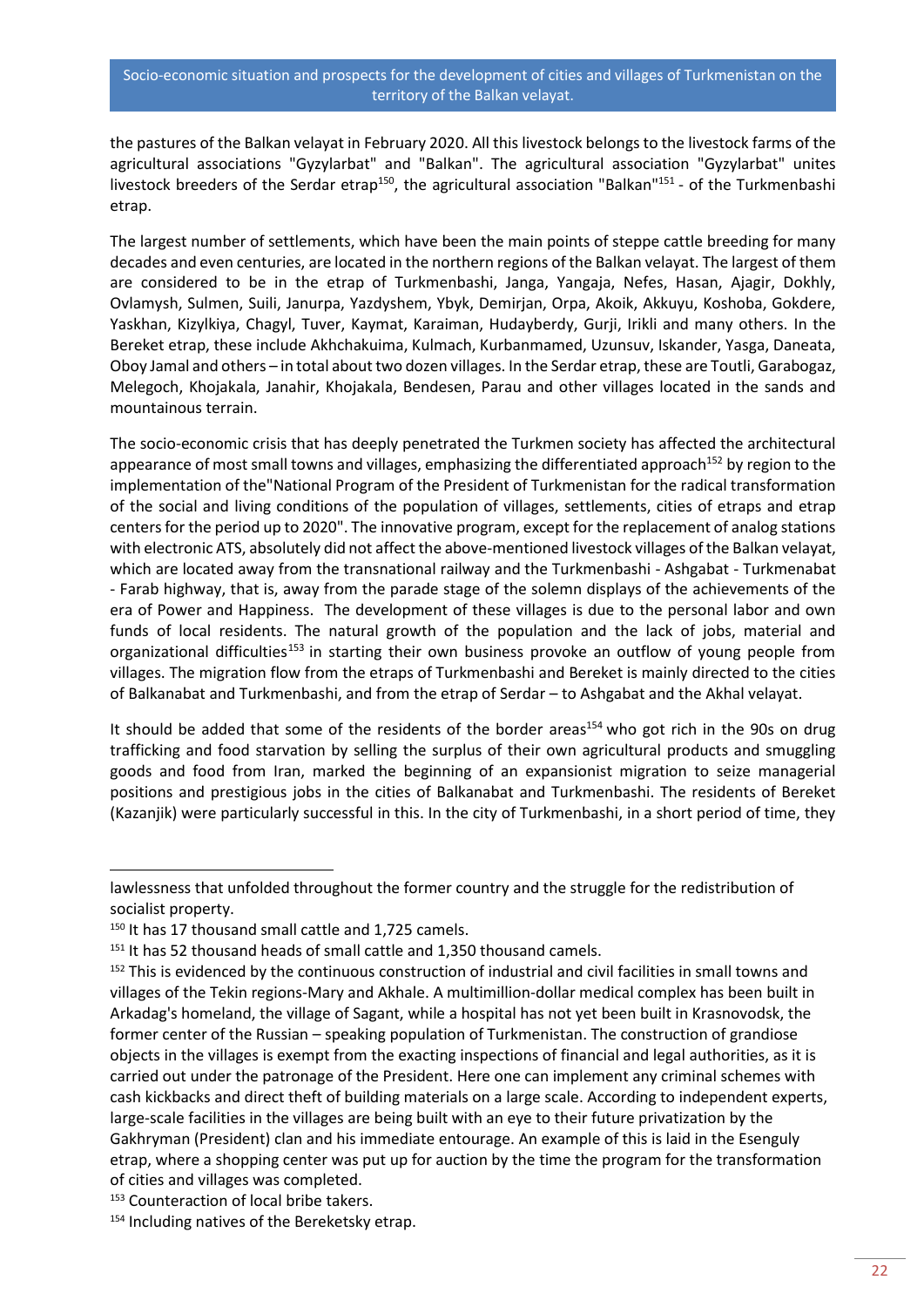the pastures of the Balkan velayat in February 2020. All this livestock belongs to the livestock farms of the agricultural associations "Gyzylarbat" and "Balkan". The agricultural association "Gyzylarbat" unites livestock breeders of the Serdar etrap[150], the agricultural association "Balkan"[151] - of the Turkmenbashi etrap.

The largest number of settlements, which have been the main points of steppe cattle breeding for many decades and even centuries, are located in the northern regions of the Balkan velayat. The largest of them are considered to be in the etrap of Turkmenbashi, Janga, Yangaja, Nefes, Hasan, Ajagir, Dokhly, Ovlamysh, Sulmen, Suili, Janurpa, Yazdyshem, Ybyk, Demirjan, Orpa, Akoik, Akkuyu, Koshoba, Gokdere, Yaskhan, Kizylkiya, Chagyl, Tuver, Kaymat, Karaiman, Hudayberdy, Gurji, Irikli and many others. In the Bereket etrap, these include Akhchakuima, Kulmach, Kurbanmamed, Uzunsuv, Iskander, Yasga, Daneata, Oboy Jamal and others – in total about two dozen villages. In the Serdar etrap, these are Toutli, Garabogaz, Melegoch, Khojakala, Janahir, Khojakala, Bendesen, Parau and other villages located in the sands and mountainous terrain.

The socio-economic crisis that has deeply penetrated the Turkmen society has affected the architectural appearance of most small towns and villages, emphasizing the differentiated approach[152] by region to the implementation of the"National Program of the President of Turkmenistan for the radical transformation of the social and living conditions of the population of villages, settlements, cities of etraps and etrap centers for the period up to 2020". The innovative program, except for the replacement of analog stations with electronic ATS, absolutely did not affect the above-mentioned livestock villages of the Balkan velayat, which are located away from the transnational railway and the Turkmenbashi - Ashgabat - Turkmenabat - Farab highway, that is, away from the parade stage of the solemn displays of the achievements of the era of Power and Happiness. The development of these villages is due to the personal labor and own funds of local residents. The natural growth of the population and the lack of jobs, material and organizational difficulties[153] in starting their own business provoke an outflow of young people from villages. The migration flow from the etraps of Turkmenbashi and Bereket is mainly directed to the cities of Balkanabat and Turkmenbashi, and from the etrap of Serdar – to Ashgabat and the Akhal velayat.

It should be added that some of the residents of the border areas[154] who got rich in the 90s on drug trafficking and food starvation by selling the surplus of their own agricultural products and smuggling goods and food from Iran, marked the beginning of an expansionist migration to seize managerial positions and prestigious jobs in the cities of Balkanabat and Turkmenbashi. The residents of Bereket (Kazanjik) were particularly successful in this. In the city of Turkmenbashi, in a short period of time, they

---

lawlessness that unfolded throughout the former country and the struggle for the redistribution of socialist property.

[150] It has 17 thousand small cattle and 1,725 camels.

[151] It has 52 thousand heads of small cattle and 1,350 thousand camels.

[152] This is evidenced by the continuous construction of industrial and civil facilities in small towns and villages of the Tekin regions-Mary and Akhale. A multimillion-dollar medical complex has been built in Arkadag's homeland, the village of Sagant, while a hospital has not yet been built in Krasnovodsk, the former center of the Russian – speaking population of Turkmenistan. The construction of grandiose objects in the villages is exempt from the exacting inspections of financial and legal authorities, as it is carried out under the patronage of the President. Here one can implement any criminal schemes with cash kickbacks and direct theft of building materials on a large scale. According to independent experts, large-scale facilities in the villages are being built with an eye to their future privatization by the Gakhryman (President) clan and his immediate entourage. An example of this is laid in the Esenguly etrap, where a shopping center was put up for auction by the time the program for the transformation of cities and villages was completed.

[153] Counteraction of local bribe takers.

[154] Including natives of the Bereketsky etrap.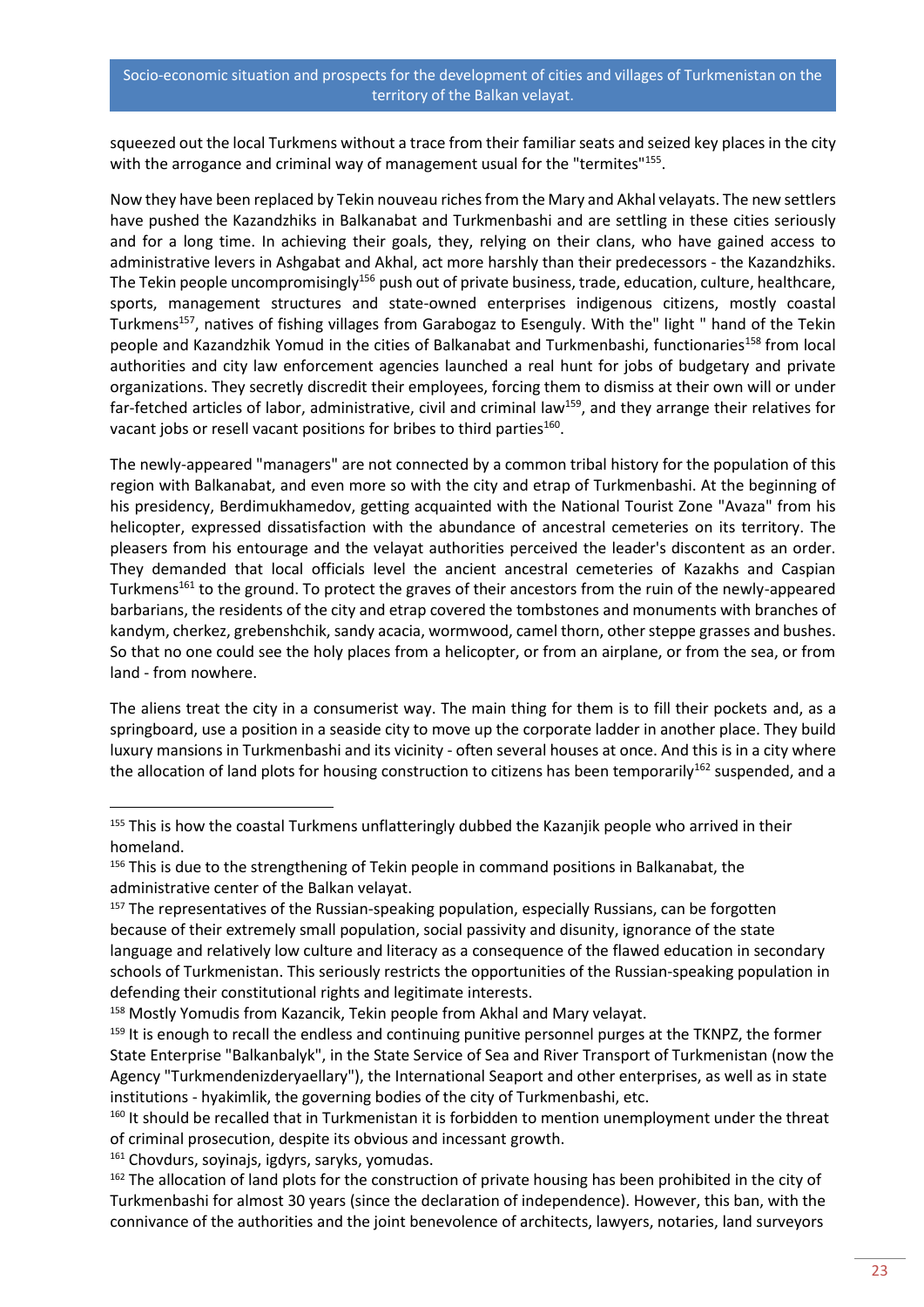squeezed out the local Turkmens without a trace from their familiar seats and seized key places in the city with the arrogance and criminal way of management usual for the "termites"[155].

Now they have been replaced by Tekin nouveau riches from the Mary and Akhal velayats. The new settlers have pushed the Kazandzhiks in Balkanabat and Turkmenbashi and are settling in these cities seriously and for a long time. In achieving their goals, they, relying on their clans, who have gained access to administrative levers in Ashgabat and Akhal, act more harshly than their predecessors - the Kazandzhiks. The Tekin people uncompromisingly[156] push out of private business, trade, education, culture, healthcare, sports, management structures and state-owned enterprises indigenous citizens, mostly coastal Turkmens[157], natives of fishing villages from Garabogaz to Esenguly. With the" light " hand of the Tekin people and Kazandzhik Yomud in the cities of Balkanabat and Turkmenbashi, functionaries[158] from local authorities and city law enforcement agencies launched a real hunt for jobs of budgetary and private organizations. They secretly discredit their employees, forcing them to dismiss at their own will or under far-fetched articles of labor, administrative, civil and criminal law[159], and they arrange their relatives for vacant jobs or resell vacant positions for bribes to third parties[160].

The newly-appeared "managers" are not connected by a common tribal history for the population of this region with Balkanabat, and even more so with the city and etrap of Turkmenbashi. At the beginning of his presidency, Berdimukhamedov, getting acquainted with the National Tourist Zone "Avaza" from his helicopter, expressed dissatisfaction with the abundance of ancestral cemeteries on its territory. The pleasers from his entourage and the velayat authorities perceived the leader's discontent as an order. They demanded that local officials level the ancient ancestral cemeteries of Kazakhs and Caspian Turkmens[161] to the ground. To protect the graves of their ancestors from the ruin of the newly-appeared barbarians, the residents of the city and etrap covered the tombstones and monuments with branches of kandym, cherkez, grebenshchik, sandy acacia, wormwood, camel thorn, other steppe grasses and bushes. So that no one could see the holy places from a helicopter, or from an airplane, or from the sea, or from land - from nowhere.

The aliens treat the city in a consumerist way. The main thing for them is to fill their pockets and, as a springboard, use a position in a seaside city to move up the corporate ladder in another place. They build luxury mansions in Turkmenbashi and its vicinity - often several houses at once. And this is in a city where the allocation of land plots for housing construction to citizens has been temporarily[162] suspended, and a

---

[155] This is how the coastal Turkmens unflatteringly dubbed the Kazanjik people who arrived in their homeland.

[156] This is due to the strengthening of Tekin people in command positions in Balkanabat, the administrative center of the Balkan velayat.

[157] The representatives of the Russian-speaking population, especially Russians, can be forgotten because of their extremely small population, social passivity and disunity, ignorance of the state language and relatively low culture and literacy as a consequence of the flawed education in secondary schools of Turkmenistan. This seriously restricts the opportunities of the Russian-speaking population in defending their constitutional rights and legitimate interests.

[158] Mostly Yomudis from Kazancik, Tekin people from Akhal and Mary velayat.

[159] It is enough to recall the endless and continuing punitive personnel purges at the TKNPZ, the former State Enterprise "Balkanbalyk", in the State Service of Sea and River Transport of Turkmenistan (now the Agency "Turkmendenizderyaellary"), the International Seaport and other enterprises, as well as in state institutions - hyakimlik, the governing bodies of the city of Turkmenbashi, etc.

[160] It should be recalled that in Turkmenistan it is forbidden to mention unemployment under the threat of criminal prosecution, despite its obvious and incessant growth.

[161] Chovdurs, soyinajs, igdyrs, saryks, yomudas.

[162] The allocation of land plots for the construction of private housing has been prohibited in the city of Turkmenbashi for almost 30 years (since the declaration of independence). However, this ban, with the connivance of the authorities and the joint benevolence of architects, lawyers, notaries, land surveyors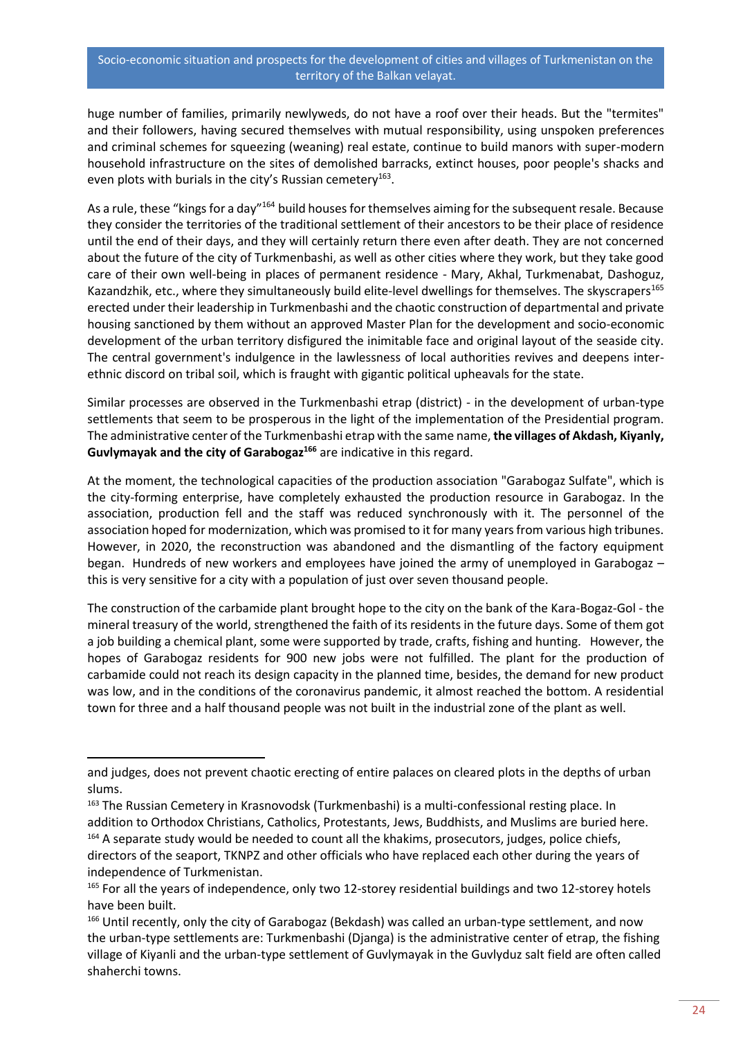huge number of families, primarily newlyweds, do not have a roof over their heads. But the "termites" and their followers, having secured themselves with mutual responsibility, using unspoken preferences and criminal schemes for squeezing (weaning) real estate, continue to build manors with super-modern household infrastructure on the sites of demolished barracks, extinct houses, poor people's shacks and even plots with burials in the city's Russian cemetery[163].

As a rule, these "kings for a day"[164] build houses for themselves aiming for the subsequent resale. Because they consider the territories of the traditional settlement of their ancestors to be their place of residence until the end of their days, and they will certainly return there even after death. They are not concerned about the future of the city of Turkmenbashi, as well as other cities where they work, but they take good care of their own well-being in places of permanent residence - Mary, Akhal, Turkmenabat, Dashoguz, Kazandzhik, etc., where they simultaneously build elite-level dwellings for themselves. The skyscrapers[165] erected under their leadership in Turkmenbashi and the chaotic construction of departmental and private housing sanctioned by them without an approved Master Plan for the development and socio-economic development of the urban territory disfigured the inimitable face and original layout of the seaside city. The central government's indulgence in the lawlessness of local authorities revives and deepens inter-ethnic discord on tribal soil, which is fraught with gigantic political upheavals for the state.

Similar processes are observed in the Turkmenbashi etrap (district) - in the development of urban-type settlements that seem to be prosperous in the light of the implementation of the Presidential program. The administrative center of the Turkmenbashi etrap with the same name, **the villages of Akdash, Kiyanly, Guvlymayak and the city of Garabogaz[166]** are indicative in this regard.

At the moment, the technological capacities of the production association "Garabogaz Sulfate", which is the city-forming enterprise, have completely exhausted the production resource in Garabogaz. In the association, production fell and the staff was reduced synchronously with it. The personnel of the association hoped for modernization, which was promised to it for many years from various high tribunes. However, in 2020, the reconstruction was abandoned and the dismantling of the factory equipment began. Hundreds of new workers and employees have joined the army of unemployed in Garabogaz – this is very sensitive for a city with a population of just over seven thousand people.

The construction of the carbamide plant brought hope to the city on the bank of the Kara-Bogaz-Gol - the mineral treasury of the world, strengthened the faith of its residents in the future days. Some of them got a job building a chemical plant, some were supported by trade, crafts, fishing and hunting. However, the hopes of Garabogaz residents for 900 new jobs were not fulfilled. The plant for the production of carbamide could not reach its design capacity in the planned time, besides, the demand for new product was low, and in the conditions of the coronavirus pandemic, it almost reached the bottom. A residential town for three and a half thousand people was not built in the industrial zone of the plant as well.

---

and judges, does not prevent chaotic erecting of entire palaces on cleared plots in the depths of urban slums.

[163] The Russian Cemetery in Krasnovodsk (Turkmenbashi) is a multi-confessional resting place. In addition to Orthodox Christians, Catholics, Protestants, Jews, Buddhists, and Muslims are buried here.

[164] A separate study would be needed to count all the khakims, prosecutors, judges, police chiefs, directors of the seaport, TKNPZ and other officials who have replaced each other during the years of independence of Turkmenistan.

[165] For all the years of independence, only two 12-storey residential buildings and two 12-storey hotels have been built.

[166] Until recently, only the city of Garabogaz (Bekdash) was called an urban-type settlement, and now the urban-type settlements are: Turkmenbashi (Djanga) is the administrative center of etrap, the fishing village of Kiyanli and the urban-type settlement of Guvlymayak in the Guvlyduz salt field are often called shaherchi towns.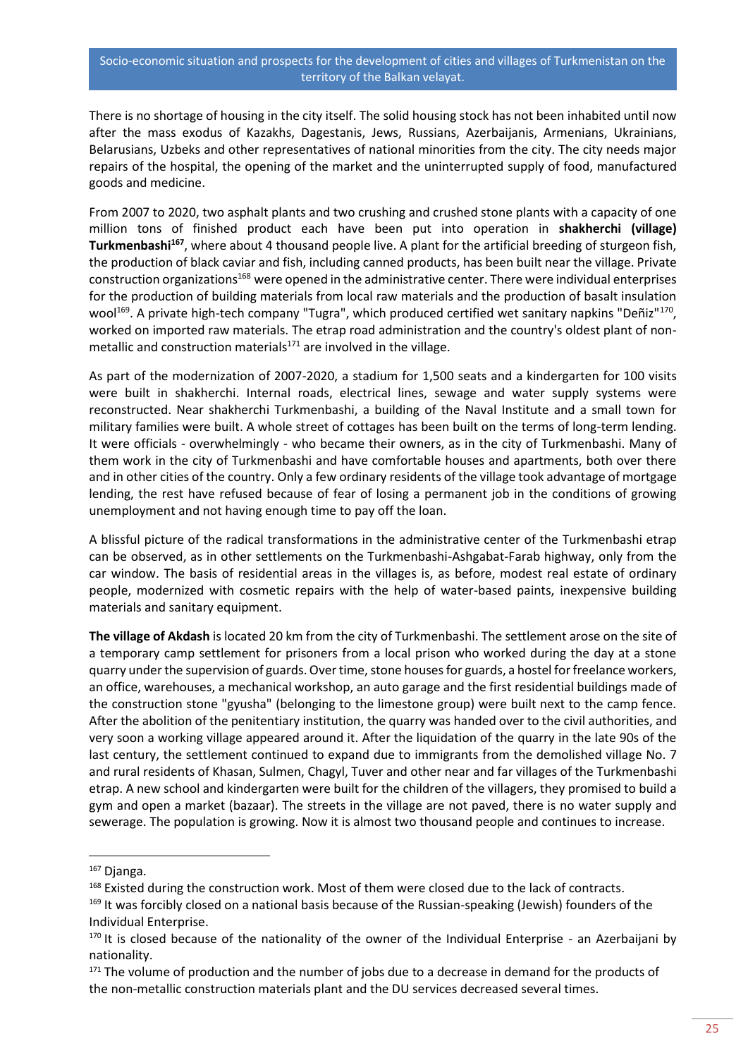There is no shortage of housing in the city itself. The solid housing stock has not been inhabited until now after the mass exodus of Kazakhs, Dagestanis, Jews, Russians, Azerbaijanis, Armenians, Ukrainians, Belarusians, Uzbeks and other representatives of national minorities from the city. The city needs major repairs of the hospital, the opening of the market and the uninterrupted supply of food, manufactured goods and medicine.

From 2007 to 2020, two asphalt plants and two crushing and crushed stone plants with a capacity of one million tons of finished product each have been put into operation in **shakherchi (village) Turkmenbashi**[167], where about 4 thousand people live. A plant for the artificial breeding of sturgeon fish, the production of black caviar and fish, including canned products, has been built near the village. Private construction organizations[168] were opened in the administrative center. There were individual enterprises for the production of building materials from local raw materials and the production of basalt insulation wool[169]. A private high-tech company "Tugra", which produced certified wet sanitary napkins "Deñiz"[170], worked on imported raw materials. The etrap road administration and the country's oldest plant of non-metallic and construction materials[171] are involved in the village.

As part of the modernization of 2007-2020, a stadium for 1,500 seats and a kindergarten for 100 visits were built in shakherchi. Internal roads, electrical lines, sewage and water supply systems were reconstructed. Near shakherchi Turkmenbashi, a building of the Naval Institute and a small town for military families were built. A whole street of cottages has been built on the terms of long-term lending. It were officials - overwhelmingly - who became their owners, as in the city of Turkmenbashi. Many of them work in the city of Turkmenbashi and have comfortable houses and apartments, both over there and in other cities of the country. Only a few ordinary residents of the village took advantage of mortgage lending, the rest have refused because of fear of losing a permanent job in the conditions of growing unemployment and not having enough time to pay off the loan.

A blissful picture of the radical transformations in the administrative center of the Turkmenbashi etrap can be observed, as in other settlements on the Turkmenbashi-Ashgabat-Farab highway, only from the car window. The basis of residential areas in the villages is, as before, modest real estate of ordinary people, modernized with cosmetic repairs with the help of water-based paints, inexpensive building materials and sanitary equipment.

**The village of Akdash** is located 20 km from the city of Turkmenbashi. The settlement arose on the site of a temporary camp settlement for prisoners from a local prison who worked during the day at a stone quarry under the supervision of guards. Over time, stone houses for guards, a hostel for freelance workers, an office, warehouses, a mechanical workshop, an auto garage and the first residential buildings made of the construction stone "gyusha" (belonging to the limestone group) were built next to the camp fence. After the abolition of the penitentiary institution, the quarry was handed over to the civil authorities, and very soon a working village appeared around it. After the liquidation of the quarry in the late 90s of the last century, the settlement continued to expand due to immigrants from the demolished village No. 7 and rural residents of Khasan, Sulmen, Chagyl, Tuver and other near and far villages of the Turkmenbashi etrap. A new school and kindergarten were built for the children of the villagers, they promised to build a gym and open a market (bazaar). The streets in the village are not paved, there is no water supply and sewerage. The population is growing. Now it is almost two thousand people and continues to increase.

---

[167] Djanga.

[168] Existed during the construction work. Most of them were closed due to the lack of contracts.

[169] It was forcibly closed on a national basis because of the Russian-speaking (Jewish) founders of the Individual Enterprise.

[170] It is closed because of the nationality of the owner of the Individual Enterprise - an Azerbaijani by nationality.

[171] The volume of production and the number of jobs due to a decrease in demand for the products of the non-metallic construction materials plant and the DU services decreased several times.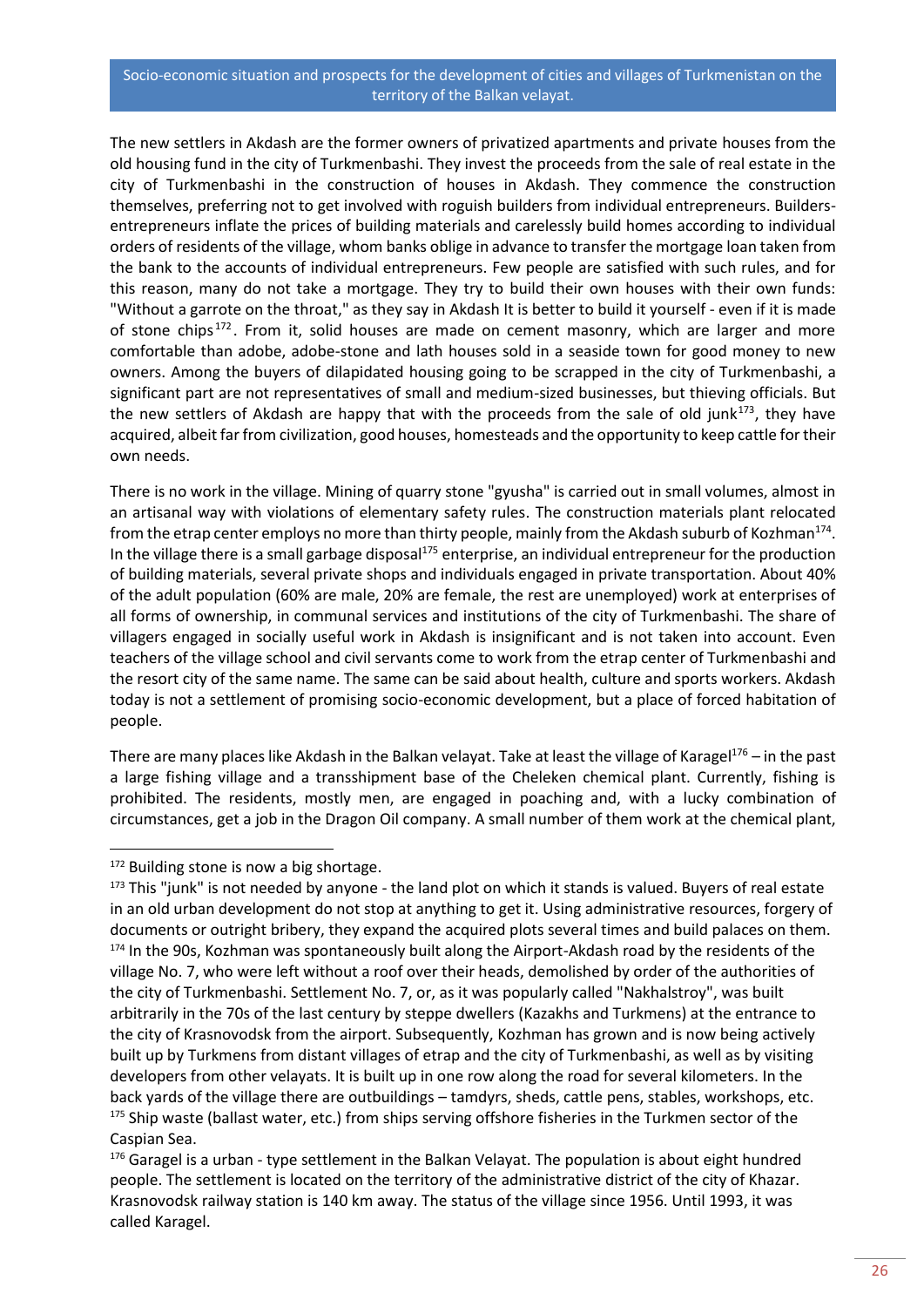The new settlers in Akdash are the former owners of privatized apartments and private houses from the old housing fund in the city of Turkmenbashi. They invest the proceeds from the sale of real estate in the city of Turkmenbashi in the construction of houses in Akdash. They commence the construction themselves, preferring not to get involved with roguish builders from individual entrepreneurs. Builders-entrepreneurs inflate the prices of building materials and carelessly build homes according to individual orders of residents of the village, whom banks oblige in advance to transfer the mortgage loan taken from the bank to the accounts of individual entrepreneurs. Few people are satisfied with such rules, and for this reason, many do not take a mortgage. They try to build their own houses with their own funds: "Without a garrote on the throat," as they say in Akdash It is better to build it yourself - even if it is made of stone chips[172]. From it, solid houses are made on cement masonry, which are larger and more comfortable than adobe, adobe-stone and lath houses sold in a seaside town for good money to new owners. Among the buyers of dilapidated housing going to be scrapped in the city of Turkmenbashi, a significant part are not representatives of small and medium-sized businesses, but thieving officials. But the new settlers of Akdash are happy that with the proceeds from the sale of old junk[173], they have acquired, albeit far from civilization, good houses, homesteads and the opportunity to keep cattle for their own needs.

There is no work in the village. Mining of quarry stone "gyusha" is carried out in small volumes, almost in an artisanal way with violations of elementary safety rules. The construction materials plant relocated from the etrap center employs no more than thirty people, mainly from the Akdash suburb of Kozhman[174]. In the village there is a small garbage disposal[175] enterprise, an individual entrepreneur for the production of building materials, several private shops and individuals engaged in private transportation. About 40% of the adult population (60% are male, 20% are female, the rest are unemployed) work at enterprises of all forms of ownership, in communal services and institutions of the city of Turkmenbashi. The share of villagers engaged in socially useful work in Akdash is insignificant and is not taken into account. Even teachers of the village school and civil servants come to work from the etrap center of Turkmenbashi and the resort city of the same name. The same can be said about health, culture and sports workers. Akdash today is not a settlement of promising socio-economic development, but a place of forced habitation of people.

There are many places like Akdash in the Balkan velayat. Take at least the village of Karagel[176] – in the past a large fishing village and a transshipment base of the Cheleken chemical plant. Currently, fishing is prohibited. The residents, mostly men, are engaged in poaching and, with a lucky combination of circumstances, get a job in the Dragon Oil company. A small number of them work at the chemical plant,

---

[172] Building stone is now a big shortage.

[173] This "junk" is not needed by anyone - the land plot on which it stands is valued. Buyers of real estate in an old urban development do not stop at anything to get it. Using administrative resources, forgery of documents or outright bribery, they expand the acquired plots several times and build palaces on them.

[174] In the 90s, Kozhman was spontaneously built along the Airport-Akdash road by the residents of the village No. 7, who were left without a roof over their heads, demolished by order of the authorities of the city of Turkmenbashi. Settlement No. 7, or, as it was popularly called "Nakhalstroy", was built arbitrarily in the 70s of the last century by steppe dwellers (Kazakhs and Turkmens) at the entrance to the city of Krasnovodsk from the airport. Subsequently, Kozhman has grown and is now being actively built up by Turkmens from distant villages of etrap and the city of Turkmenbashi, as well as by visiting developers from other velayats. It is built up in one row along the road for several kilometers. In the back yards of the village there are outbuildings – tamdyrs, sheds, cattle pens, stables, workshops, etc.

[175] Ship waste (ballast water, etc.) from ships serving offshore fisheries in the Turkmen sector of the Caspian Sea.

[176] Garagel is a urban - type settlement in the Balkan Velayat. The population is about eight hundred people. The settlement is located on the territory of the administrative district of the city of Khazar. Krasnovodsk railway station is 140 km away. The status of the village since 1956. Until 1993, it was called Karagel.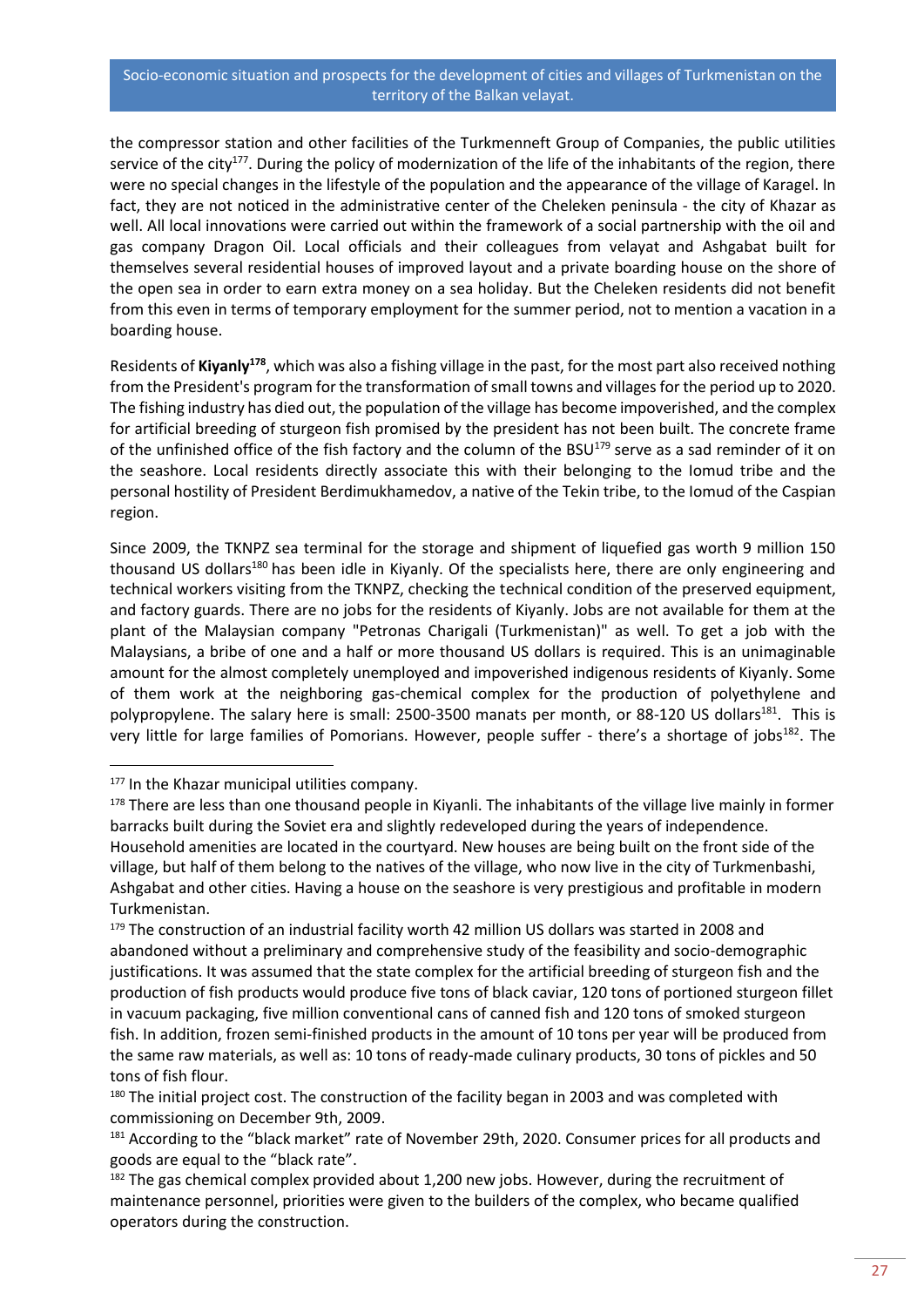the compressor station and other facilities of the Turkmenneft Group of Companies, the public utilities service of the city[177]. During the policy of modernization of the life of the inhabitants of the region, there were no special changes in the lifestyle of the population and the appearance of the village of Karagel. In fact, they are not noticed in the administrative center of the Cheleken peninsula - the city of Khazar as well. All local innovations were carried out within the framework of a social partnership with the oil and gas company Dragon Oil. Local officials and their colleagues from velayat and Ashgabat built for themselves several residential houses of improved layout and a private boarding house on the shore of the open sea in order to earn extra money on a sea holiday. But the Cheleken residents did not benefit from this even in terms of temporary employment for the summer period, not to mention a vacation in a boarding house.

Residents of **Kiyanly**[178], which was also a fishing village in the past, for the most part also received nothing from the President's program for the transformation of small towns and villages for the period up to 2020. The fishing industry has died out, the population of the village has become impoverished, and the complex for artificial breeding of sturgeon fish promised by the president has not been built. The concrete frame of the unfinished office of the fish factory and the column of the BSU[179] serve as a sad reminder of it on the seashore. Local residents directly associate this with their belonging to the Iomud tribe and the personal hostility of President Berdimukhamedov, a native of the Tekin tribe, to the Iomud of the Caspian region.

Since 2009, the TKNPZ sea terminal for the storage and shipment of liquefied gas worth 9 million 150 thousand US dollars[180] has been idle in Kiyanly. Of the specialists here, there are only engineering and technical workers visiting from the TKNPZ, checking the technical condition of the preserved equipment, and factory guards. There are no jobs for the residents of Kiyanly. Jobs are not available for them at the plant of the Malaysian company "Petronas Charigali (Turkmenistan)" as well. To get a job with the Malaysians, a bribe of one and a half or more thousand US dollars is required. This is an unimaginable amount for the almost completely unemployed and impoverished indigenous residents of Kiyanly. Some of them work at the neighboring gas-chemical complex for the production of polyethylene and polypropylene. The salary here is small: 2500-3500 manats per month, or 88-120 US dollars[181]. This is very little for large families of Pomorians. However, people suffer - there's a shortage of jobs[182]. The

---

[177] In the Khazar municipal utilities company.

[178] There are less than one thousand people in Kiyanli. The inhabitants of the village live mainly in former barracks built during the Soviet era and slightly redeveloped during the years of independence. Household amenities are located in the courtyard. New houses are being built on the front side of the village, but half of them belong to the natives of the village, who now live in the city of Turkmenbashi, Ashgabat and other cities. Having a house on the seashore is very prestigious and profitable in modern Turkmenistan.

[179] The construction of an industrial facility worth 42 million US dollars was started in 2008 and abandoned without a preliminary and comprehensive study of the feasibility and socio-demographic justifications. It was assumed that the state complex for the artificial breeding of sturgeon fish and the production of fish products would produce five tons of black caviar, 120 tons of portioned sturgeon fillet in vacuum packaging, five million conventional cans of canned fish and 120 tons of smoked sturgeon fish. In addition, frozen semi-finished products in the amount of 10 tons per year will be produced from the same raw materials, as well as: 10 tons of ready-made culinary products, 30 tons of pickles and 50 tons of fish flour.

[180] The initial project cost. The construction of the facility began in 2003 and was completed with commissioning on December 9th, 2009.

[181] According to the "black market" rate of November 29th, 2020. Consumer prices for all products and goods are equal to the "black rate".

[182] The gas chemical complex provided about 1,200 new jobs. However, during the recruitment of maintenance personnel, priorities were given to the builders of the complex, who became qualified operators during the construction.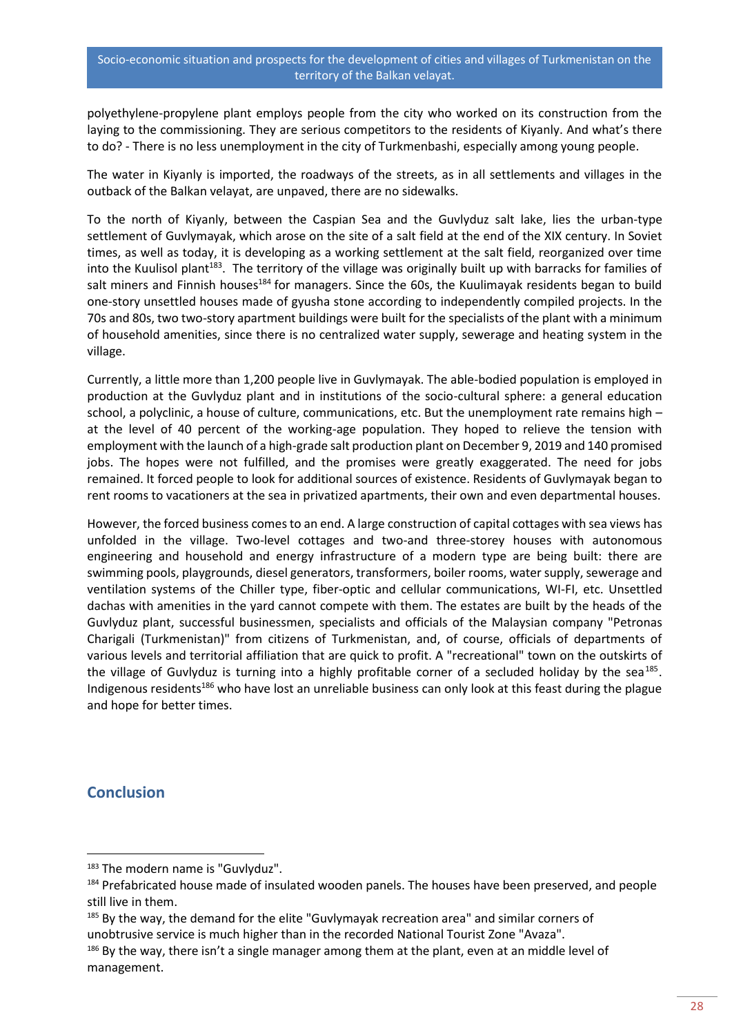polyethylene-propylene plant employs people from the city who worked on its construction from the laying to the commissioning. They are serious competitors to the residents of Kiyanly. And what's there to do? - There is no less unemployment in the city of Turkmenbashi, especially among young people.

The water in Kiyanly is imported, the roadways of the streets, as in all settlements and villages in the outback of the Balkan velayat, are unpaved, there are no sidewalks.

To the north of Kiyanly, between the Caspian Sea and the Guvlyduz salt lake, lies the urban-type settlement of Guvlymayak, which arose on the site of a salt field at the end of the XIX century. In Soviet times, as well as today, it is developing as a working settlement at the salt field, reorganized over time into the Kuulisol plant[183]. The territory of the village was originally built up with barracks for families of salt miners and Finnish houses[184] for managers. Since the 60s, the Kuulimayak residents began to build one-story unsettled houses made of gyusha stone according to independently compiled projects. In the 70s and 80s, two two-story apartment buildings were built for the specialists of the plant with a minimum of household amenities, since there is no centralized water supply, sewerage and heating system in the village.

Currently, a little more than 1,200 people live in Guvlymayak. The able-bodied population is employed in production at the Guvlyduz plant and in institutions of the socio-cultural sphere: a general education school, a polyclinic, a house of culture, communications, etc. But the unemployment rate remains high – at the level of 40 percent of the working-age population. They hoped to relieve the tension with employment with the launch of a high-grade salt production plant on December 9, 2019 and 140 promised jobs. The hopes were not fulfilled, and the promises were greatly exaggerated. The need for jobs remained. It forced people to look for additional sources of existence. Residents of Guvlymayak began to rent rooms to vacationers at the sea in privatized apartments, their own and even departmental houses.

However, the forced business comes to an end. A large construction of capital cottages with sea views has unfolded in the village. Two-level cottages and two-and three-storey houses with autonomous engineering and household and energy infrastructure of a modern type are being built: there are swimming pools, playgrounds, diesel generators, transformers, boiler rooms, water supply, sewerage and ventilation systems of the Chiller type, fiber-optic and cellular communications, WI-FI, etc. Unsettled dachas with amenities in the yard cannot compete with them. The estates are built by the heads of the Guvlyduz plant, successful businessmen, specialists and officials of the Malaysian company "Petronas Charigali (Turkmenistan)" from citizens of Turkmenistan, and, of course, officials of departments of various levels and territorial affiliation that are quick to profit. A "recreational" town on the outskirts of the village of Guvlyduz is turning into a highly profitable corner of a secluded holiday by the sea[185]. Indigenous residents[186] who have lost an unreliable business can only look at this feast during the plague and hope for better times.

## Conclusion

---

[183] The modern name is "Guvlyduz".

[184] Prefabricated house made of insulated wooden panels. The houses have been preserved, and people still live in them.

[185] By the way, the demand for the elite "Guvlymayak recreation area" and similar corners of unobtrusive service is much higher than in the recorded National Tourist Zone "Avaza".

[186] By the way, there isn't a single manager among them at the plant, even at an middle level of management.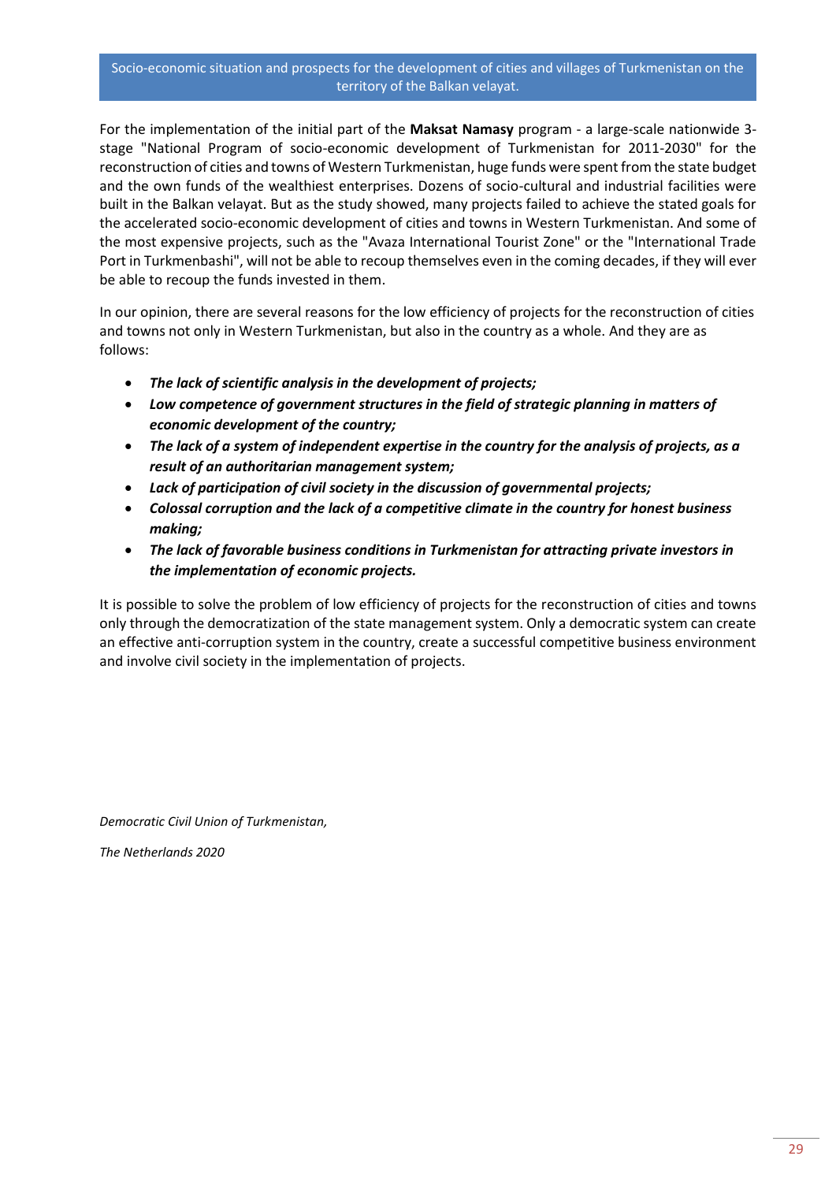## Socio-economic situation and prospects for the development of cities and villages of Turkmenistan on the territory of the Balkan velayat.

For the implementation of the initial part of the **Maksat Namasy** program - a large-scale nationwide 3-stage "National Program of socio-economic development of Turkmenistan for 2011-2030" for the reconstruction of cities and towns of Western Turkmenistan, huge funds were spent from the state budget and the own funds of the wealthiest enterprises. Dozens of socio-cultural and industrial facilities were built in the Balkan velayat. But as the study showed, many projects failed to achieve the stated goals for the accelerated socio-economic development of cities and towns in Western Turkmenistan. And some of the most expensive projects, such as the "Avaza International Tourist Zone" or the "International Trade Port in Turkmenbashi", will not be able to recoup themselves even in the coming decades, if they will ever be able to recoup the funds invested in them.

In our opinion, there are several reasons for the low efficiency of projects for the reconstruction of cities and towns not only in Western Turkmenistan, but also in the country as a whole. And they are as follows:

- ***The lack of scientific analysis in the development of projects;***
- ***Low competence of government structures in the field of strategic planning in matters of economic development of the country;***
- ***The lack of a system of independent expertise in the country for the analysis of projects, as a result of an authoritarian management system;***
- ***Lack of participation of civil society in the discussion of governmental projects;***
- ***Colossal corruption and the lack of a competitive climate in the country for honest business making;***
- ***The lack of favorable business conditions in Turkmenistan for attracting private investors in the implementation of economic projects.***

It is possible to solve the problem of low efficiency of projects for the reconstruction of cities and towns only through the democratization of the state management system. Only a democratic system can create an effective anti-corruption system in the country, create a successful competitive business environment and involve civil society in the implementation of projects.

*Democratic Civil Union of Turkmenistan,*

*The Netherlands 2020*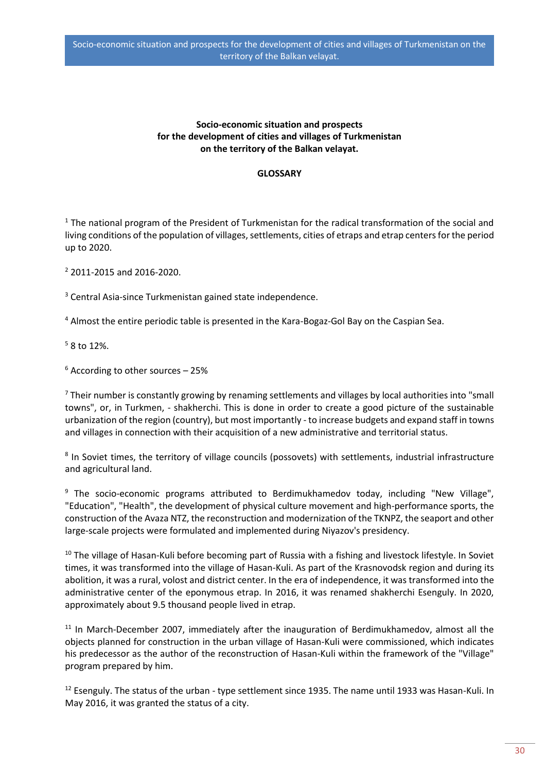**Socio-economic situation and prospects for the development of cities and villages of Turkmenistan on the territory of the Balkan velayat.**

**GLOSSARY**

[1] The national program of the President of Turkmenistan for the radical transformation of the social and living conditions of the population of villages, settlements, cities of etraps and etrap centers for the period up to 2020.

[2] 2011-2015 and 2016-2020.

[3] Central Asia-since Turkmenistan gained state independence.

[4] Almost the entire periodic table is presented in the Kara-Bogaz-Gol Bay on the Caspian Sea.

[5] 8 to 12%.

[6] According to other sources – 25%

[7] Their number is constantly growing by renaming settlements and villages by local authorities into "small towns", or, in Turkmen, - shakherchi. This is done in order to create a good picture of the sustainable urbanization of the region (country), but most importantly - to increase budgets and expand staff in towns and villages in connection with their acquisition of a new administrative and territorial status.

[8] In Soviet times, the territory of village councils (possovets) with settlements, industrial infrastructure and agricultural land.

[9] The socio-economic programs attributed to Berdimukhamedov today, including "New Village", "Education", "Health", the development of physical culture movement and high-performance sports, the construction of the Avaza NTZ, the reconstruction and modernization of the TKNPZ, the seaport and other large-scale projects were formulated and implemented during Niyazov's presidency.

[10] The village of Hasan-Kuli before becoming part of Russia with a fishing and livestock lifestyle. In Soviet times, it was transformed into the village of Hasan-Kuli. As part of the Krasnovodsk region and during its abolition, it was a rural, volost and district center. In the era of independence, it was transformed into the administrative center of the eponymous etrap. In 2016, it was renamed shakherchi Esenguly. In 2020, approximately about 9.5 thousand people lived in etrap.

[11] In March-December 2007, immediately after the inauguration of Berdimukhamedov, almost all the objects planned for construction in the urban village of Hasan-Kuli were commissioned, which indicates his predecessor as the author of the reconstruction of Hasan-Kuli within the framework of the "Village" program prepared by him.

[12] Esenguly. The status of the urban - type settlement since 1935. The name until 1933 was Hasan-Kuli. In May 2016, it was granted the status of a city.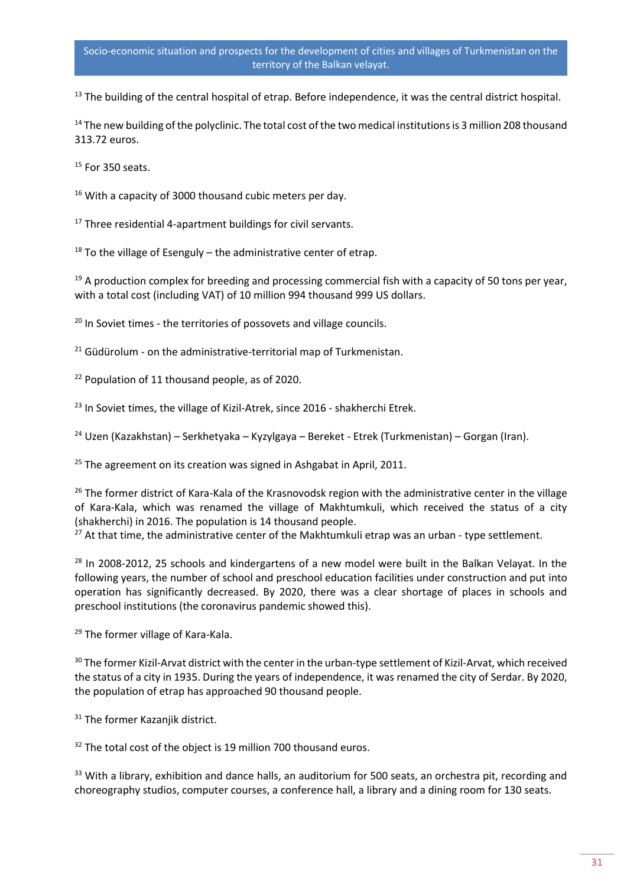[13] The building of the central hospital of etrap. Before independence, it was the central district hospital.

[14] The new building of the polyclinic. The total cost of the two medical institutions is 3 million 208 thousand 313.72 euros.

[15] For 350 seats.

[16] With a capacity of 3000 thousand cubic meters per day.

[17] Three residential 4-apartment buildings for civil servants.

[18] To the village of Esenguly – the administrative center of etrap.

[19] A production complex for breeding and processing commercial fish with a capacity of 50 tons per year, with a total cost (including VAT) of 10 million 994 thousand 999 US dollars.

[20] In Soviet times - the territories of possovets and village councils.

[21] Güdürolum - on the administrative-territorial map of Turkmenistan.

[22] Population of 11 thousand people, as of 2020.

[23] In Soviet times, the village of Kizil-Atrek, since 2016 - shakherchi Etrek.

[24] Uzen (Kazakhstan) – Serkhetyaka – Kyzylgaya – Bereket - Etrek (Turkmenistan) – Gorgan (Iran).

[25] The agreement on its creation was signed in Ashgabat in April, 2011.

[26] The former district of Kara-Kala of the Krasnovodsk region with the administrative center in the village of Kara-Kala, which was renamed the village of Makhtumkuli, which received the status of a city (shakherchi) in 2016. The population is 14 thousand people.

[27] At that time, the administrative center of the Makhtumkuli etrap was an urban - type settlement.

[28] In 2008-2012, 25 schools and kindergartens of a new model were built in the Balkan Velayat. In the following years, the number of school and preschool education facilities under construction and put into operation has significantly decreased. By 2020, there was a clear shortage of places in schools and preschool institutions (the coronavirus pandemic showed this).

[29] The former village of Kara-Kala.

[30] The former Kizil-Arvat district with the center in the urban-type settlement of Kizil-Arvat, which received the status of a city in 1935. During the years of independence, it was renamed the city of Serdar. By 2020, the population of etrap has approached 90 thousand people.

[31] The former Kazanjik district.

[32] The total cost of the object is 19 million 700 thousand euros.

[33] With a library, exhibition and dance halls, an auditorium for 500 seats, an orchestra pit, recording and choreography studios, computer courses, a conference hall, a library and a dining room for 130 seats.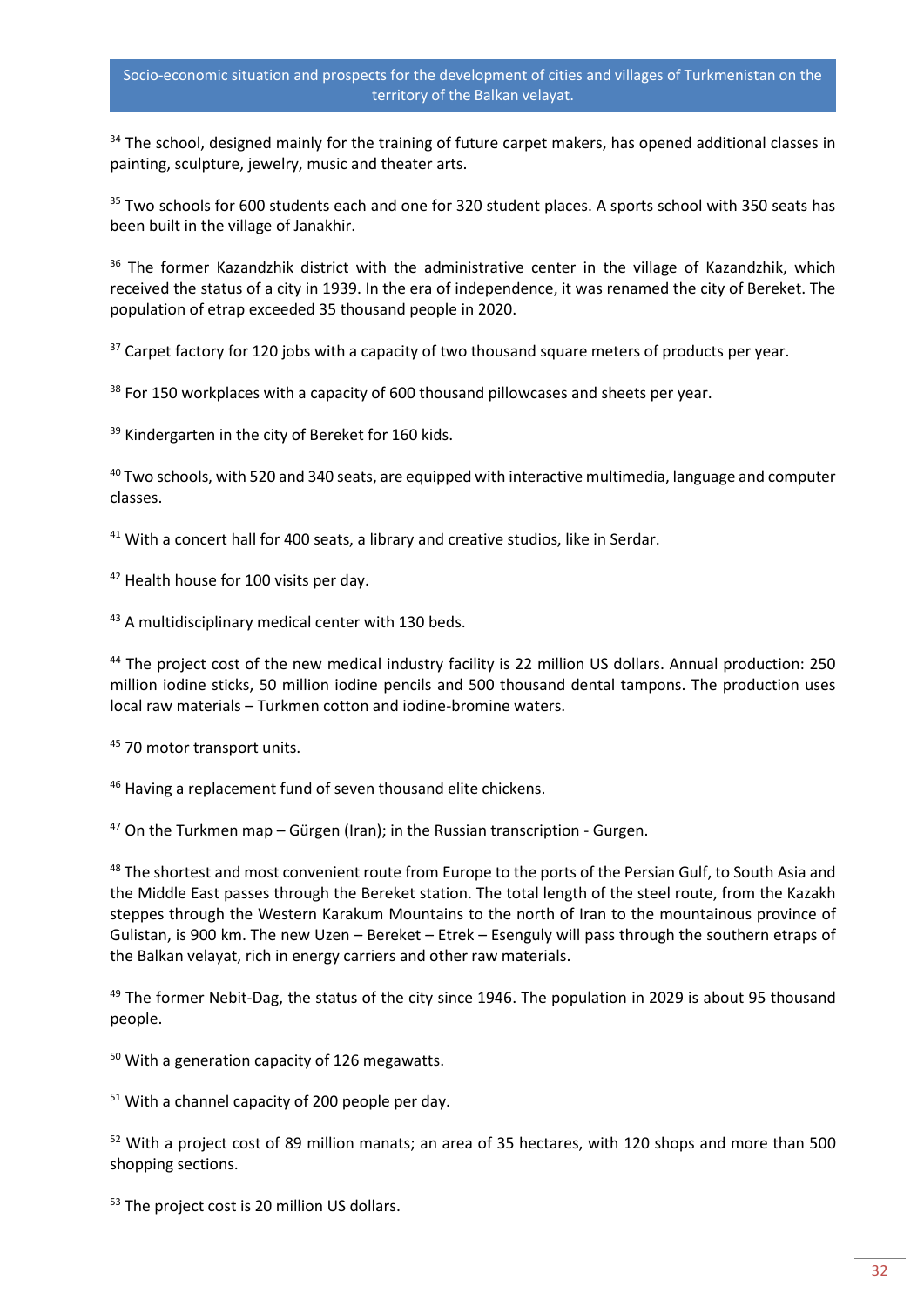[34] The school, designed mainly for the training of future carpet makers, has opened additional classes in painting, sculpture, jewelry, music and theater arts.

[35] Two schools for 600 students each and one for 320 student places. A sports school with 350 seats has been built in the village of Janakhir.

[36] The former Kazandzhik district with the administrative center in the village of Kazandzhik, which received the status of a city in 1939. In the era of independence, it was renamed the city of Bereket. The population of etrap exceeded 35 thousand people in 2020.

[37] Carpet factory for 120 jobs with a capacity of two thousand square meters of products per year.

[38] For 150 workplaces with a capacity of 600 thousand pillowcases and sheets per year.

[39] Kindergarten in the city of Bereket for 160 kids.

[40] Two schools, with 520 and 340 seats, are equipped with interactive multimedia, language and computer classes.

[41] With a concert hall for 400 seats, a library and creative studios, like in Serdar.

[42] Health house for 100 visits per day.

[43] A multidisciplinary medical center with 130 beds.

[44] The project cost of the new medical industry facility is 22 million US dollars. Annual production: 250 million iodine sticks, 50 million iodine pencils and 500 thousand dental tampons. The production uses local raw materials – Turkmen cotton and iodine-bromine waters.

[45] 70 motor transport units.

[46] Having a replacement fund of seven thousand elite chickens.

[47] On the Turkmen map – Gürgen (Iran); in the Russian transcription - Gurgen.

[48] The shortest and most convenient route from Europe to the ports of the Persian Gulf, to South Asia and the Middle East passes through the Bereket station. The total length of the steel route, from the Kazakh steppes through the Western Karakum Mountains to the north of Iran to the mountainous province of Gulistan, is 900 km. The new Uzen – Bereket – Etrek – Esenguly will pass through the southern etraps of the Balkan velayat, rich in energy carriers and other raw materials.

[49] The former Nebit-Dag, the status of the city since 1946. The population in 2029 is about 95 thousand people.

[50] With a generation capacity of 126 megawatts.

[51] With a channel capacity of 200 people per day.

[52] With a project cost of 89 million manats; an area of 35 hectares, with 120 shops and more than 500 shopping sections.

[53] The project cost is 20 million US dollars.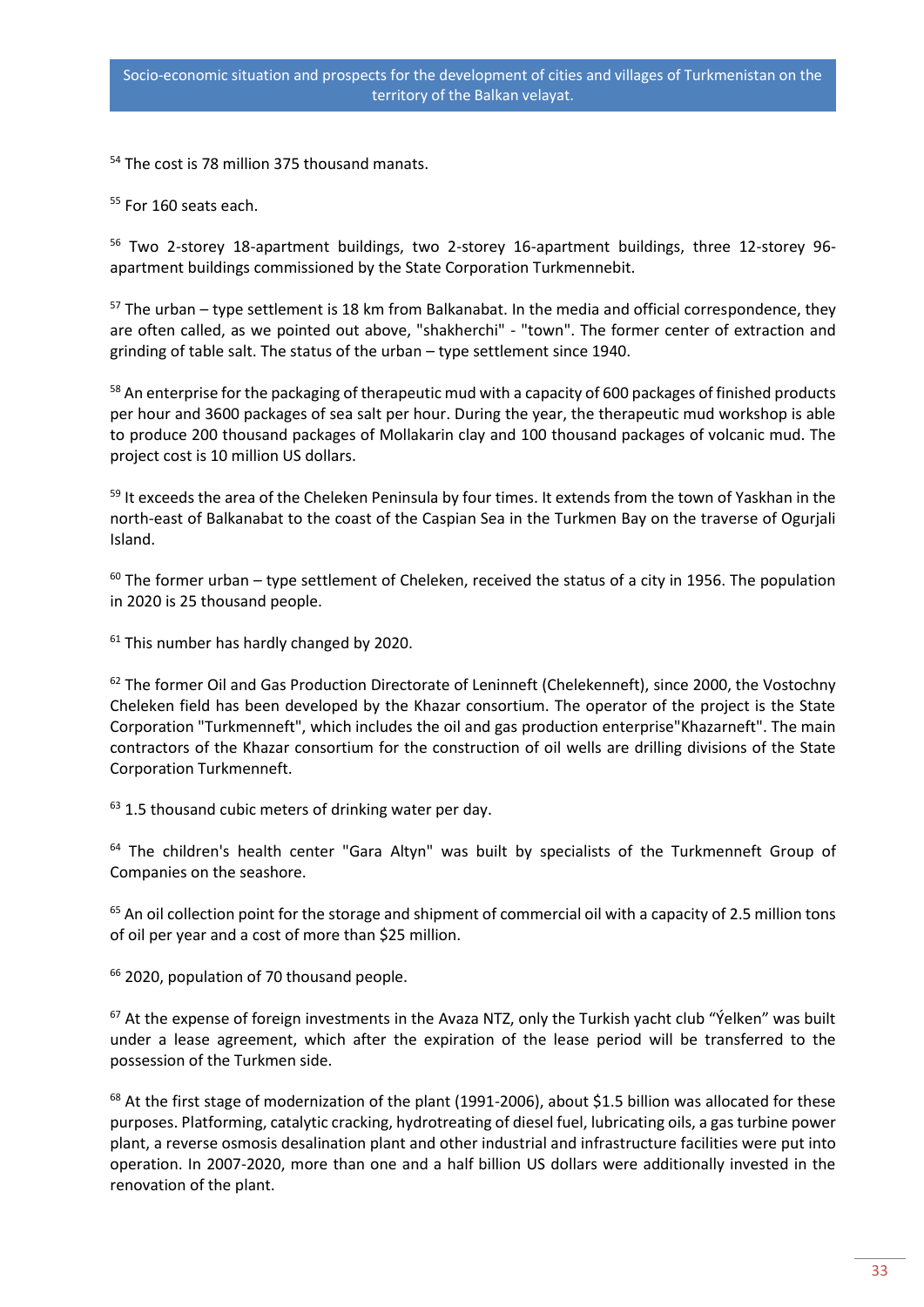[54] The cost is 78 million 375 thousand manats.

[55] For 160 seats each.

[56] Two 2-storey 18-apartment buildings, two 2-storey 16-apartment buildings, three 12-storey 96-apartment buildings commissioned by the State Corporation Turkmennebit.

[57] The urban – type settlement is 18 km from Balkanabat. In the media and official correspondence, they are often called, as we pointed out above, "shakherchi" - "town". The former center of extraction and grinding of table salt. The status of the urban – type settlement since 1940.

[58] An enterprise for the packaging of therapeutic mud with a capacity of 600 packages of finished products per hour and 3600 packages of sea salt per hour. During the year, the therapeutic mud workshop is able to produce 200 thousand packages of Mollakarin clay and 100 thousand packages of volcanic mud. The project cost is 10 million US dollars.

[59] It exceeds the area of the Cheleken Peninsula by four times. It extends from the town of Yaskhan in the north-east of Balkanabat to the coast of the Caspian Sea in the Turkmen Bay on the traverse of Ogurjali Island.

[60] The former urban – type settlement of Cheleken, received the status of a city in 1956. The population in 2020 is 25 thousand people.

[61] This number has hardly changed by 2020.

[62] The former Oil and Gas Production Directorate of Leninneft (Chelekenneft), since 2000, the Vostochny Cheleken field has been developed by the Khazar consortium. The operator of the project is the State Corporation "Turkmenneft", which includes the oil and gas production enterprise"Khazarneft". The main contractors of the Khazar consortium for the construction of oil wells are drilling divisions of the State Corporation Turkmenneft.

[63] 1.5 thousand cubic meters of drinking water per day.

[64] The children's health center "Gara Altyn" was built by specialists of the Turkmenneft Group of Companies on the seashore.

[65] An oil collection point for the storage and shipment of commercial oil with a capacity of 2.5 million tons of oil per year and a cost of more than $25 million.

[66] 2020, population of 70 thousand people.

[67] At the expense of foreign investments in the Avaza NTZ, only the Turkish yacht club "Ýelken" was built under a lease agreement, which after the expiration of the lease period will be transferred to the possession of the Turkmen side.

[68] At the first stage of modernization of the plant (1991-2006), about $1.5 billion was allocated for these purposes. Platforming, catalytic cracking, hydrotreating of diesel fuel, lubricating oils, a gas turbine power plant, a reverse osmosis desalination plant and other industrial and infrastructure facilities were put into operation. In 2007-2020, more than one and a half billion US dollars were additionally invested in the renovation of the plant.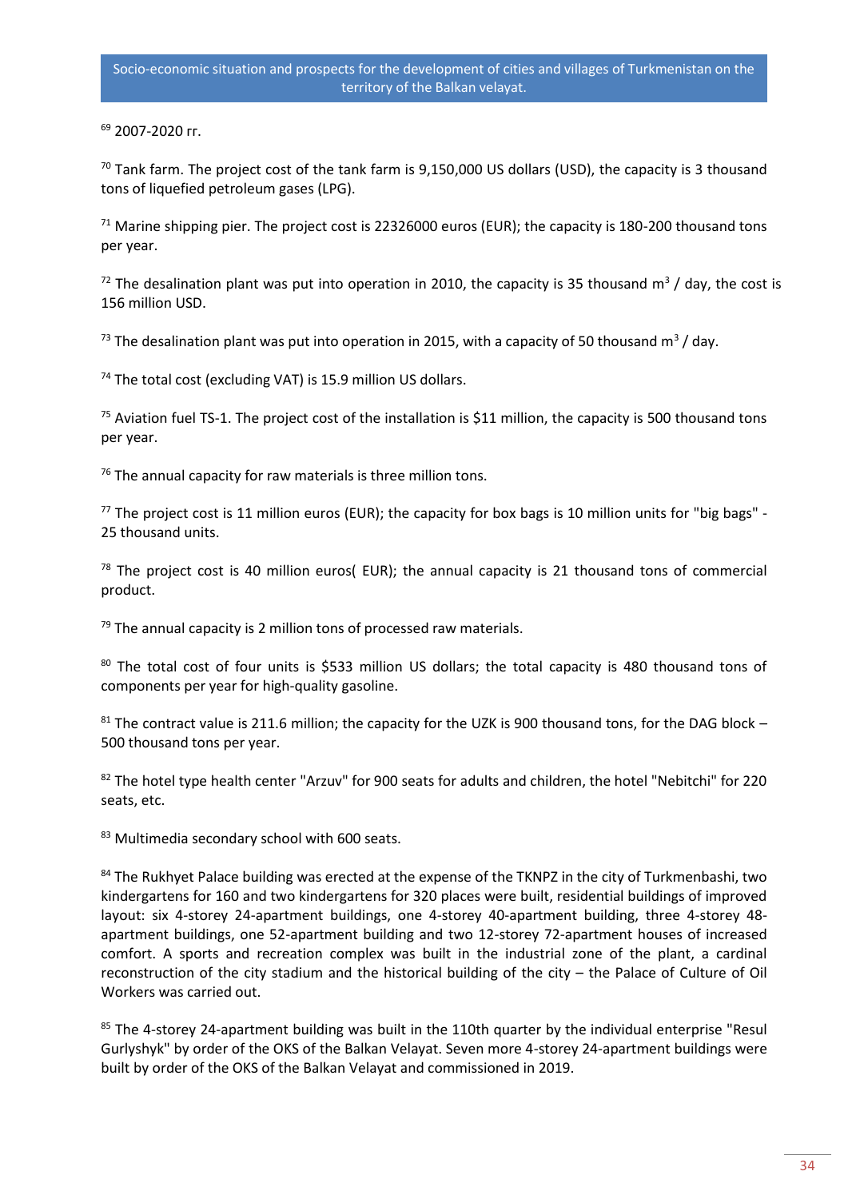[69] 2007-2020 rr.

[70] Tank farm. The project cost of the tank farm is 9,150,000 US dollars (USD), the capacity is 3 thousand tons of liquefied petroleum gases (LPG).

[71] Marine shipping pier. The project cost is 22326000 euros (EUR); the capacity is 180-200 thousand tons per year.

[72] The desalination plant was put into operation in 2010, the capacity is 35 thousand $m^3$ / day, the cost is 156 million USD.

[73] The desalination plant was put into operation in 2015, with a capacity of 50 thousand $m^3$ / day.

[74] The total cost (excluding VAT) is 15.9 million US dollars.

[75] Aviation fuel TS-1. The project cost of the installation is $11 million, the capacity is 500 thousand tons per year.

[76] The annual capacity for raw materials is three million tons.

[77] The project cost is 11 million euros (EUR); the capacity for box bags is 10 million units for "big bags" - 25 thousand units.

[78] The project cost is 40 million euros( EUR); the annual capacity is 21 thousand tons of commercial product.

[79] The annual capacity is 2 million tons of processed raw materials.

[80] The total cost of four units is $533 million US dollars; the total capacity is 480 thousand tons of components per year for high-quality gasoline.

[81] The contract value is 211.6 million; the capacity for the UZK is 900 thousand tons, for the DAG block – 500 thousand tons per year.

[82] The hotel type health center "Arzuv" for 900 seats for adults and children, the hotel "Nebitchi" for 220 seats, etc.

[83] Multimedia secondary school with 600 seats.

[84] The Rukhyet Palace building was erected at the expense of the TKNPZ in the city of Turkmenbashi, two kindergartens for 160 and two kindergartens for 320 places were built, residential buildings of improved layout: six 4-storey 24-apartment buildings, one 4-storey 40-apartment building, three 4-storey 48-apartment buildings, one 52-apartment building and two 12-storey 72-apartment houses of increased comfort. A sports and recreation complex was built in the industrial zone of the plant, a cardinal reconstruction of the city stadium and the historical building of the city – the Palace of Culture of Oil Workers was carried out.

[85] The 4-storey 24-apartment building was built in the 110th quarter by the individual enterprise "Resul Gurlyshyk" by order of the OKS of the Balkan Velayat. Seven more 4-storey 24-apartment buildings were built by order of the OKS of the Balkan Velayat and commissioned in 2019.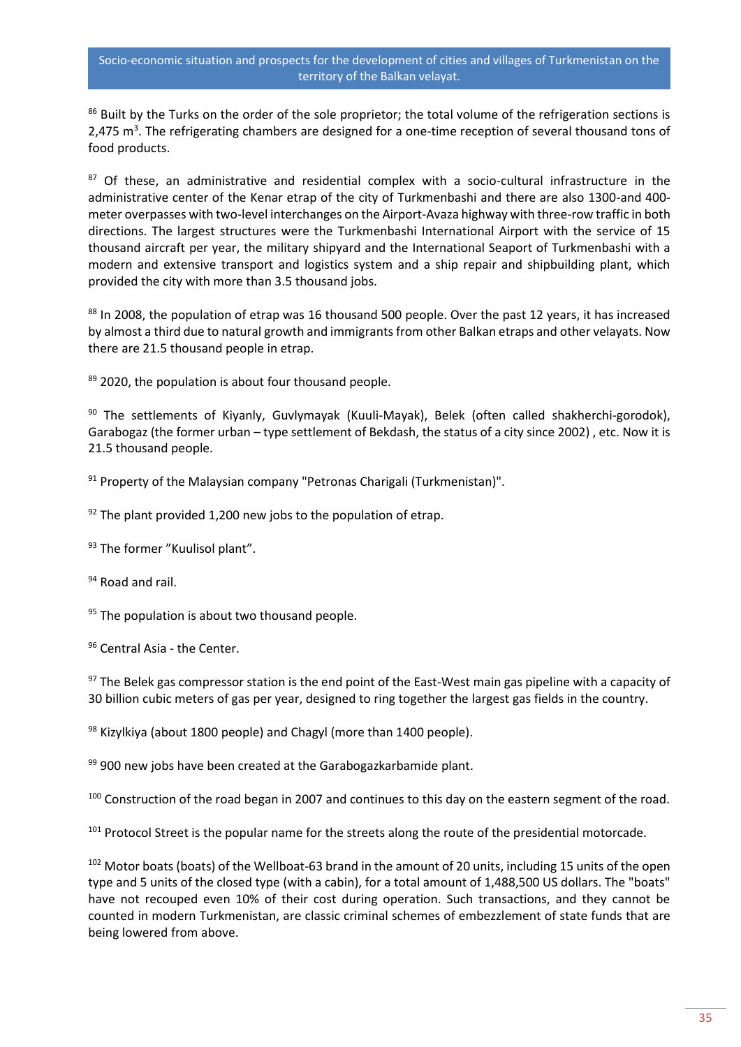[86] Built by the Turks on the order of the sole proprietor; the total volume of the refrigeration sections is 2,475 $m^3$. The refrigerating chambers are designed for a one-time reception of several thousand tons of food products.

[87] Of these, an administrative and residential complex with a socio-cultural infrastructure in the administrative center of the Kenar etrap of the city of Turkmenbashi and there are also 1300-and 400-meter overpasses with two-level interchanges on the Airport-Avaza highway with three-row traffic in both directions. The largest structures were the Turkmenbashi International Airport with the service of 15 thousand aircraft per year, the military shipyard and the International Seaport of Turkmenbashi with a modern and extensive transport and logistics system and a ship repair and shipbuilding plant, which provided the city with more than 3.5 thousand jobs.

[88] In 2008, the population of etrap was 16 thousand 500 people. Over the past 12 years, it has increased by almost a third due to natural growth and immigrants from other Balkan etraps and other velayats. Now there are 21.5 thousand people in etrap.

[89] 2020, the population is about four thousand people.

[90] The settlements of Kiyanly, Guvlymayak (Kuuli-Mayak), Belek (often called shakherchi-gorodok), Garabogaz (the former urban – type settlement of Bekdash, the status of a city since 2002) , etc. Now it is 21.5 thousand people.

[91] Property of the Malaysian company "Petronas Charigali (Turkmenistan)".

[92] The plant provided 1,200 new jobs to the population of etrap.

[93] The former "Kuulisol plant".

[94] Road and rail.

[95] The population is about two thousand people.

[96] Central Asia - the Center.

[97] The Belek gas compressor station is the end point of the East-West main gas pipeline with a capacity of 30 billion cubic meters of gas per year, designed to ring together the largest gas fields in the country.

[98] Kizylkiya (about 1800 people) and Chagyl (more than 1400 people).

[99] 900 new jobs have been created at the Garabogazkarbamide plant.

[100] Construction of the road began in 2007 and continues to this day on the eastern segment of the road.

[101] Protocol Street is the popular name for the streets along the route of the presidential motorcade.

[102] Motor boats (boats) of the Wellboat-63 brand in the amount of 20 units, including 15 units of the open type and 5 units of the closed type (with a cabin), for a total amount of 1,488,500 US dollars. The "boats" have not recouped even 10% of their cost during operation. Such transactions, and they cannot be counted in modern Turkmenistan, are classic criminal schemes of embezzlement of state funds that are being lowered from above.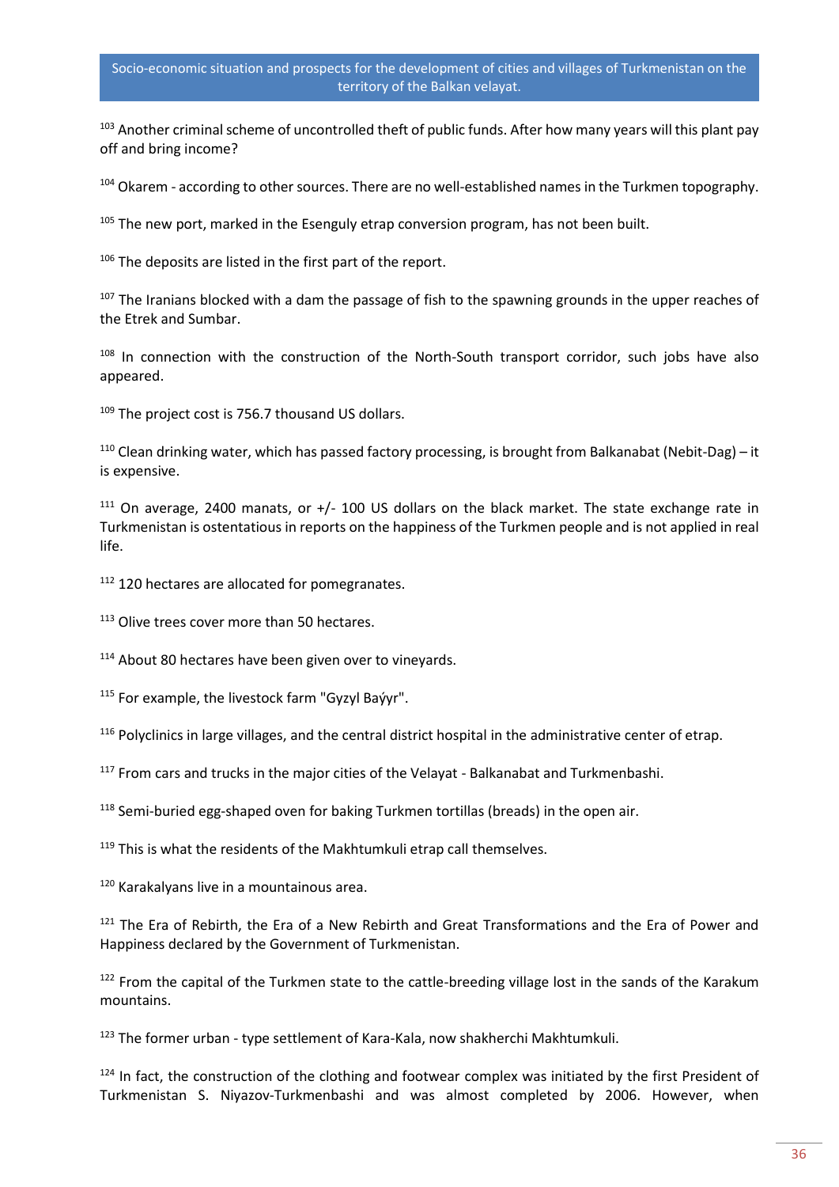[103] Another criminal scheme of uncontrolled theft of public funds. After how many years will this plant pay off and bring income?

[104] Okarem - according to other sources. There are no well-established names in the Turkmen topography.

[105] The new port, marked in the Esenguly etrap conversion program, has not been built.

[106] The deposits are listed in the first part of the report.

[107] The Iranians blocked with a dam the passage of fish to the spawning grounds in the upper reaches of the Etrek and Sumbar.

[108] In connection with the construction of the North-South transport corridor, such jobs have also appeared.

[109] The project cost is 756.7 thousand US dollars.

[110] Clean drinking water, which has passed factory processing, is brought from Balkanabat (Nebit-Dag) – it is expensive.

[111] On average, 2400 manats, or +/- 100 US dollars on the black market. The state exchange rate in Turkmenistan is ostentatious in reports on the happiness of the Turkmen people and is not applied in real life.

[112] 120 hectares are allocated for pomegranates.

[113] Olive trees cover more than 50 hectares.

[114] About 80 hectares have been given over to vineyards.

[115] For example, the livestock farm "Gyzyl Baýyr".

[116] Polyclinics in large villages, and the central district hospital in the administrative center of etrap.

[117] From cars and trucks in the major cities of the Velayat - Balkanabat and Turkmenbashi.

[118] Semi-buried egg-shaped oven for baking Turkmen tortillas (breads) in the open air.

[119] This is what the residents of the Makhtumkuli etrap call themselves.

[120] Karakalyans live in a mountainous area.

[121] The Era of Rebirth, the Era of a New Rebirth and Great Transformations and the Era of Power and Happiness declared by the Government of Turkmenistan.

[122] From the capital of the Turkmen state to the cattle-breeding village lost in the sands of the Karakum mountains.

[123] The former urban - type settlement of Kara-Kala, now shakherchi Makhtumkuli.

[124] In fact, the construction of the clothing and footwear complex was initiated by the first President of Turkmenistan S. Niyazov-Turkmenbashi and was almost completed by 2006. However, when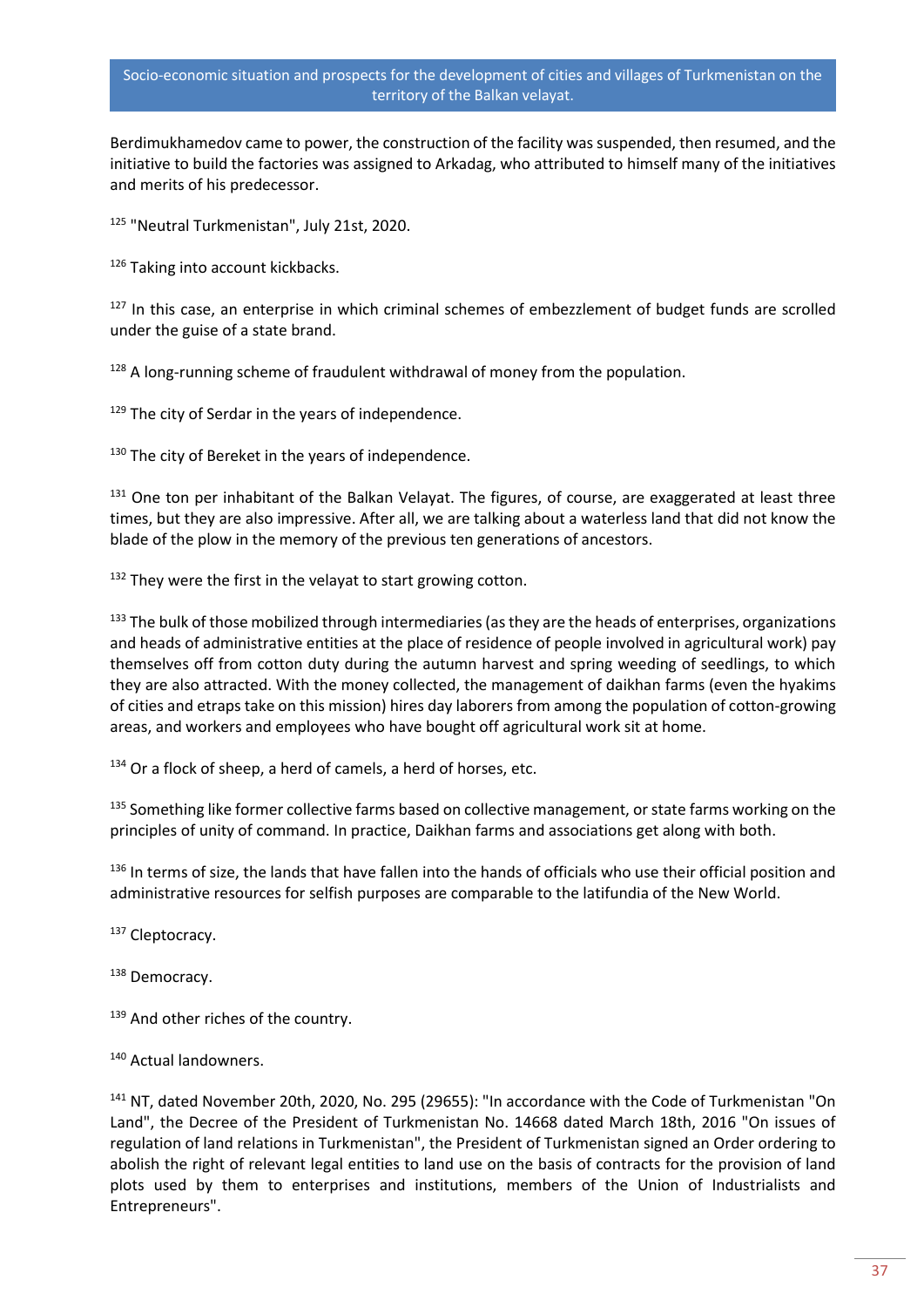Berdimukhamedov came to power, the construction of the facility was suspended, then resumed, and the initiative to build the factories was assigned to Arkadag, who attributed to himself many of the initiatives and merits of his predecessor.

[125] "Neutral Turkmenistan", July 21st, 2020.

[126] Taking into account kickbacks.

[127] In this case, an enterprise in which criminal schemes of embezzlement of budget funds are scrolled under the guise of a state brand.

[128] A long-running scheme of fraudulent withdrawal of money from the population.

[129] The city of Serdar in the years of independence.

[130] The city of Bereket in the years of independence.

[131] One ton per inhabitant of the Balkan Velayat. The figures, of course, are exaggerated at least three times, but they are also impressive. After all, we are talking about a waterless land that did not know the blade of the plow in the memory of the previous ten generations of ancestors.

[132] They were the first in the velayat to start growing cotton.

[133] The bulk of those mobilized through intermediaries (as they are the heads of enterprises, organizations and heads of administrative entities at the place of residence of people involved in agricultural work) pay themselves off from cotton duty during the autumn harvest and spring weeding of seedlings, to which they are also attracted. With the money collected, the management of daikhan farms (even the hyakims of cities and etraps take on this mission) hires day laborers from among the population of cotton-growing areas, and workers and employees who have bought off agricultural work sit at home.

[134] Or a flock of sheep, a herd of camels, a herd of horses, etc.

[135] Something like former collective farms based on collective management, or state farms working on the principles of unity of command. In practice, Daikhan farms and associations get along with both.

[136] In terms of size, the lands that have fallen into the hands of officials who use their official position and administrative resources for selfish purposes are comparable to the latifundia of the New World.

[137] Cleptocracy.

[138] Democracy.

[139] And other riches of the country.

[140] Actual landowners.

[141] NT, dated November 20th, 2020, No. 295 (29655): "In accordance with the Code of Turkmenistan "On Land", the Decree of the President of Turkmenistan No. 14668 dated March 18th, 2016 "On issues of regulation of land relations in Turkmenistan", the President of Turkmenistan signed an Order ordering to abolish the right of relevant legal entities to land use on the basis of contracts for the provision of land plots used by them to enterprises and institutions, members of the Union of Industrialists and Entrepreneurs".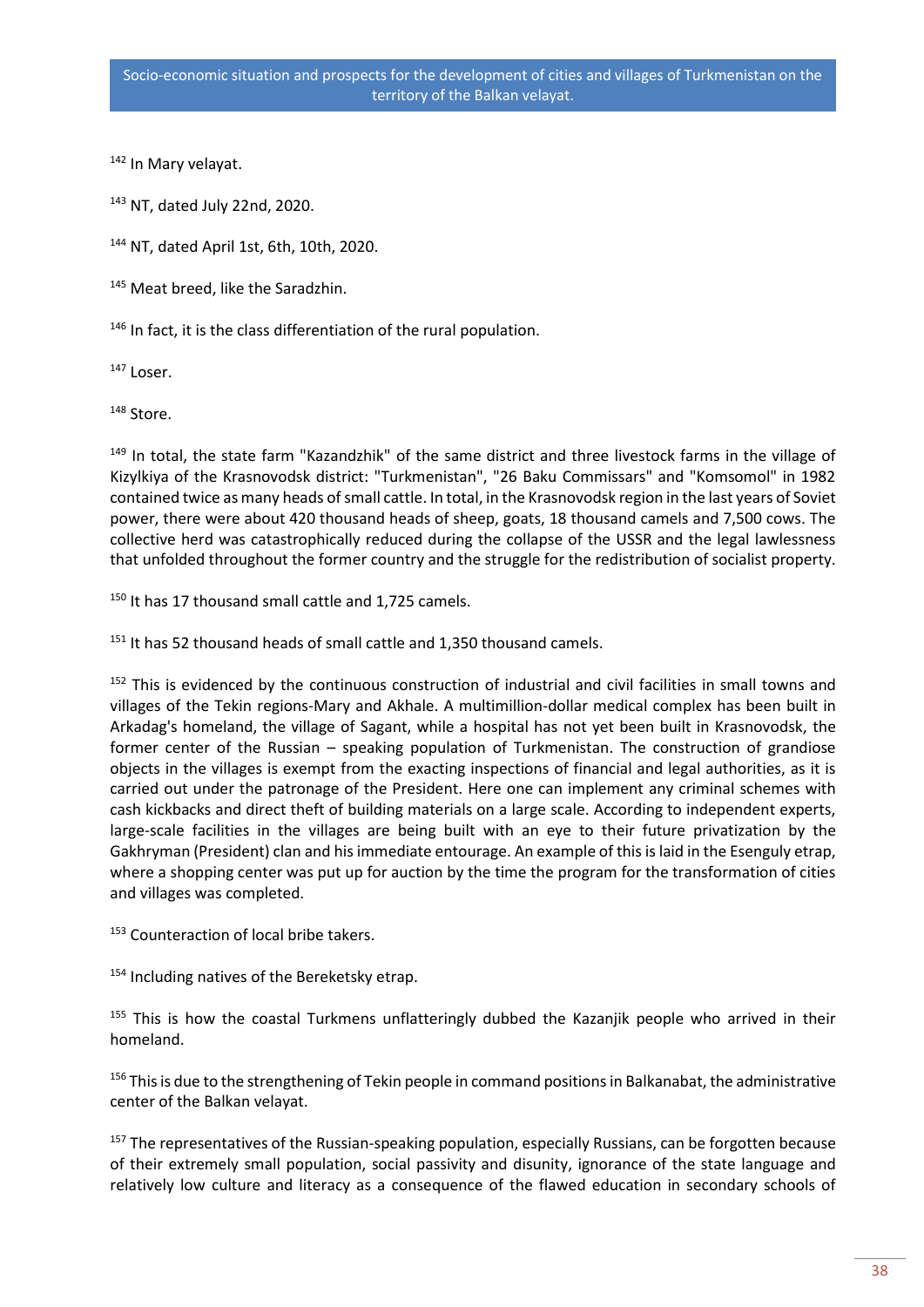[142] In Mary velayat.

[143] NT, dated July 22nd, 2020.

[144] NT, dated April 1st, 6th, 10th, 2020.

[145] Meat breed, like the Saradzhin.

[146] In fact, it is the class differentiation of the rural population.

[147] Loser.

[148] Store.

[149] In total, the state farm "Kazandzhik" of the same district and three livestock farms in the village of Kizylkiya of the Krasnovodsk district: "Turkmenistan", "26 Baku Commissars" and "Komsomol" in 1982 contained twice as many heads of small cattle. In total, in the Krasnovodsk region in the last years of Soviet power, there were about 420 thousand heads of sheep, goats, 18 thousand camels and 7,500 cows. The collective herd was catastrophically reduced during the collapse of the USSR and the legal lawlessness that unfolded throughout the former country and the struggle for the redistribution of socialist property.

[150] It has 17 thousand small cattle and 1,725 camels.

[151] It has 52 thousand heads of small cattle and 1,350 thousand camels.

[152] This is evidenced by the continuous construction of industrial and civil facilities in small towns and villages of the Tekin regions-Mary and Akhale. A multimillion-dollar medical complex has been built in Arkadag's homeland, the village of Sagant, while a hospital has not yet been built in Krasnovodsk, the former center of the Russian – speaking population of Turkmenistan. The construction of grandiose objects in the villages is exempt from the exacting inspections of financial and legal authorities, as it is carried out under the patronage of the President. Here one can implement any criminal schemes with cash kickbacks and direct theft of building materials on a large scale. According to independent experts, large-scale facilities in the villages are being built with an eye to their future privatization by the Gakhryman (President) clan and his immediate entourage. An example of this is laid in the Esenguly etrap, where a shopping center was put up for auction by the time the program for the transformation of cities and villages was completed.

[153] Counteraction of local bribe takers.

[154] Including natives of the Bereketsky etrap.

[155] This is how the coastal Turkmens unflatteringly dubbed the Kazanjik people who arrived in their homeland.

[156] This is due to the strengthening of Tekin people in command positions in Balkanabat, the administrative center of the Balkan velayat.

[157] The representatives of the Russian-speaking population, especially Russians, can be forgotten because of their extremely small population, social passivity and disunity, ignorance of the state language and relatively low culture and literacy as a consequence of the flawed education in secondary schools of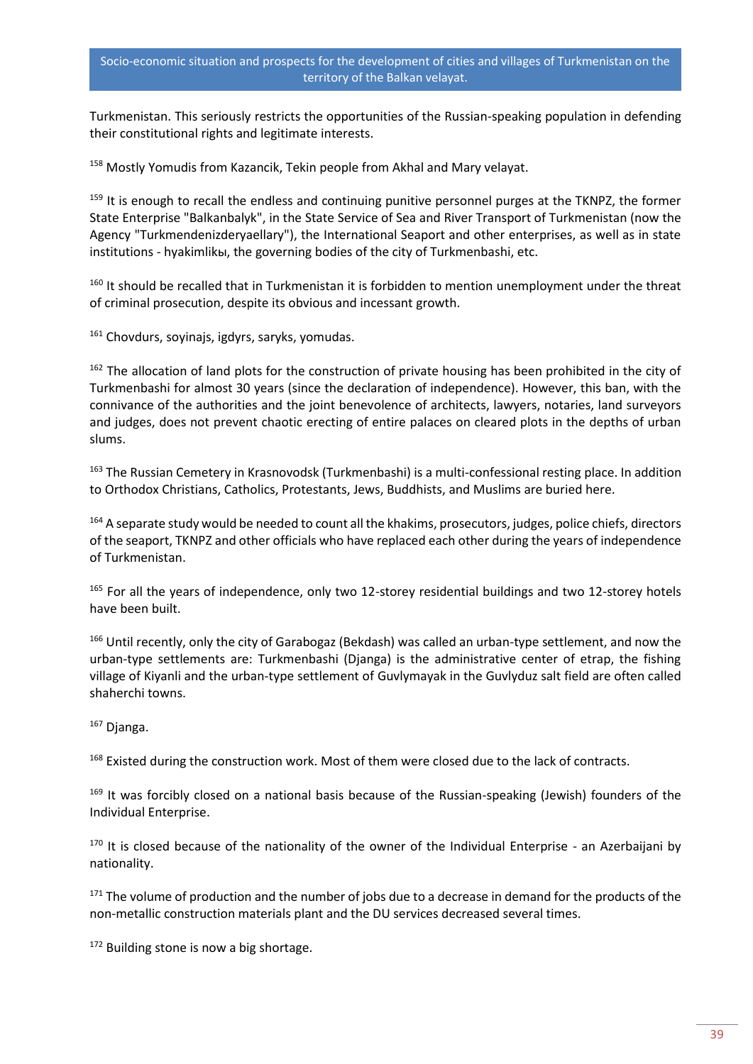Turkmenistan. This seriously restricts the opportunities of the Russian-speaking population in defending their constitutional rights and legitimate interests.

[158] Mostly Yomudis from Kazancik, Tekin people from Akhal and Mary velayat.

[159] It is enough to recall the endless and continuing punitive personnel purges at the TKNPZ, the former State Enterprise "Balkanbalyk", in the State Service of Sea and River Transport of Turkmenistan (now the Agency "Turkmendenizderyaellary"), the International Seaport and other enterprises, as well as in state institutions - hyakimlikы, the governing bodies of the city of Turkmenbashi, etc.

[160] It should be recalled that in Turkmenistan it is forbidden to mention unemployment under the threat of criminal prosecution, despite its obvious and incessant growth.

[161] Chovdurs, soyinajs, igdyrs, saryks, yomudas.

[162] The allocation of land plots for the construction of private housing has been prohibited in the city of Turkmenbashi for almost 30 years (since the declaration of independence). However, this ban, with the connivance of the authorities and the joint benevolence of architects, lawyers, notaries, land surveyors and judges, does not prevent chaotic erecting of entire palaces on cleared plots in the depths of urban slums.

[163] The Russian Cemetery in Krasnovodsk (Turkmenbashi) is a multi-confessional resting place. In addition to Orthodox Christians, Catholics, Protestants, Jews, Buddhists, and Muslims are buried here.

[164] A separate study would be needed to count all the khakims, prosecutors, judges, police chiefs, directors of the seaport, TKNPZ and other officials who have replaced each other during the years of independence of Turkmenistan.

[165] For all the years of independence, only two 12-storey residential buildings and two 12-storey hotels have been built.

[166] Until recently, only the city of Garabogaz (Bekdash) was called an urban-type settlement, and now the urban-type settlements are: Turkmenbashi (Djanga) is the administrative center of etrap, the fishing village of Kiyanli and the urban-type settlement of Guvlymayak in the Guvlyduz salt field are often called shaherchi towns.

[167] Djanga.

[168] Existed during the construction work. Most of them were closed due to the lack of contracts.

[169] It was forcibly closed on a national basis because of the Russian-speaking (Jewish) founders of the Individual Enterprise.

[170] It is closed because of the nationality of the owner of the Individual Enterprise - an Azerbaijani by nationality.

[171] The volume of production and the number of jobs due to a decrease in demand for the products of the non-metallic construction materials plant and the DU services decreased several times.

[172] Building stone is now a big shortage.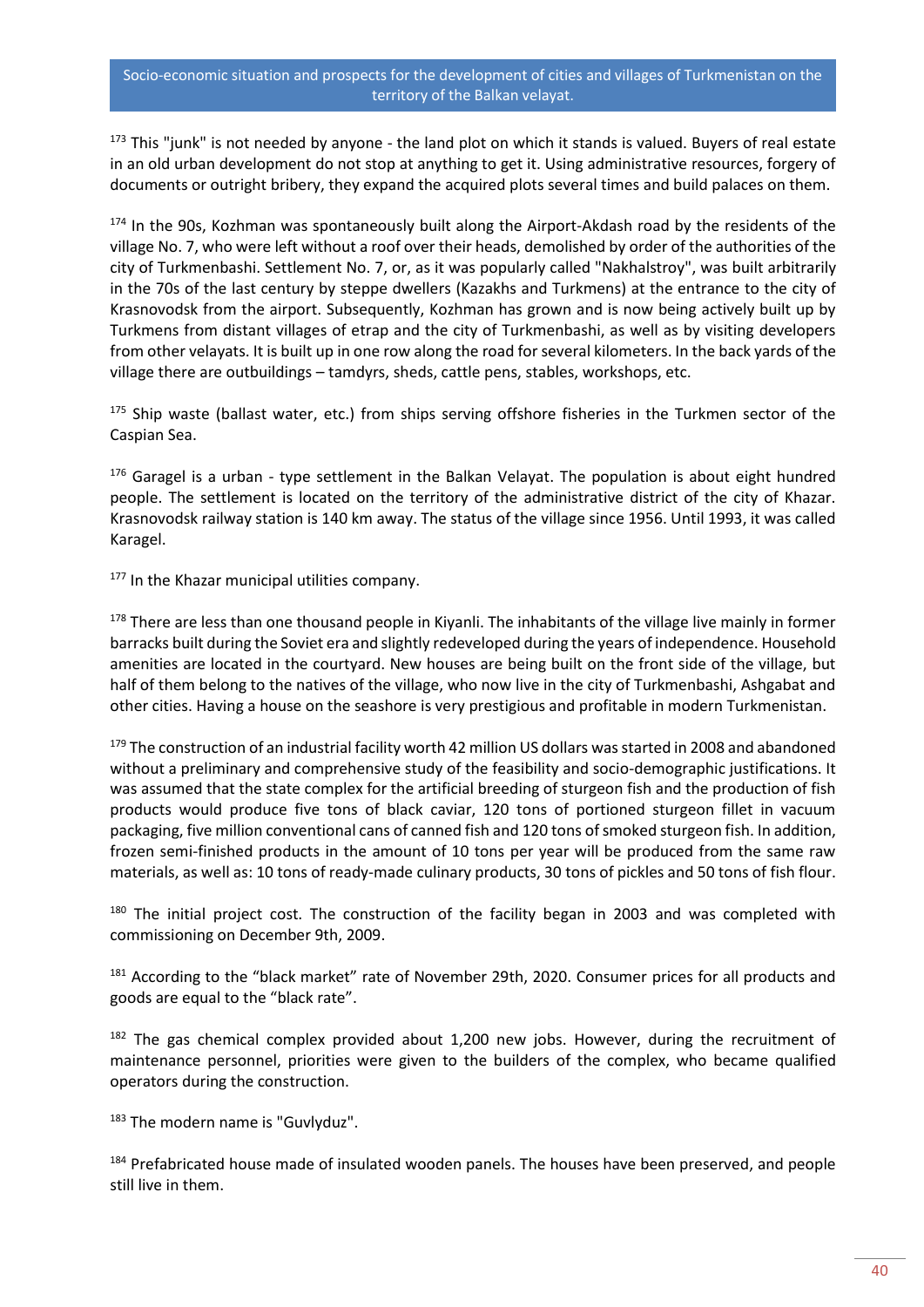[173] This "junk" is not needed by anyone - the land plot on which it stands is valued. Buyers of real estate in an old urban development do not stop at anything to get it. Using administrative resources, forgery of documents or outright bribery, they expand the acquired plots several times and build palaces on them.

[174] In the 90s, Kozhman was spontaneously built along the Airport-Akdash road by the residents of the village No. 7, who were left without a roof over their heads, demolished by order of the authorities of the city of Turkmenbashi. Settlement No. 7, or, as it was popularly called "Nakhalstroy", was built arbitrarily in the 70s of the last century by steppe dwellers (Kazakhs and Turkmens) at the entrance to the city of Krasnovodsk from the airport. Subsequently, Kozhman has grown and is now being actively built up by Turkmens from distant villages of etrap and the city of Turkmenbashi, as well as by visiting developers from other velayats. It is built up in one row along the road for several kilometers. In the back yards of the village there are outbuildings – tamdyrs, sheds, cattle pens, stables, workshops, etc.

[175] Ship waste (ballast water, etc.) from ships serving offshore fisheries in the Turkmen sector of the Caspian Sea.

[176] Garagel is a urban - type settlement in the Balkan Velayat. The population is about eight hundred people. The settlement is located on the territory of the administrative district of the city of Khazar. Krasnovodsk railway station is 140 km away. The status of the village since 1956. Until 1993, it was called Karagel.

[177] In the Khazar municipal utilities company.

[178] There are less than one thousand people in Kiyanli. The inhabitants of the village live mainly in former barracks built during the Soviet era and slightly redeveloped during the years of independence. Household amenities are located in the courtyard. New houses are being built on the front side of the village, but half of them belong to the natives of the village, who now live in the city of Turkmenbashi, Ashgabat and other cities. Having a house on the seashore is very prestigious and profitable in modern Turkmenistan.

[179] The construction of an industrial facility worth 42 million US dollars was started in 2008 and abandoned without a preliminary and comprehensive study of the feasibility and socio-demographic justifications. It was assumed that the state complex for the artificial breeding of sturgeon fish and the production of fish products would produce five tons of black caviar, 120 tons of portioned sturgeon fillet in vacuum packaging, five million conventional cans of canned fish and 120 tons of smoked sturgeon fish. In addition, frozen semi-finished products in the amount of 10 tons per year will be produced from the same raw materials, as well as: 10 tons of ready-made culinary products, 30 tons of pickles and 50 tons of fish flour.

[180] The initial project cost. The construction of the facility began in 2003 and was completed with commissioning on December 9th, 2009.

[181] According to the "black market" rate of November 29th, 2020. Consumer prices for all products and goods are equal to the "black rate".

[182] The gas chemical complex provided about 1,200 new jobs. However, during the recruitment of maintenance personnel, priorities were given to the builders of the complex, who became qualified operators during the construction.

[183] The modern name is "Guvlyduz".

[184] Prefabricated house made of insulated wooden panels. The houses have been preserved, and people still live in them.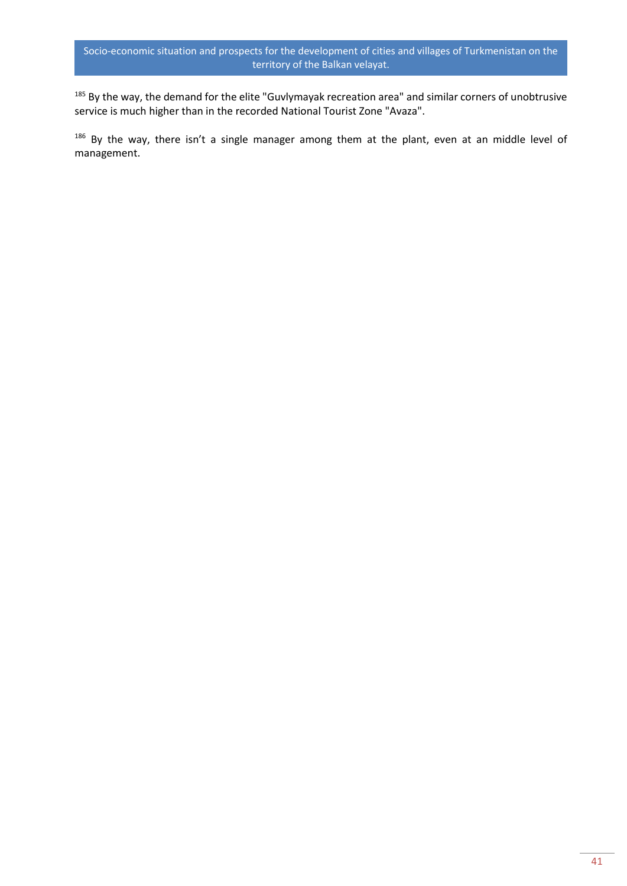[185] By the way, the demand for the elite "Guvlymayak recreation area" and similar corners of unobtrusive service is much higher than in the recorded National Tourist Zone "Avaza".

[186] By the way, there isn't a single manager among them at the plant, even at an middle level of management.